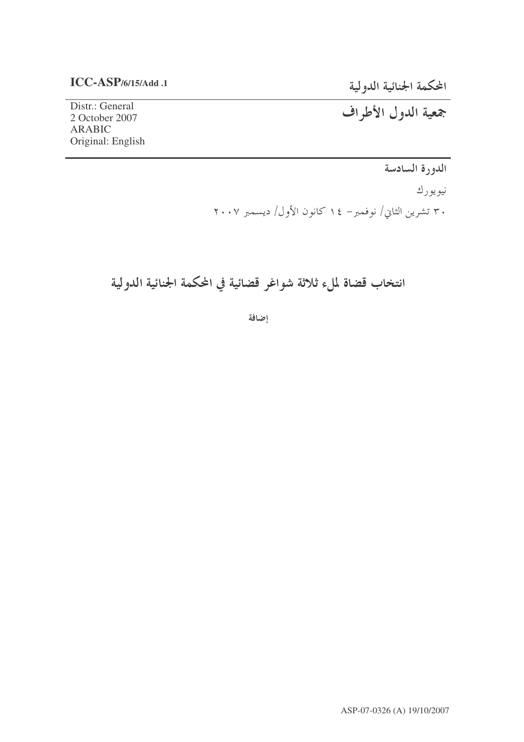**ICC-ASP/6/15/Add .1**

Distr.: General
2 October 2007
ARABIC
Original: English

**المحكمة الجنائية الدولية**

**جمعية الدول الأطراف**

**الدورة السادسة**

نيويورك

٣٠ تشرين الثاني/ نوفمبر– ١٤ كانون الأول/ ديسمبر ٢٠٠٧

# انتخاب قضاة لملء ثلاثة شواغر قضائية في المحكمة الجنائية الدولية

**إضافة**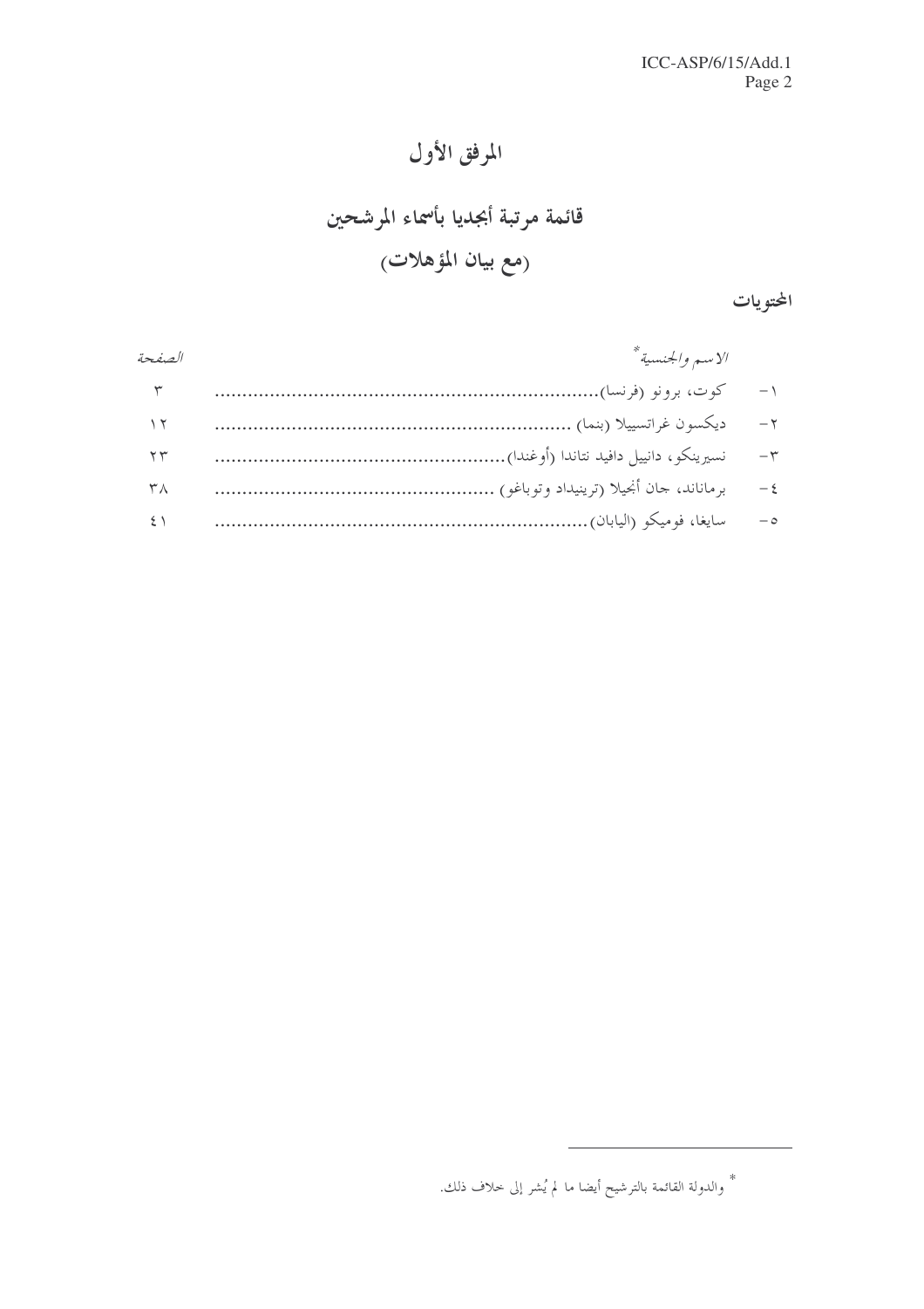# المرفق الأول

## قائمة مرتبة أبجديا بأسماء المرشحين

## (مع بيان المؤهلات)

### المحتويات

| | *الاسم والجنسية** | *الصفحة* |
|---|---|---|
| ١- | كوت، برونو (فرنسا) | ٣ |
| ٢- | ديكسون غراتسييلا (بنما) | ١٢ |
| ٣- | نسيرينكو، دانييل دافيد نتاندا (أوغندا) | ٢٣ |
| ٤- | برماناند، جان أنجيلا (ترينيداد وتوباغو) | ٣٨ |
| ٥- | سايغا، فوميكو (اليابان) | ٤١ |

* والدولة القائمة بالترشيح أيضا ما لم يُشر إلى خلاف ذلك.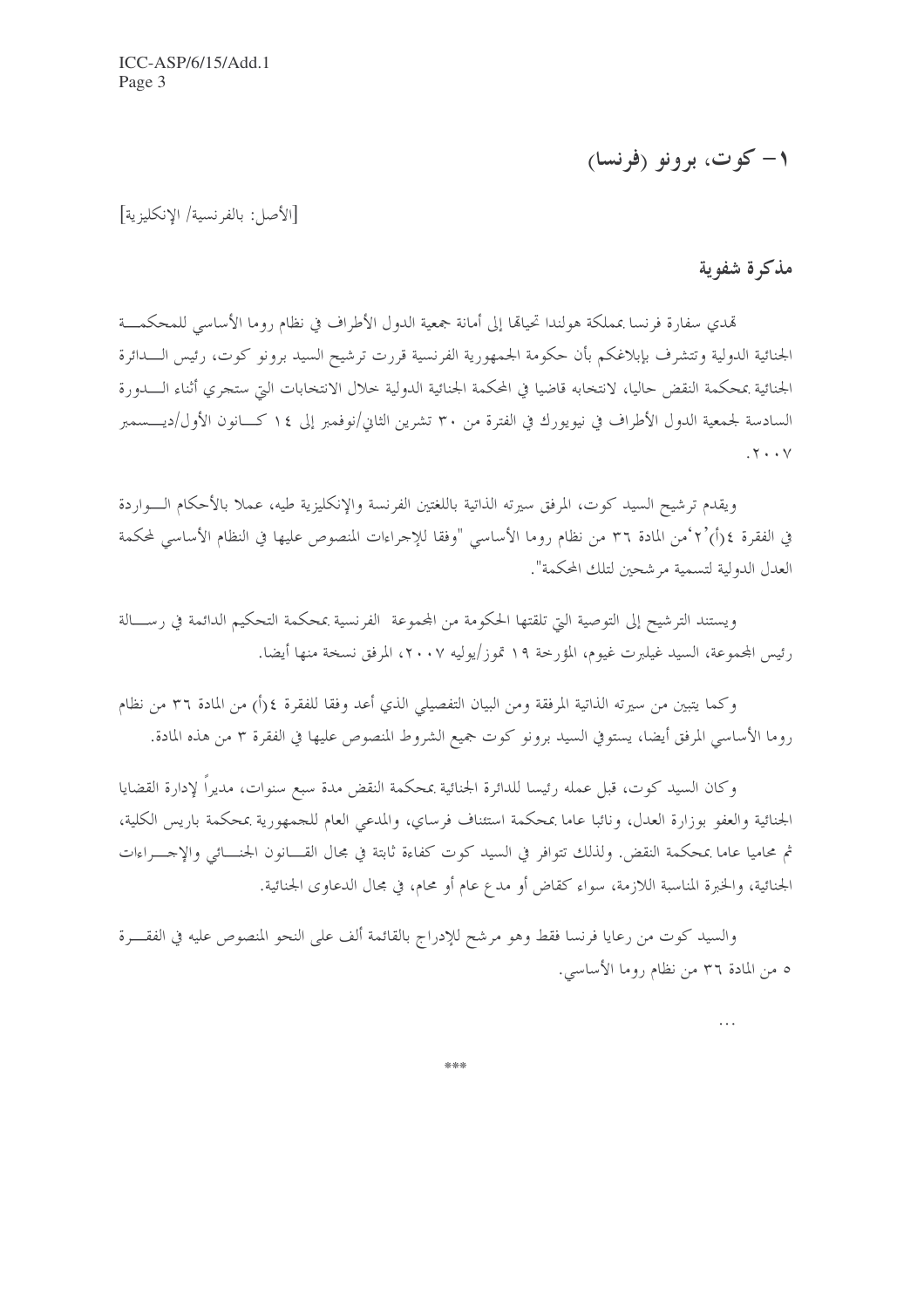## ١ – كوت، برونو (فرنسا)

[الأصل: بالفرنسية/ الإنكليزية]

### مذكرة شفوية

تهدي سفارة فرنسا بمملكة هولندا تحياتها إلى أمانة جمعية الدول الأطراف في نظام روما الأساسي للمحكمة الجنائية الدولية وتتشرف بإبلاغكم بأن حكومة الجمهورية الفرنسية قررت ترشيح السيد برونو كوت، رئيس الدائرة الجنائية بمحكمة النقض حاليا، لانتخابه قاضيا في المحكمة الجنائية الدولية خلال الانتخابات التي ستجري أثناء الدورة السادسة لجمعية الدول الأطراف في نيويورك في الفترة من ٣٠ تشرين الثاني/نوفمبر إلى ١٤ كانون الأول/ديسمبر ٢٠٠٧.

ويقدم ترشيح السيد كوت، المرفق سيرته الذاتية باللغتين الفرنسة والإنكليزية طيه، عملا بالأحكام الواردة في الفقرة ٤(أ)'٢'من المادة ٣٦ من نظام روما الأساسي "وفقا للإجراءات المنصوص عليها في النظام الأساسي لمحكمة العدل الدولية لتسمية مرشحين لتلك المحكمة".

ويستند الترشيح إلى التوصية التي تلقتها الحكومة من المجموعة الفرنسية بمحكمة التحكيم الدائمة في رسالة رئيس المجموعة، السيد غيلبرت غيوم، المؤرخة ١٩ تموز/يوليه ٢٠٠٧، المرفق نسخة منها أيضا.

وكما يتبين من سيرته الذاتية المرفقة ومن البيان التفصيلي الذي أعد وفقا للفقرة ٤(أ) من المادة ٣٦ من نظام روما الأساسي المرفق أيضا، يستوفي السيد برونو كوت جميع الشروط المنصوص عليها في الفقرة ٣ من هذه المادة.

وكان السيد كوت، قبل عمله رئيسا للدائرة الجنائية بمحكمة النقض مدة سبع سنوات، مديراً لإدارة القضايا الجنائية والعفو بوزارة العدل، ونائبا عاما بمحكمة استئناف فرساي، والمدعي العام للجمهورية بمحكمة باريس الكلية، ثم محاميا عاما بمحكمة النقض. ولذلك تتوافر في السيد كوت كفاءة ثابتة في مجال القانون الجنائي والإجراءات الجنائية، والخبرة المناسبة اللازمة، سواء كقاض أو مدع عام أو محام، في مجال الدعاوى الجنائية.

والسيد كوت من رعايا فرنسا فقط وهو مرشح للإدراج بالقائمة ألف على النحو المنصوص عليه في الفقرة ٥ من المادة ٣٦ من نظام روما الأساسي.

...

***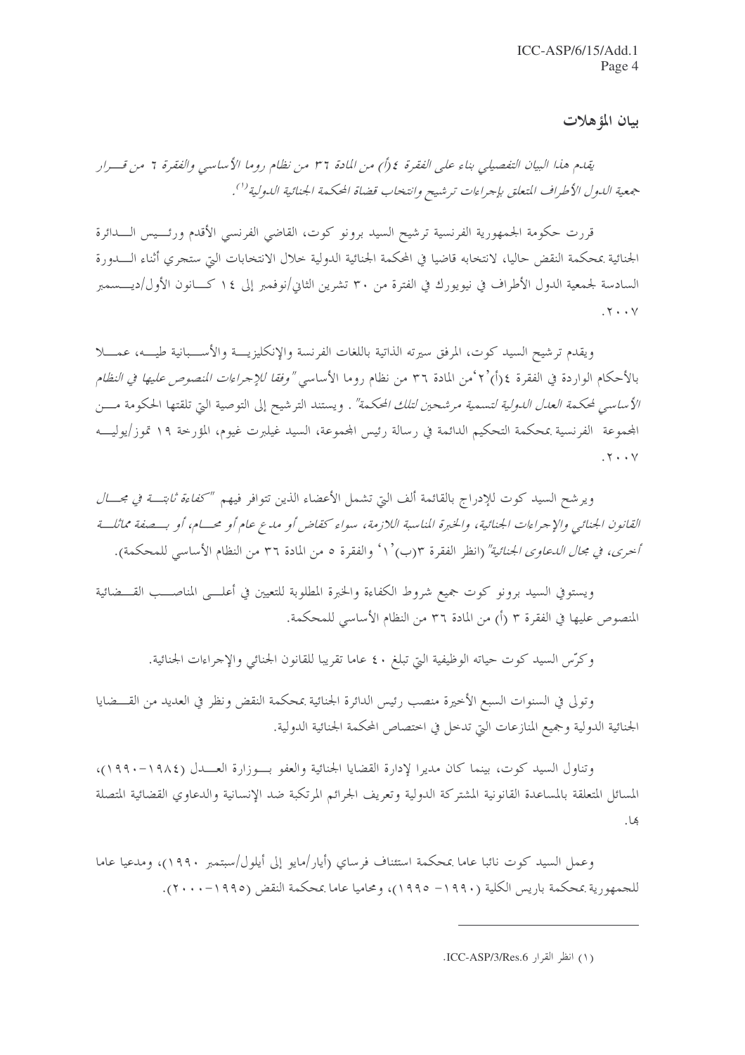## بيان المؤهلات

*يقدم هذا البيان التفصيلي بناء على الفقرة ٤(أ) من المادة ٣٦ من نظام روما الأساسي والفقرة ٦ من قرار جمعية الدول الأطراف المتعلق بإجراءات ترشيح وانتخاب قضاة المحكمة الجنائية الدولية*[(١)].

قررت حكومة الجمهورية الفرنسية ترشيح السيد برونو كوت، القاضي الفرنسي الأقدم ورئيس الدائرة الجنائية بمحكمة النقض حاليا، لانتخابه قاضيا في المحكمة الجنائية الدولية خلال الانتخابات التي ستجري أثناء الدورة السادسة لجمعية الدول الأطراف في نيويورك في الفترة من ٣٠ تشرين الثاني/نوفمبر إلى ١٤ كانون الأول/ديسمبر ٢٠٠٧.

ويقدم ترشيح السيد كوت، المرفق سيرته الذاتية باللغات الفرنسة والإنكليزية والأسبانية طيه، عملا بالأحكام الواردة في الفقرة ٤(أ)'٢'من المادة ٣٦ من نظام روما الأساسي *"وفقا للإجراءات المنصوص عليها في النظام الأساسي لمحكمة العدل الدولية لتسمية مرشحين لتلك المحكمة"*. ويستند الترشيح إلى التوصية التي تلقتها الحكومة من المجموعة الفرنسية بمحكمة التحكيم الدائمة في رسالة رئيس المجموعة، السيد غيلبرت غيوم، المؤرخة ١٩ تموز/يوليه ٢٠٠٧.

ويرشح السيد كوت للإدراج بالقائمة ألف التي تشمل الأعضاء الذين تتوافر فيهم *"كفاءة ثابتة في مجال القانون الجنائي والإجراءات الجنائية، والخبرة المناسبة اللازمة، سواء كقاض أو مدع عام أو محام، أو بصفة مماثلة أخرى، في مجال الدعاوى الجنائية"* (انظر الفقرة ٣(ب)'١' والفقرة ٥ من المادة ٣٦ من النظام الأساسي للمحكمة).

ويستوفي السيد برونو كوت جميع شروط الكفاءة والخبرة المطلوبة للتعيين في أعلى المناصب القضائية المنصوص عليها في الفقرة ٣ (أ) من المادة ٣٦ من النظام الأساسي للمحكمة.

وكرّس السيد كوت حياته الوظيفية التي تبلغ ٤٠ عاما تقريبا للقانون الجنائي والإجراءات الجنائية.

وتولى في السنوات السبع الأخيرة منصب رئيس الدائرة الجنائية بمحكمة النقض ونظر في العديد من القضايا الجنائية الدولية وجميع المنازعات التي تدخل في اختصاص المحكمة الجنائية الدولية.

وتناول السيد كوت، بينما كان مديرا لإدارة القضايا الجنائية والعفو بوزارة العدل (١٩٨٤-١٩٩٠)، المسائل المتعلقة بالمساعدة القانونية المشتركة الدولية وتعريف الجرائم المرتكبة ضد الإنسانية والدعاوي القضائية المتصلة بها.

وعمل السيد كوت نائبا عاما بمحكمة استئناف فرساي (أيار/مايو إلى أيلول/سبتمبر ١٩٩٠)، ومدعيا عاما للجمهورية بمحكمة باريس الكلية (١٩٩٠- ١٩٩٥)، ومحاميا عاما بمحكمة النقض (١٩٩٥-٢٠٠٠).

---

(١) انظر القرار ICC-ASP/3/Res.6.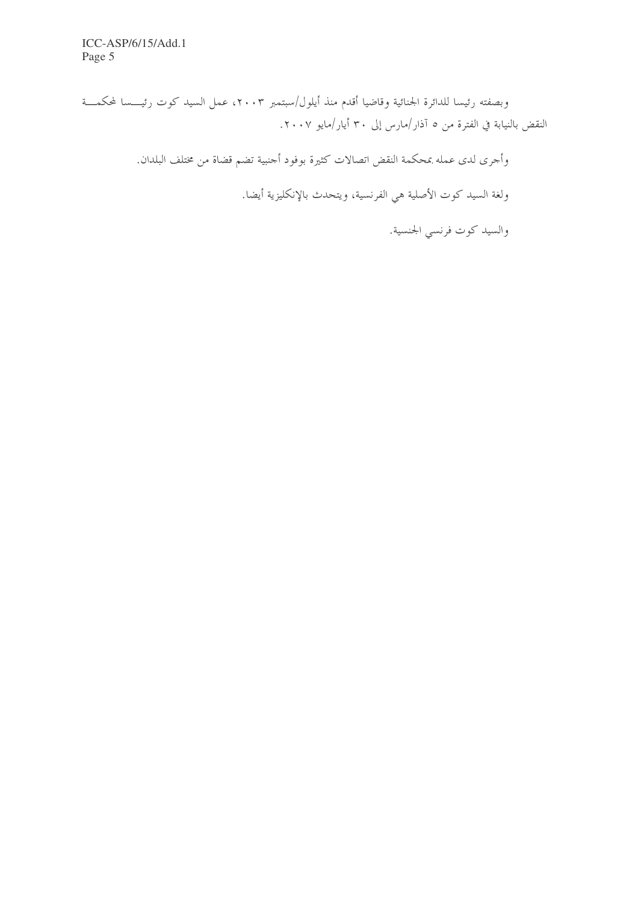وبصفته رئيسا للدائرة الجنائية وقاضيا أقدم منذ أيلول/سبتمبر ٢٠٠٣، عمل السيد كوت رئيسا لمحكمة النقض بالنيابة في الفترة من ٥ آذار/مارس إلى ٣٠ أيار/مايو ٢٠٠٧.

وأجرى لدى عمله بمحكمة النقض اتصالات كثيرة بوفود أجنبية تضم قضاة من مختلف البلدان.

ولغة السيد كوت الأصلية هي الفرنسية، ويتحدث بالإنكليزية أيضا.

والسيد كوت فرنسي الجنسية.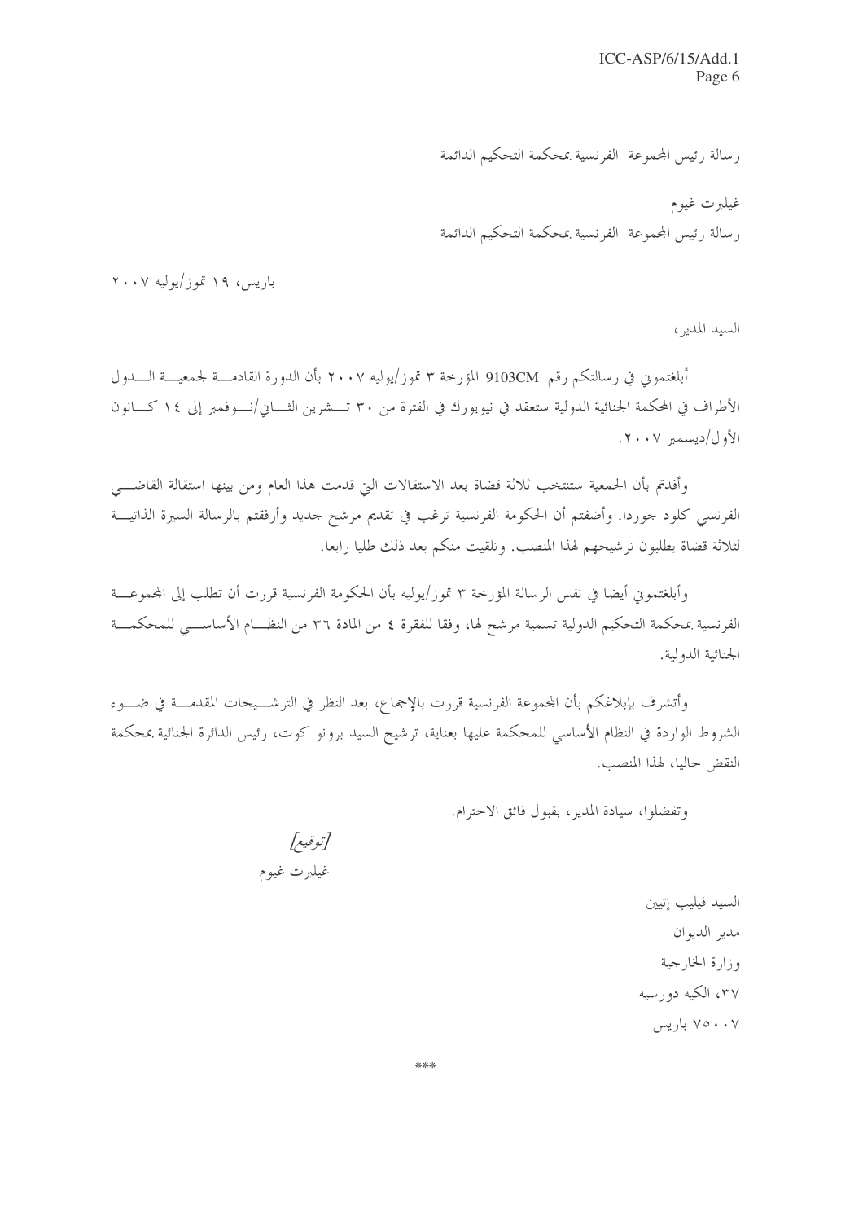رسالة رئيس المجموعة الفرنسية بمحكمة التحكيم الدائمة

غيلبرت غيوم
رسالة رئيس المجموعة الفرنسية بمحكمة التحكيم الدائمة

باريس، ١٩ تموز/يوليه ٢٠٠٧

السيد المدير،

أبلغتموني في رسالتكم رقم 9103CM المؤرخة ٣ تموز/يوليه ٢٠٠٧ بأن الدورة القادمة لجمعية الدول الأطراف في المحكمة الجنائية الدولية ستعقد في نيويورك في الفترة من ٣٠ تشرين الثاني/نوفمبر إلى ١٤ كانون الأول/ديسمبر ٢٠٠٧.

وأفدتم بأن الجمعية ستنتخب ثلاثة قضاة بعد الاستقالات التي قدمت هذا العام ومن بينها استقالة القاضي الفرنسي كلود جوردا. وأضفتم أن الحكومة الفرنسية ترغب في تقديم مرشح جديد وأرفقتم بالرسالة السيرة الذاتية لثلاثة قضاة يطلبون ترشيحهم لهذا المنصب. وتلقيت منكم بعد ذلك طلبا رابعا.

وأبلغتموني أيضا في نفس الرسالة المؤرخة ٣ تموز/يوليه بأن الحكومة الفرنسية قررت أن تطلب إلى المجموعة الفرنسية بمحكمة التحكيم الدولية تسمية مرشح لها، وفقا للفقرة ٤ من المادة ٣٦ من النظام الأساسي للمحكمة الجنائية الدولية.

وأتشرف بإبلاغكم بأن المجموعة الفرنسية قررت بالإجماع، بعد النظر في الترشيحات المقدمة في ضوء الشروط الواردة في النظام الأساسي للمحكمة عليها بعناية، ترشيح السيد برونو كوت، رئيس الدائرة الجنائية بمحكمة النقض حاليا، لهذا المنصب.

وتفضلوا، سيادة المدير، بقبول فائق الاحترام.

*[توقيع]*
غيلبرت غيوم

السيد فيليب إتيين
مدير الديوان
وزارة الخارجية
٣٧، الكيه دورسيه
٧٥٠٠٧ باريس

\*\*\*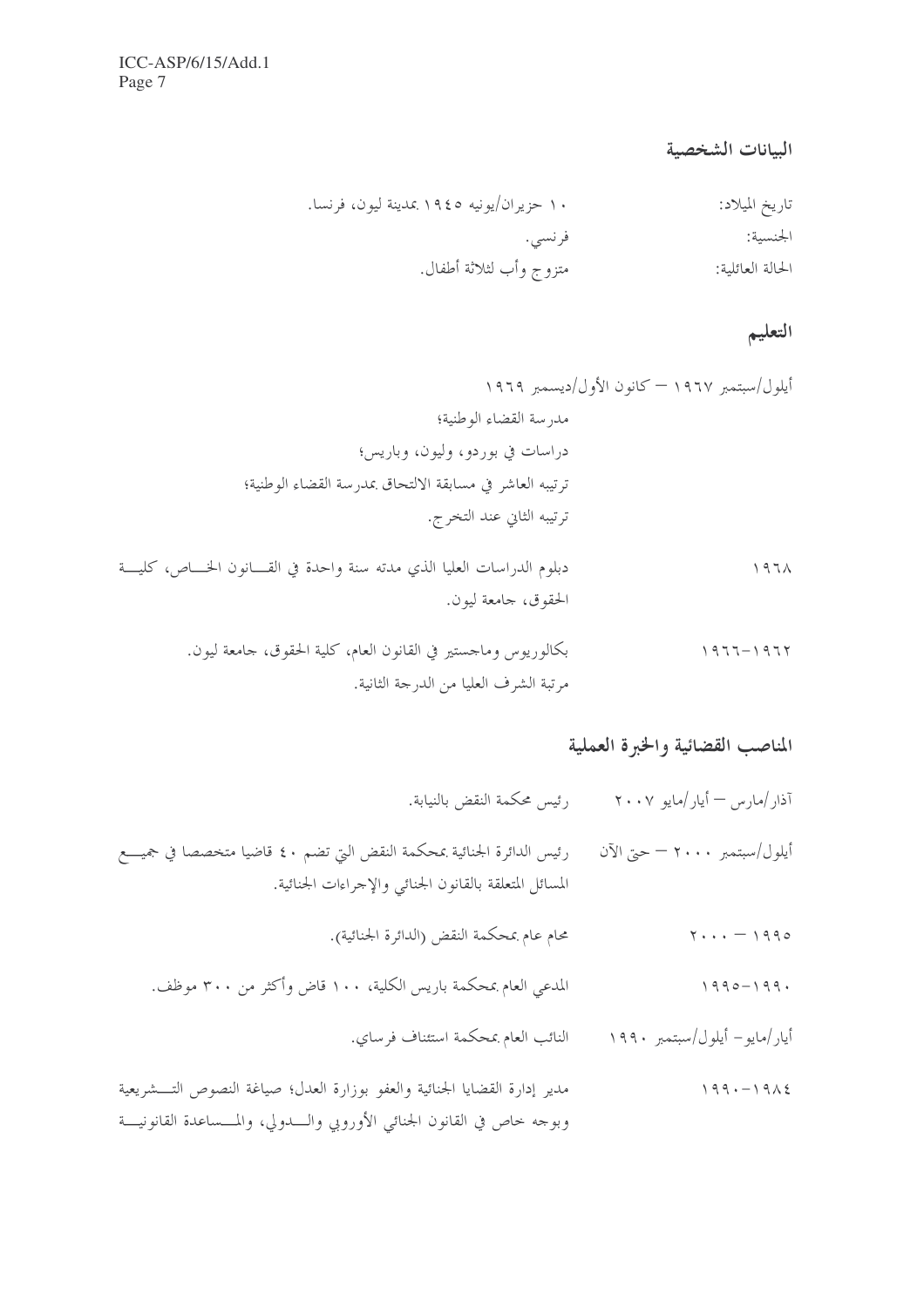## البيانات الشخصية

تاريخ الميلاد: ١٠ حزيران/يونيه ١٩٤٥ بمدينة ليون، فرنسا.

الجنسية: فرنسي.

الحالة العائلية: متزوج وأب لثلاثة أطفال.

## التعليم

أيلول/سبتمبر ١٩٦٧ – كانون الأول/ديسمبر ١٩٦٩

مدرسة القضاء الوطنية؛

دراسات في بوردو، وليون، وباريس؛

ترتيبه العاشر في مسابقة الالتحاق بمدرسة القضاء الوطنية؛

ترتيبه الثاني عند التخرج.

١٩٦٨ دبلوم الدراسات العليا الذي مدته سنة واحدة في القانون الخاص، كلية الحقوق، جامعة ليون.

١٩٦٢-١٩٦٦ بكالوريوس وماجستير في القانون العام، كلية الحقوق، جامعة ليون. مرتبة الشرف العليا من الدرجة الثانية.

## المناصب القضائية والخبرة العملية

آذار/مارس – أيار/مايو ٢٠٠٧ رئيس محكمة النقض بالنيابة.

أيلول/سبتمبر ٢٠٠٠ – حتى الآن رئيس الدائرة الجنائية بمحكمة النقض التي تضم ٤٠ قاضيا متخصصا في جميع المسائل المتعلقة بالقانون الجنائي والإجراءات الجنائية.

١٩٩٥ – ٢٠٠٠ محام عام بمحكمة النقض (الدائرة الجنائية).

١٩٩٠-١٩٩٥ المدعي العام بمحكمة باريس الكلية، ١٠٠ قاض وأكثر من ٣٠٠ موظف.

أيار/مايو- أيلول/سبتمبر ١٩٩٠ النائب العام بمحكمة استئناف فرساي.

١٩٨٤-١٩٩٠ مدير إدارة القضايا الجنائية والعفو بوزارة العدل؛ صياغة النصوص التشريعية وبوجه خاص في القانون الجنائي الأوروبي والدولي، والمساعدة القانونية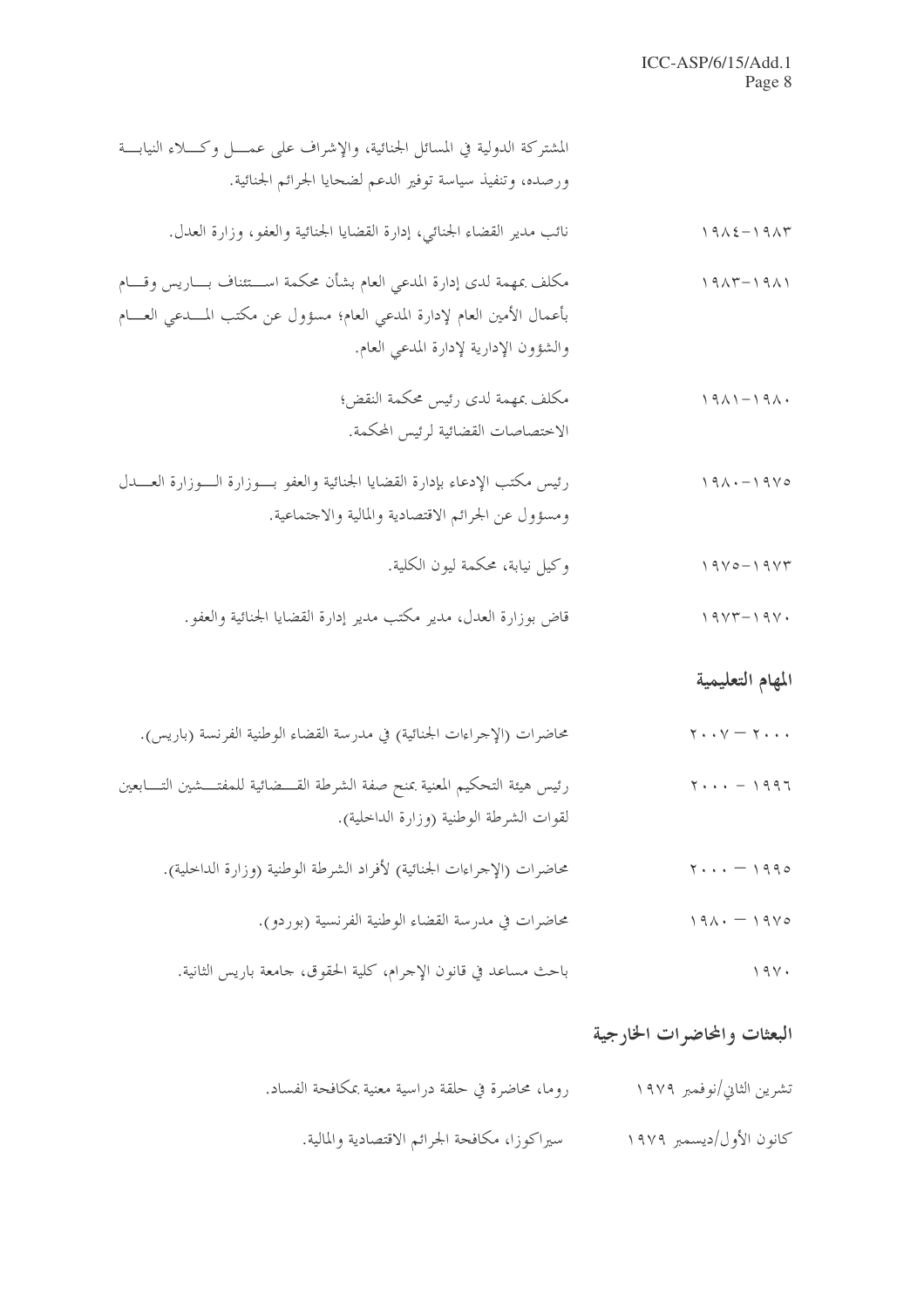المشتركة الدولية في المسائل الجنائية، والإشراف على عمل وكلاء النيابة ورصده، وتنفيذ سياسة توفير الدعم لضحايا الجرائم الجنائية.

| | |
|---|---|
| ١٩٨٣-١٩٨٤ | نائب مدير القضاء الجنائي، إدارة القضايا الجنائية والعفو، وزارة العدل. |
| ١٩٨١-١٩٨٣ | مكلف بمهمة لدى إدارة المدعي العام بشأن محكمة استئناف باريس وقام بأعمال الأمين العام لإدارة المدعي العام؛ مسؤول عن مكتب المدعي العام والشؤون الإدارية لإدارة المدعي العام. |
| ١٩٨٠-١٩٨١ | مكلف بمهمة لدى رئيس محكمة النقض؛ الاختصاصات القضائية لرئيس المحكمة. |
| ١٩٧٥-١٩٨٠ | رئيس مكتب الإدعاء بإدارة القضايا الجنائية والعفو بوزارة العدل ومسؤول عن الجرائم الاقتصادية والمالية والاجتماعية. |
| ١٩٧٣-١٩٧٥ | وكيل نيابة، محكمة ليون الكلية. |
| ١٩٧٠-١٩٧٣ | قاض بوزارة العدل، مدير مكتب مدير إدارة القضايا الجنائية والعفو. |

## المهام التعليمية

| | |
|---|---|
| ٢٠٠٠ – ٢٠٠٧ | محاضرات (الإجراءات الجنائية) في مدرسة القضاء الوطنية الفرنسة (باريس). |
| ١٩٩٦ – ٢٠٠٠ | رئيس هيئة التحكيم المعنية بمنح صفة الشرطة القضائية للمفتشين التابعين لقوات الشرطة الوطنية (وزارة الداخلية). |
| ١٩٩٥ – ٢٠٠٠ | محاضرات (الإجراءات الجنائية) لأفراد الشرطة الوطنية (وزارة الداخلية). |
| ١٩٧٥ – ١٩٨٠ | محاضرات في مدرسة القضاء الوطنية الفرنسية (بوردو). |
| ١٩٧٠ | باحث مساعد في قانون الإجرام، كلية الحقوق، جامعة باريس الثانية. |

## البعثات والمحاضرات الخارجية

| | |
|---|---|
| تشرين الثاني/نوفمبر ١٩٧٩ | روما، محاضرة في حلقة دراسية معنية بمكافحة الفساد. |
| كانون الأول/ديسمبر ١٩٧٩ | سيراكوزا، مكافحة الجرائم الاقتصادية والمالية. |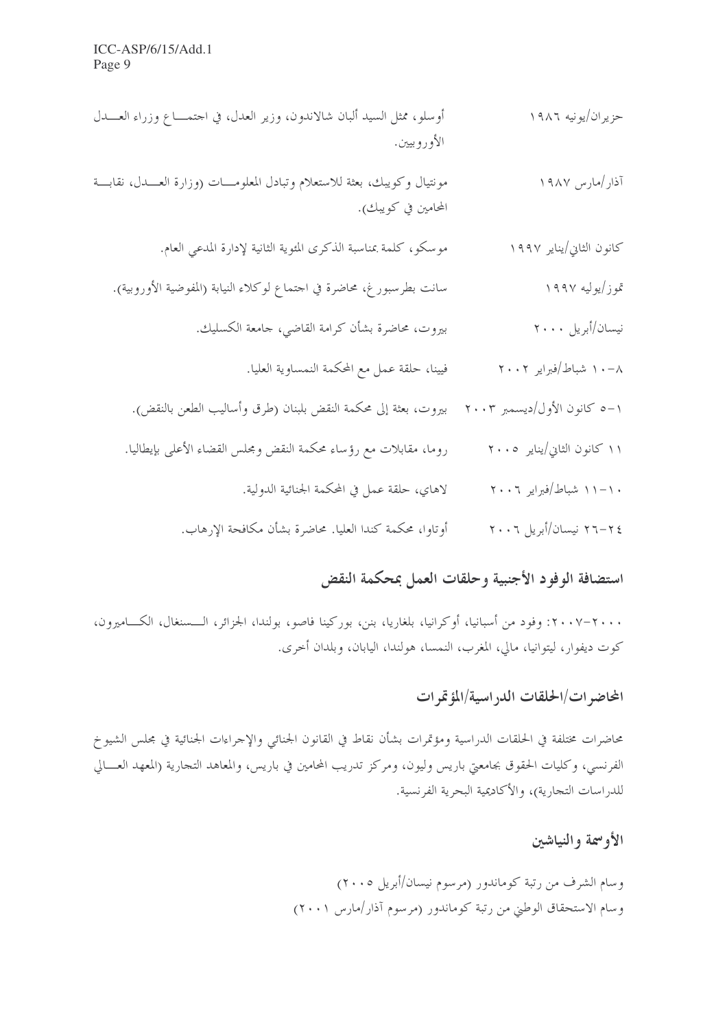| | |
|---|---|
| حزيران/يونيه ١٩٨٦ | أوسلو، ممثل السيد ألبان شالاندون، وزير العدل، في اجتماع وزراء العدل الأوروبيين. |
| آذار/مارس ١٩٨٧ | مونتيال وكويبك، بعثة للاستعلام وتبادل المعلومات (وزارة العدل، نقابة المحامين في كويبك). |
| كانون الثاني/يناير ١٩٩٧ | موسكو، كلمة بمناسبة الذكرى المئوية الثانية لإدارة المدعي العام. |
| تموز/يوليه ١٩٩٧ | سانت بطرسبورغ، محاضرة في اجتماع لوكلاء النيابة (المفوضية الأوروبية). |
| نيسان/أبريل ٢٠٠٠ | بيروت، محاضرة بشأن كرامة القاضي، جامعة الكسليك. |
| ٨-١٠ شباط/فبراير ٢٠٠٢ | فيينا، حلقة عمل مع المحكمة النمساوية العليا. |
| ١-٥ كانون الأول/ديسمبر ٢٠٠٣ | بيروت، بعثة إلى محكمة النقض بلبنان (طرق وأساليب الطعن بالنقض). |
| ١١ كانون الثاني/يناير ٢٠٠٥ | روما، مقابلات مع رؤساء محكمة النقض ومجلس القضاء الأعلى بإيطاليا. |
| ١٠-١١ شباط/فبراير ٢٠٠٦ | لاهاي، حلقة عمل في المحكمة الجنائية الدولية. |
| ٢٤-٢٦ نيسان/أبريل ٢٠٠٦ | أوتاوا، محكمة كندا العليا. محاضرة بشأن مكافحة الإرهاب. |

## استضافة الوفود الأجنبية وحلقات العمل بمحكمة النقض

٢٠٠٠-٢٠٠٧: وفود من أسبانيا، أوكرانيا، بلغاريا، بنن، بوركينا فاصو، بولندا، الجزائر، السنغال، الكاميرون، كوت ديفوار، ليتوانيا، مالي، المغرب، النمسا، هولندا، اليابان، وبلدان أخرى.

## المحاضرات/الحلقات الدراسية/المؤتمرات

محاضرات مختلفة في الحلقات الدراسية ومؤتمرات بشأن نقاط في القانون الجنائي والإجراءات الجنائية في مجلس الشيوخ الفرنسي، وكليات الحقوق بجامعتي باريس وليون، ومركز تدريب المحامين في باريس، والمعاهد التجارية (المعهد العالي للدراسات التجارية)، والأكاديمية البحرية الفرنسية.

## الأوسمة والنياشين

وسام الشرف من رتبة كوماندور (مرسوم نيسان/أبريل ٢٠٠٥)

وسام الاستحقاق الوطني من رتبة كوماندور (مرسوم آذار/مارس ٢٠٠١)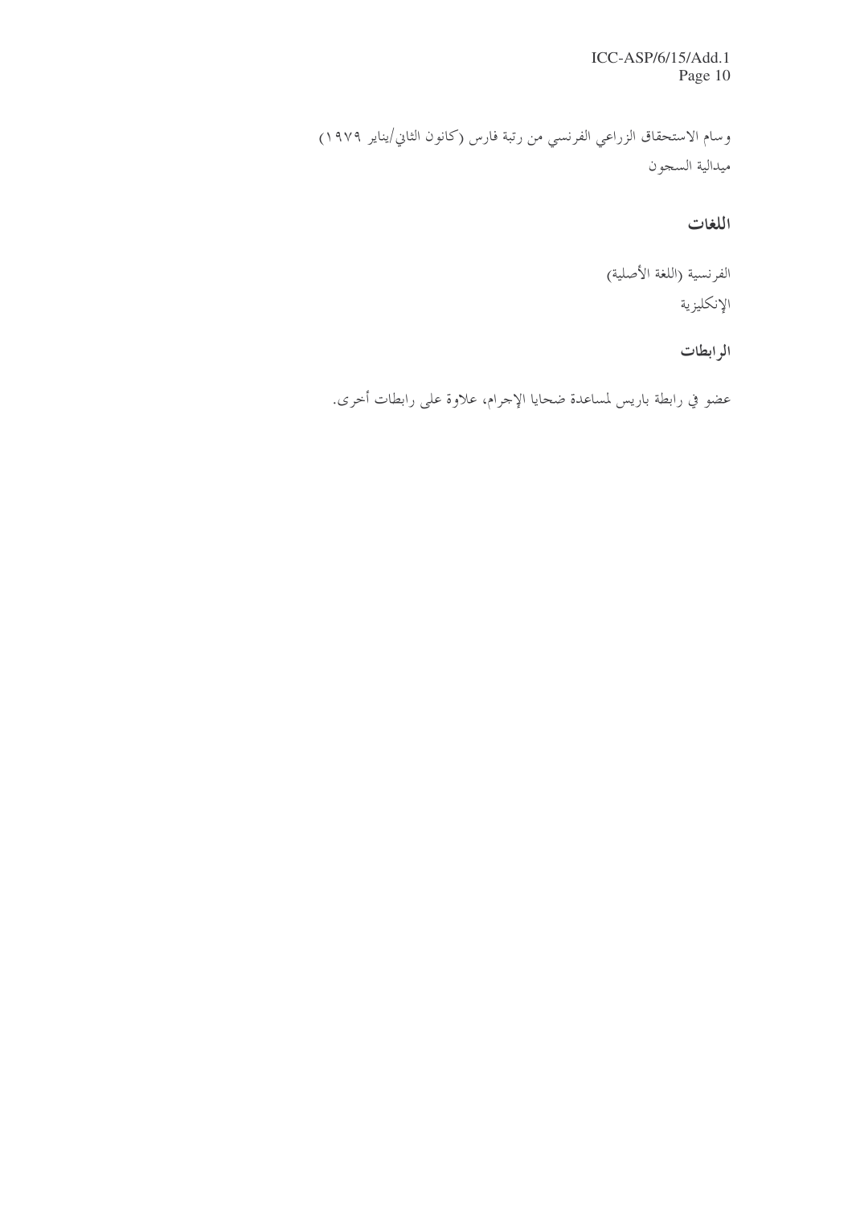وسام الاستحقاق الزراعي الفرنسي من رتبة فارس (كانون الثاني/يناير ١٩٧٩)
ميدالية السجون

### اللغات

الفرنسية (اللغة الأصلية)
الإنكليزية

### الرابطات

عضو في رابطة باريس لمساعدة ضحايا الإجرام، علاوة على رابطات أخرى.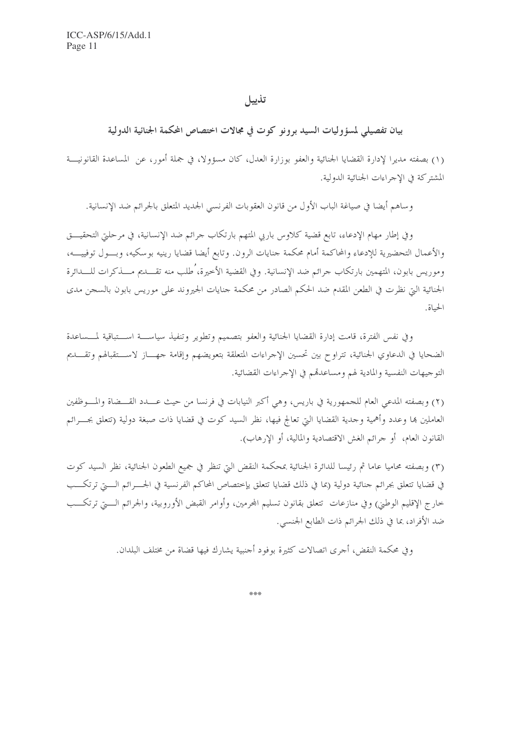# تذييل

## بيان تفصيلي لمسؤوليات السيد برونو كوت في مجالات اختصاص المحكمة الجنائية الدولية

(١) بصفته مديرا لإدارة القضايا الجنائية والعفو بوزارة العدل، كان مسؤولا، في جملة أمور، عن المساعدة القانونية المشتركة في الإجراءات الجنائية الدولية.

وساهم أيضا في صياغة الباب الأول من قانون العقوبات الفرنسي الجديد المتعلق بالجرائم ضد الإنسانية.

وفي إطار مهام الإدعاء، تابع قضية كلاوس باربي المتهم بارتكاب جرائم ضد الإنسانية، في مرحلتي التحقيق والأعمال التحضيرية للإدعاء والمحاكمة أمام محكمة جنايات الرون. وتابع أيضا قضايا رينيه بوسكيه، وبول توفييه، وموريس بابون، المتهمين بارتكاب جرائم ضد الإنسانية. وفي القضية الأخيرة، طُلب منه تقديم مذكرات للدائرة الجنائية التي نظرت في الطعن المقدم ضد الحكم الصادر من محكمة جنايات الجيروند على موريس بابون بالسجن مدى الحياة.

وفي نفس الفترة، قامت إدارة القضايا الجنائية والعفو بتصميم وتطوير وتنفيذ سياسة استباقية لمساعدة الضحايا في الدعاوي الجنائية، تتراوح بين تحسين الإجراءات المتعلقة بتعويضهم وإقامة جهاز لاستقبالهم وتقديم التوجيهات النفسية والمادية لهم ومساعدتهم في الإجراءات القضائية.

(٢) وبصفته المدعي العام للجمهورية في باريس، وهي أكبر النيابات في فرنسا من حيث عدد القضاة والموظفين العاملين بها وعدد وأهمية وجدية القضايا التي تعالج فيها، نظر السيد كوت في قضايا ذات صبغة دولية (تتعلق بجرائم القانون العام، أو جرائم الغش الاقتصادية والمالية، أو الإرهاب).

(٣) وبصفته محاميا عاما ثم رئيسا للدائرة الجنائية بمحكمة النقض التي تنظر في جميع الطعون الجنائية، نظر السيد كوت في قضايا تتعلق بجرائم جنائية دولية (بما في ذلك قضايا تتعلق باختصاص المحاكم الفرنسية في الجرائم التي ترتكب خارج الإقليم الوطني) وفي منازعات تتعلق بقانون تسليم المجرمين، وأوامر القبض الأوروبية، والجرائم التي ترتكب ضد الأفراد، بما في ذلك الجرائم ذات الطابع الجنسي.

وفي محكمة النقض، أجرى اتصالات كثيرة بوفود أجنبية يشارك فيها قضاة من مختلف البلدان.

\*\*\*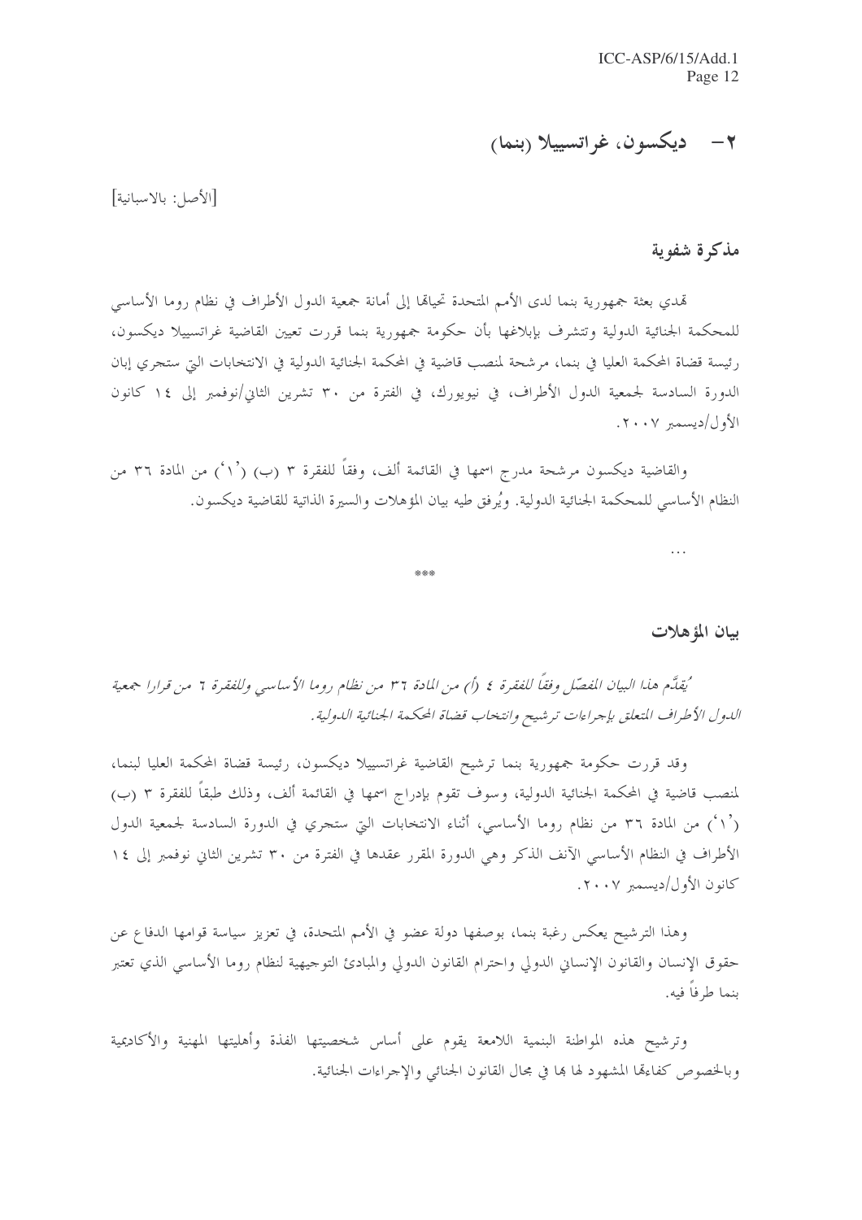## ٢- ديكسون، غراتسييلا (بنما)

[الأصل: بالاسبانية]

### مذكرة شفوية

تهدي بعثة جمهورية بنما لدى الأمم المتحدة تحياتها إلى أمانة جمعية الدول الأطراف في نظام روما الأساسي للمحكمة الجنائية الدولية وتتشرف بإبلاغها بأن حكومة جمهورية بنما قررت تعيين القاضية غراتسييلا ديكسون، رئيسة قضاة المحكمة العليا في بنما، مرشحة لمنصب قاضية في المحكمة الجنائية الدولية في الانتخابات التي ستجري إبان الدورة السادسة لجمعية الدول الأطراف، في نيويورك، في الفترة من ٣٠ تشرين الثاني/نوفمبر إلى ١٤ كانون الأول/ديسمبر ٢٠٠٧.

والقاضية ديكسون مرشحة مدرج اسمها في القائمة ألف، وفقاً للفقرة ٣ (ب) ('١') من المادة ٣٦ من النظام الأساسي للمحكمة الجنائية الدولية. ويُرفق طيه بيان المؤهلات والسيرة الذاتية للقاضية ديكسون.

...

\*\*\*

### بيان المؤهلات

*يُقدَّم هذا البيان المفصّل وفقاً للفقرة ٤ (أ) من المادة ٣٦ من نظام روما الأساسي وللفقرة ٦ من قرار جمعية الدول الأطراف المتعلق بإجراءات ترشيح وانتخاب قضاة المحكمة الجنائية الدولية.*

وقد قررت حكومة جمهورية بنما ترشيح القاضية غراتسييلا ديكسون، رئيسة قضاة المحكمة العليا لبنما، لمنصب قاضية في المحكمة الجنائية الدولية، وسوف تقوم بإدراج اسمها في القائمة ألف، وذلك طبقاً للفقرة ٣ (ب) ('١') من المادة ٣٦ من نظام روما الأساسي، أثناء الانتخابات التي ستجري في الدورة السادسة لجمعية الدول الأطراف في النظام الأساسي الآنف الذكر وهي الدورة المقرر عقدها في الفترة من ٣٠ تشرين الثاني نوفمبر إلى ١٤ كانون الأول/ديسمبر ٢٠٠٧.

وهذا الترشيح يعكس رغبة بنما، بوصفها دولة عضو في الأمم المتحدة، في تعزيز سياسة قوامها الدفاع عن حقوق الإنسان والقانون الإنساني الدولي واحترام القانون الدولي والمبادئ التوجيهية لنظام روما الأساسي الذي تعتبر بنما طرفاً فيه.

وترشيح هذه المواطنة البنمية اللامعة يقوم على أساس شخصيتها الفذة وأهليتها المهنية والأكاديمية وبالخصوص كفاءتها المشهود لها بها في مجال القانون الجنائي والإجراءات الجنائية.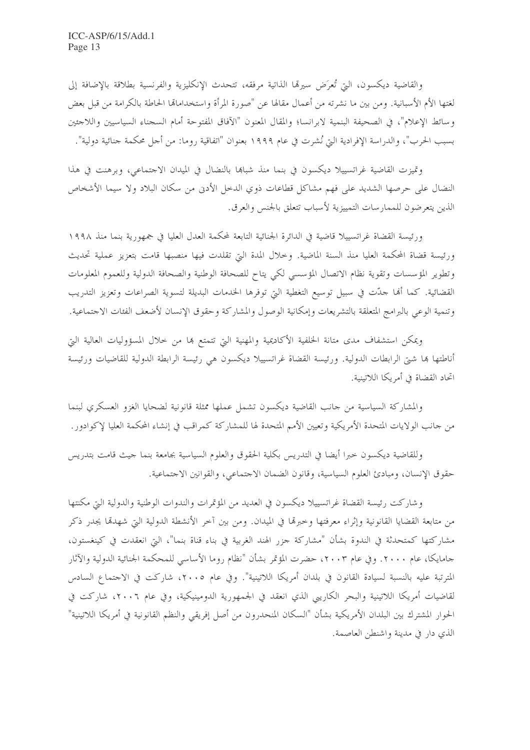والقاضية ديكسون، التي تُعرَض سيرتها الذاتية مرفقه، تتحدث الإنكليزية والفرنسية بطلاقة بالإضافة إلى لغتها الأم الأسبانية. ومن بين ما نشرته من أعمال مقالها عن "صورة المرأة واستخداماتها الحاطة بالكرامة من قبل بعض وسائط الإعلام"، في الصحيفة البنمية لابرانسا؛ والمقال المعنون "الآفاق المفتوحة أمام السجناء السياسيين واللاجئين بسبب الحرب"، والدراسة الإفرادية التي نُشرت في عام ١٩٩٩ بعنوان "اتفاقية روما: من أجل محكمة جنائية دولية".

وتميزت القاضية غراتسييلا ديكسون في بنما منذ شبابها بالنضال في الميدان الاجتماعي، وبرهنت في هذا النضال على حرصها الشديد على فهم مشاكل قطاعات ذوي الدخل الأدنى من سكان البلاد ولا سيما الأشخاص الذين يتعرضون للممارسات التمييزية لأسباب تتعلق بالجنس والعرق.

ورئيسة القضاة غراتسييلا قاضية في الدائرة الجنائية التابعة لمحكمة العدل العليا في جمهورية بنما منذ ١٩٩٨ ورئيسة قضاة المحكمة العليا منذ السنة الماضية. وخلال المدة التي تقلدت فيها منصبها قامت بتعزيز عملية تحديث وتطوير المؤسسات وتقوية نظام الاتصال المؤسسي لكي يتاح للصحافة الوطنية والصحافة الدولية وللعموم المعلومات القضائية. كما أنها جدّت في سبيل توسيع التغطية التي توفرها الخدمات البديلة لتسوية الصراعات وتعزيز التدريب وتنمية الوعي بالبرامج المتعلقة بالتشريعات وإمكانية الوصول والمشاركة وحقوق الإنسان لأضعف الفئات الاجتماعية.

ويمكن استشفاف مدى متانة الخلفية الأكاديمية والمهنية التي تتمتع بها من خلال المسؤوليات العالية التي أناطتها بها شتى الرابطات الدولية. ورئيسة القضاة غراتسييلا ديكسون هي رئيسة الرابطة الدولية للقاضيات ورئيسة اتحاد القضاة في أمريكا اللاتينية.

والمشاركة السياسية من جانب القاضية ديكسون تشمل عملها ممثلة قانونية لضحايا الغزو العسكري لبنما من جانب الولايات المتحدة الأمريكية وتعيين الأمم المتحدة لها للمشاركة كمراقب في إنشاء المحكمة العليا لإكوادور.

وللقاضية ديكسون خبرا أيضا في التدريس بكلية الحقوق والعلوم السياسية بجامعة بنما حيث قامت بتدريس حقوق الإنسان، ومبادئ العلوم السياسية، وقانون الضمان الاجتماعي، والقوانين الاجتماعية.

وشاركت رئيسة القضاة غراتسييلا ديكسون في العديد من المؤتمرات والندوات الوطنية والدولية التي مكنتها من متابعة القضايا القانونية وإثراء معرفتها وخبرتها في الميدان. ومن بين آخر الأنشطة الدولية التي شهدتها يجدر ذكر مشاركتها كمتحدثة في الندوة بشأن "مشاركة جزر الهند الغربية في بناء قناة بنما"، التي انعقدت في كينغستون، جامايكا، عام ٢٠٠٠. وفي عام ٢٠٠٣، حضرت المؤتمر بشأن "نظام روما الأساسي للمحكمة الجنائية الدولية والآثار المترتبة عليه بالنسبة لسيادة القانون في بلدان أمريكا اللاتينية". وفي عام ٢٠٠٥، شاركت في الاجتماع السادس لقاضيات أمريكا اللاتينية والبحر الكاريبي الذي انعقد في الجمهورية الدومينيكية، وفي عام ٢٠٠٦، شاركت في الحوار المشترك بين البلدان الأمريكية بشأن "السكان المنحدرون من أصل إفريقي والنظم القانونية في أمريكا اللاتينية" الذي دار في مدينة واشنطن العاصمة.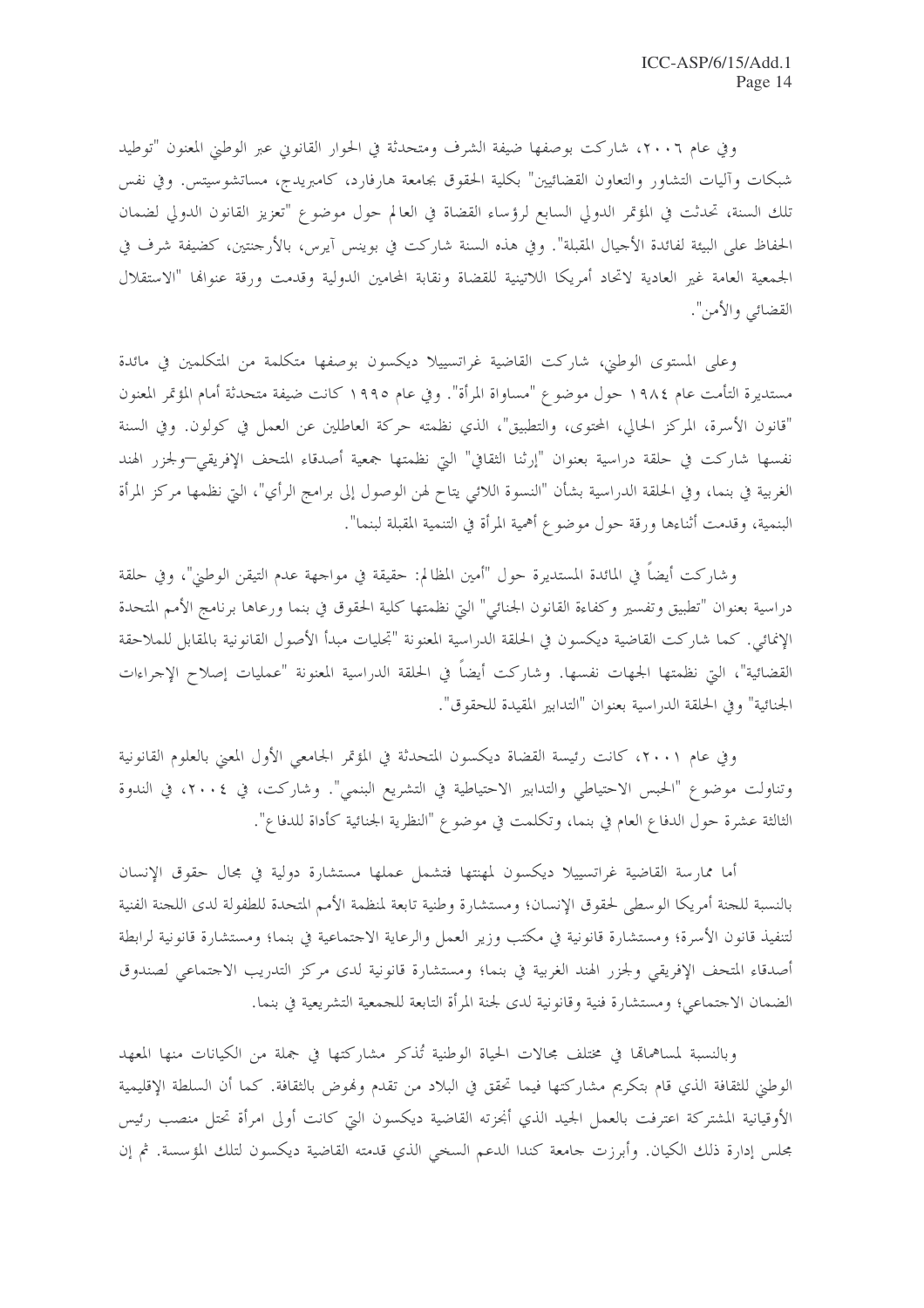وفي عام ٢٠٠٦، شاركت بوصفها ضيفة الشرف ومتحدثة في الحوار القانوني عبر الوطني المعنون "توطيد شبكات وآليات التشاور والتعاون القضائيين" بكلية الحقوق بجامعة هارفارد، كامبريدج، مساتشوسيتس. وفي نفس تلك السنة، تحدثت في المؤتمر الدولي السابع لرؤساء القضاة في العالم حول موضوع "تعزيز القانون الدولي لضمان الحفاظ على البيئة لفائدة الأجيال المقبلة". وفي هذه السنة شاركت في بوينس آيرس، بالأرجنتين، كضيفة شرف في الجمعية العامة غير العادية لاتحاد أمريكا اللاتينية للقضاة ونقابة المحامين الدولية وقدمت ورقة عنوانها "الاستقلال القضائي والأمن".

وعلى المستوى الوطني، شاركت القاضية غراتسييلا ديكسون بوصفها متكلمة من المتكلمين في مائدة مستديرة التأمت عام ١٩٨٤ حول موضوع "مساواة المرأة". وفي عام ١٩٩٥ كانت ضيفة متحدثة أمام المؤتمر المعنون "قانون الأسرة، المركز الحالي، المحتوى، والتطبيق"، الذي نظمته حركة العاطلين عن العمل في كولون. وفي السنة نفسها شاركت في حلقة دراسية بعنوان "إرثنا الثقافي" التي نظمتها جمعية أصدقاء المتحف الإفريقي–ولجزر الهند الغربية في بنما، وفي الحلقة الدراسية بشأن "النسوة اللائي يتاح لهن الوصول إلى برامج الرأي"، التي نظمها مركز المرأة البنمية، وقدمت أثناءها ورقة حول موضوع أهمية المرأة في التنمية المقبلة لبنما".

وشاركت أيضاً في المائدة المستديرة حول "أمين المظالم: حقيقة في مواجهة عدم التيقن الوطني"، وفي حلقة دراسية بعنوان "تطبيق وتفسير وكفاءة القانون الجنائي" التي نظمتها كلية الحقوق في بنما ورعاها برنامج الأمم المتحدة الإنمائي. كما شاركت القاضية ديكسون في الحلقة الدراسية المعنونة "تجليات مبدأ الأصول القانونية بالمقابل للملاحقة القضائية"، التي نظمتها الجهات نفسها. وشاركت أيضاً في الحلقة الدراسية المعنونة "عمليات إصلاح الإجراءات الجنائية" وفي الحلقة الدراسية بعنوان "التدابير المقيدة للحقوق".

وفي عام ٢٠٠١، كانت رئيسة القضاة ديكسون المتحدثة في المؤتمر الجامعي الأول المعني بالعلوم القانونية وتناولت موضوع "الحبس الاحتياطي والتدابير الاحتياطية في التشريع البنمي". وشاركت، في ٢٠٠٤، في الندوة الثالثة عشرة حول الدفاع العام في بنما، وتكلمت في موضوع "النظرية الجنائية كأداة للدفاع".

أما ممارسة القاضية غراتسييلا ديكسون لمهنتها فتشمل عملها مستشارة دولية في مجال حقوق الإنسان بالنسبة للجنة أمريكا الوسطى لحقوق الإنسان؛ ومستشارة وطنية تابعة لمنظمة الأمم المتحدة للطفولة لدى اللجنة الفنية لتنفيذ قانون الأسرة؛ ومستشارة قانونية في مكتب وزير العمل والرعاية الاجتماعية في بنما؛ ومستشارة قانونية لرابطة أصدقاء المتحف الإفريقي ولجزر الهند الغربية في بنما؛ ومستشارة قانونية لدى مركز التدريب الاجتماعي لصندوق الضمان الاجتماعي؛ ومستشارة فنية وقانونية لدى لجنة المرأة التابعة للجمعية التشريعية في بنما.

وبالنسبة لمساهماتها في مختلف مجالات الحياة الوطنية تُذكر مشاركتها في جملة من الكيانات منها المعهد الوطني للثقافة الذي قام بتكريم مشاركتها فيما تحقق في البلاد من تقدم ونهوض بالثقافة. كما أن السلطة الإقليمية الأوقيانية المشتركة اعترفت بالعمل الجيد الذي أنجزته القاضية ديكسون التي كانت أولى امرأة تحتل منصب رئيس مجلس إدارة ذلك الكيان. وأبرزت جامعة كندا الدعم السخي الذي قدمته القاضية ديكسون لتلك المؤسسة. ثم إن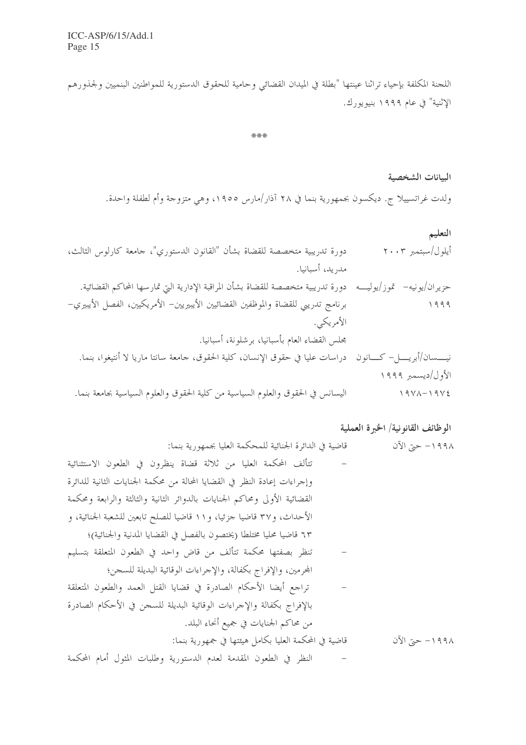اللجنة المكلفة بإحياء تراثنا عينتها "بطلة في الميدان القضائي وحامية للحقوق الدستورية للمواطنين البنميين ولجذورهم الإثنية" في عام ١٩٩٩ بنيويورك.

***

**البيانات الشخصية**

ولدت غراتسييلا ج. ديكسون بجمهورية بنما في ٢٨ آذار/مارس ١٩٥٥، وهي متزوجة وأم لطفلة واحدة.

**التعليم**

| | |
|---|---|
| أيلول/سبتمبر ٢٠٠٣ | دورة تدريبية متخصصة للقضاة بشأن "القانون الدستوري"، جامعة كارلوس الثالث، مدريد، أسبانيا. |
| حزيران/يونيه- تموز/يوليه ١٩٩٩ | دورة تدريبية متخصصة للقضاة بشأن المراقبة الإدارية التي تمارسها المحاكم القضائية. برنامج تدريبي للقضاة والموظفين القضائيين الأيبيريين- الأمريكيين، الفصل الأيبيري- الأمريكي. مجلس القضاء العام بأسبانيا، برشلونة، أسبانيا. |
| نيسان/أبريل- كانون الأول/ديسمبر ١٩٩٩ | دراسات عليا في حقوق الإنسان، كلية الحقوق، جامعة سانتا ماريا لا أنتيغوا، بنما. |
| ١٩٧٤-١٩٧٨ | اليسانس في الحقوق والعلوم السياسية من كلية الحقوق والعلوم السياسية بجامعة بنما. |

**الوظائف القانونية/ الخبرة العملية**

١٩٩٨- حتى الآن قاضية في الدائرة الجنائية للمحكمة العليا بجمهورية بنما:

- تتألف المحكمة العليا من ثلاثة قضاة ينظرون في الطعون الاستثنائية وإجراءات إعادة النظر في القضايا المحالة من محكمة الجنايات الثانية للدائرة القضائية الأولى ومحاكم الجنايات بالدوائر الثانية والثالثة والرابعة ومحكمة الأحداث، و٣٧ قاضيا جزئيا، و١١ قاضيا للصلح تابعين للشعبة الجنائية، و ٦٣ قاضيا محليا مختلطا (يختصون بالفصل في القضايا المدنية والجنائية)؛
- تنظر بصفتها محكمة تتألف من قاض واحد في الطعون المتعلقة بتسليم المجرمين، والإفراج بكفالة، والإجراءات الوقائية البديلة للسجن؛
- تراجع أيضا الأحكام الصادرة في قضايا القتل العمد والطعون المتعلقة بالإفراج بكفالة والإجراءات الوقائية البديلة للسجن في الأحكام الصادرة من محاكم الجنايات في جميع أنحاء البلد.

١٩٩٨- حتى الآن قاضية في المحكمة العليا بكامل هيئتها في جمهورية بنما:

- النظر في الطعون المقدمة لعدم الدستورية وطلبات المثول أمام المحكمة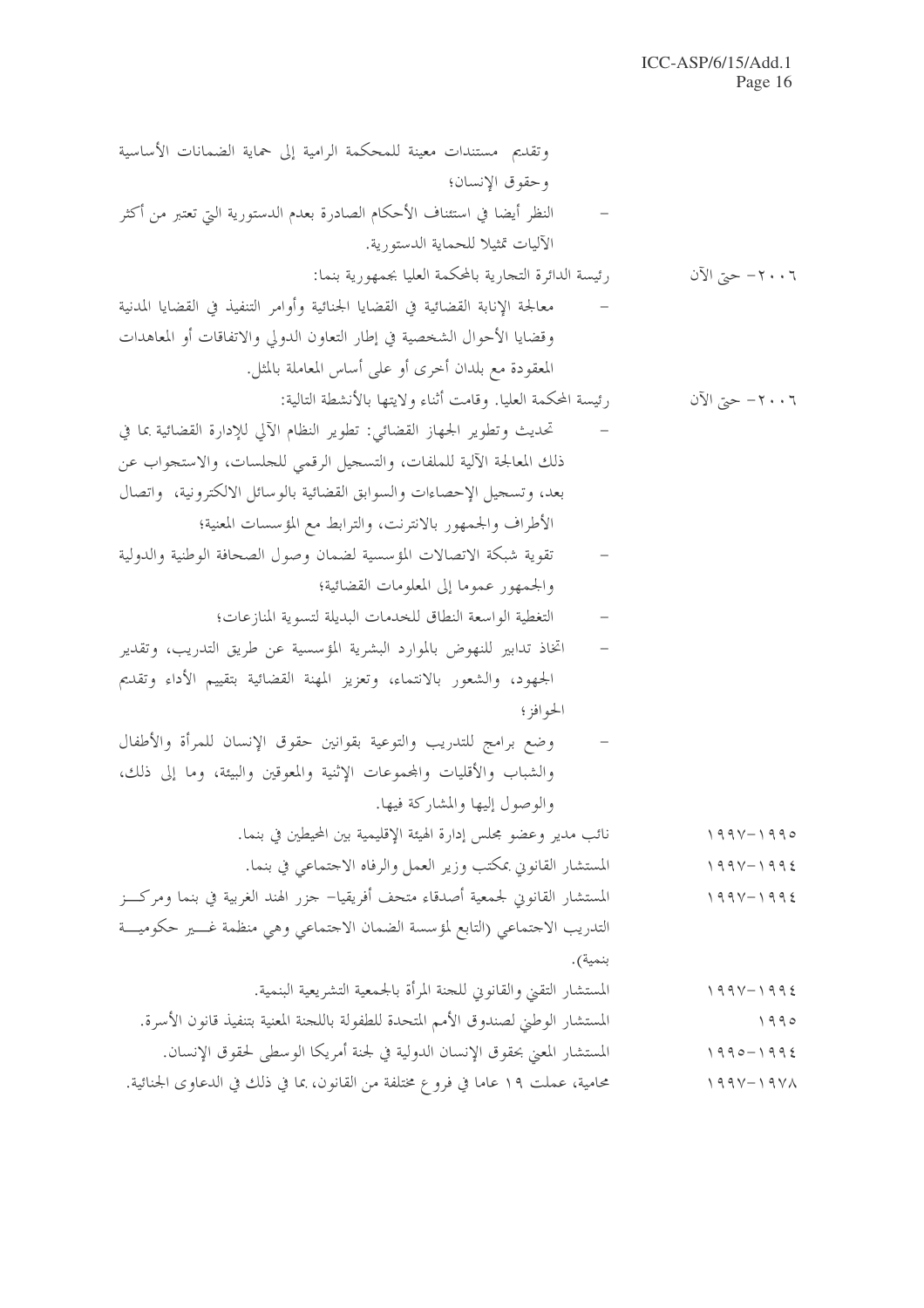وتقديم مستندات معينة للمحكمة الرامية إلى حماية الضمانات الأساسية وحقوق الإنسان؛

- النظر أيضا في استئناف الأحكام الصادرة بعدم الدستورية التي تعتبر من أكثر الآليات تمثيلا للحماية الدستورية.

٢٠٠٦- حتى الآن رئيسة الدائرة التجارية بالمحكمة العليا بجمهورية بنما:

- معالجة الإنابة القضائية في القضايا الجنائية وأوامر التنفيذ في القضايا المدنية وقضايا الأحوال الشخصية في إطار التعاون الدولي والاتفاقات أو المعاهدات المعقودة مع بلدان أخرى أو على أساس المعاملة بالمثل.

٢٠٠٦- حتى الآن رئيسة المحكمة العليا. وقامت أثناء ولايتها بالأنشطة التالية:

- تحديث وتطوير الجهاز القضائي: تطوير النظام الآلي للإدارة القضائية بما في ذلك المعالجة الآلية للملفات، والتسجيل الرقمي للجلسات، والاستجواب عن بعد، وتسجيل الإحصاءات والسوابق القضائية بالوسائل الالكترونية، واتصال الأطراف والجمهور بالانترنت، والترابط مع المؤسسات المعنية؛
- تقوية شبكة الاتصالات المؤسسية لضمان وصول الصحافة الوطنية والدولية والجمهور عموما إلى المعلومات القضائية؛
- التغطية الواسعة النطاق للخدمات البديلة لتسوية المنازعات؛
- اتخاذ تدابير للنهوض بالموارد البشرية المؤسسية عن طريق التدريب، وتقدير الجهود، والشعور بالانتماء، وتعزيز المهنة القضائية بتقييم الأداء وتقديم الحوافز؛
- وضع برامج للتدريب والتوعية بقوانين حقوق الإنسان للمرأة والأطفال والشباب والأقليات والمجموعات الإثنية والمعوقين والبيئة، وما إلى ذلك، والوصول إليها والمشاركة فيها.

١٩٩٥-١٩٩٧ نائب مدير وعضو مجلس إدارة الهيئة الإقليمية بين المحيطين في بنما.

١٩٩٤-١٩٩٧ المستشار القانوني بمكتب وزير العمل والرفاه الاجتماعي في بنما.

١٩٩٤-١٩٩٧ المستشار القانوني لجمعية أصدقاء متحف أفريقيا- جزر الهند الغربية في بنما ومركز التدريب الاجتماعي (التابع لمؤسسة الضمان الاجتماعي وهي منظمة غير حكومية بنمية).

١٩٩٤-١٩٩٧ المستشار التقني والقانوني للجنة المرأة بالجمعية التشريعية البنمية.

١٩٩٥ المستشار الوطني لصندوق الأمم المتحدة للطفولة باللجنة المعنية بتنفيذ قانون الأسرة.

١٩٩٤-١٩٩٥ المستشار المعني بحقوق الإنسان الدولية في لجنة أمريكا الوسطى لحقوق الإنسان.

١٩٧٨-١٩٩٧ محامية، عملت ١٩ عاما في فروع مختلفة من القانون، بما في ذلك في الدعاوى الجنائية.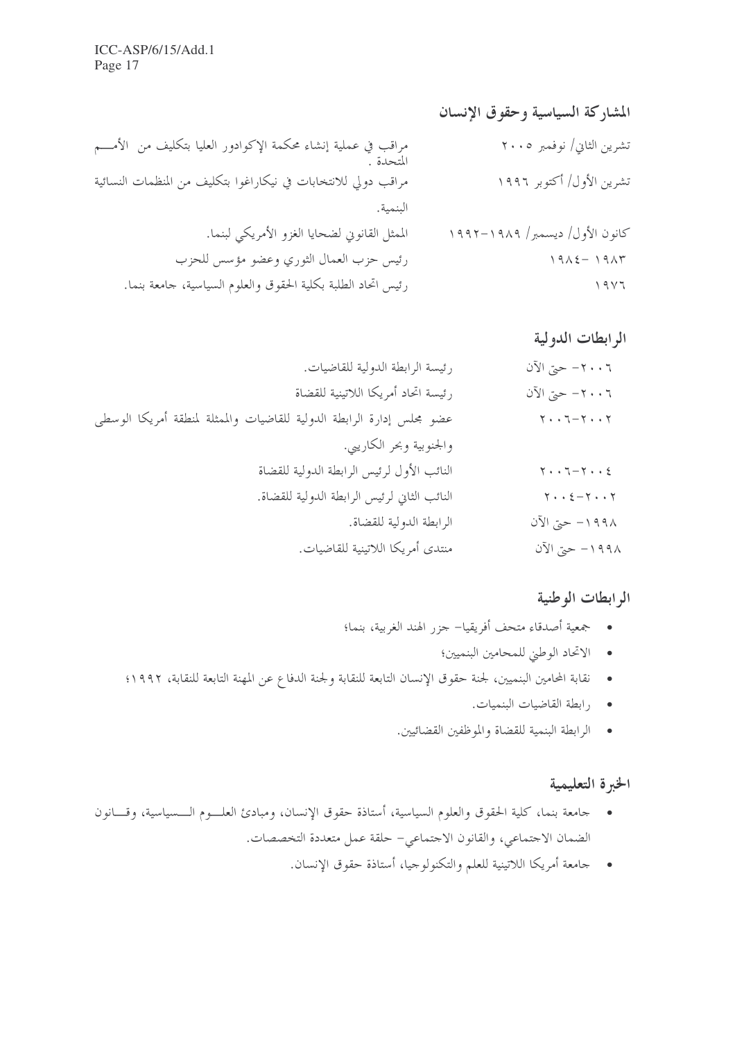## المشاركة السياسية وحقوق الإنسان

| | |
|---|---|
| تشرين الثاني/ نوفمبر ٢٠٠٥ | مراقب في عملية إنشاء محكمة الإكوادور العليا بتكليف من الأمم المتحدة . |
| تشرين الأول/ أكتوبر ١٩٩٦ | مراقب دولي للانتخابات في نيكاراغوا بتكليف من المنظمات النسائية البنمية. |
| كانون الأول/ ديسمبر/ ١٩٨٩-١٩٩٢ | الممثل القانوني لضحايا الغزو الأمريكي لبنما. |
| ١٩٨٣ -١٩٨٤ | رئيس حزب العمال الثوري وعضو مؤسس للحزب |
| ١٩٧٦ | رئيس اتحاد الطلبة بكلية الحقوق والعلوم السياسية، جامعة بنما. |

## الرابطات الدولية

| | |
|---|---|
| ٢٠٠٦- حتى الآن | رئيسة الرابطة الدولية للقاضيات. |
| ٢٠٠٦- حتى الآن | رئيسة اتحاد أمريكا اللاتينية للقضاة |
| ٢٠٠٢-٢٠٠٦ | عضو مجلس إدارة الرابطة الدولية للقاضيات والممثلة لمنطقة أمريكا الوسطى والجنوبية وبحر الكاريبي. |
| ٢٠٠٤-٢٠٠٦ | النائب الأول لرئيس الرابطة الدولية للقضاة |
| ٢٠٠٢-٢٠٠٤ | النائب الثاني لرئيس الرابطة الدولية للقضاة. |
| ١٩٩٨- حتى الآن | الرابطة الدولية للقضاة. |
| ١٩٩٨- حتى الآن | منتدى أمريكا اللاتينية للقاضيات. |

## الرابطات الوطنية

- جمعية أصدقاء متحف أفريقيا- جزر الهند الغربية، بنما؛
- الاتحاد الوطني للمحامين البنميين؛
- نقابة المحامين البنميين، لجنة حقوق الإنسان التابعة للنقابة ولجنة الدفاع عن المهنة التابعة للنقابة، ١٩٩٢؛
- رابطة القاضيات البنميات.
- الرابطة البنمية للقضاة والموظفين القضائيين.

## الخبرة التعليمية

- جامعة بنما، كلية الحقوق والعلوم السياسية، أستاذة حقوق الإنسان، ومبادئ العلوم السياسية، وقانون الضمان الاجتماعي، والقانون الاجتماعي- حلقة عمل متعددة التخصصات.
- جامعة أمريكا اللاتينية للعلم والتكنولوجيا، أستاذة حقوق الإنسان.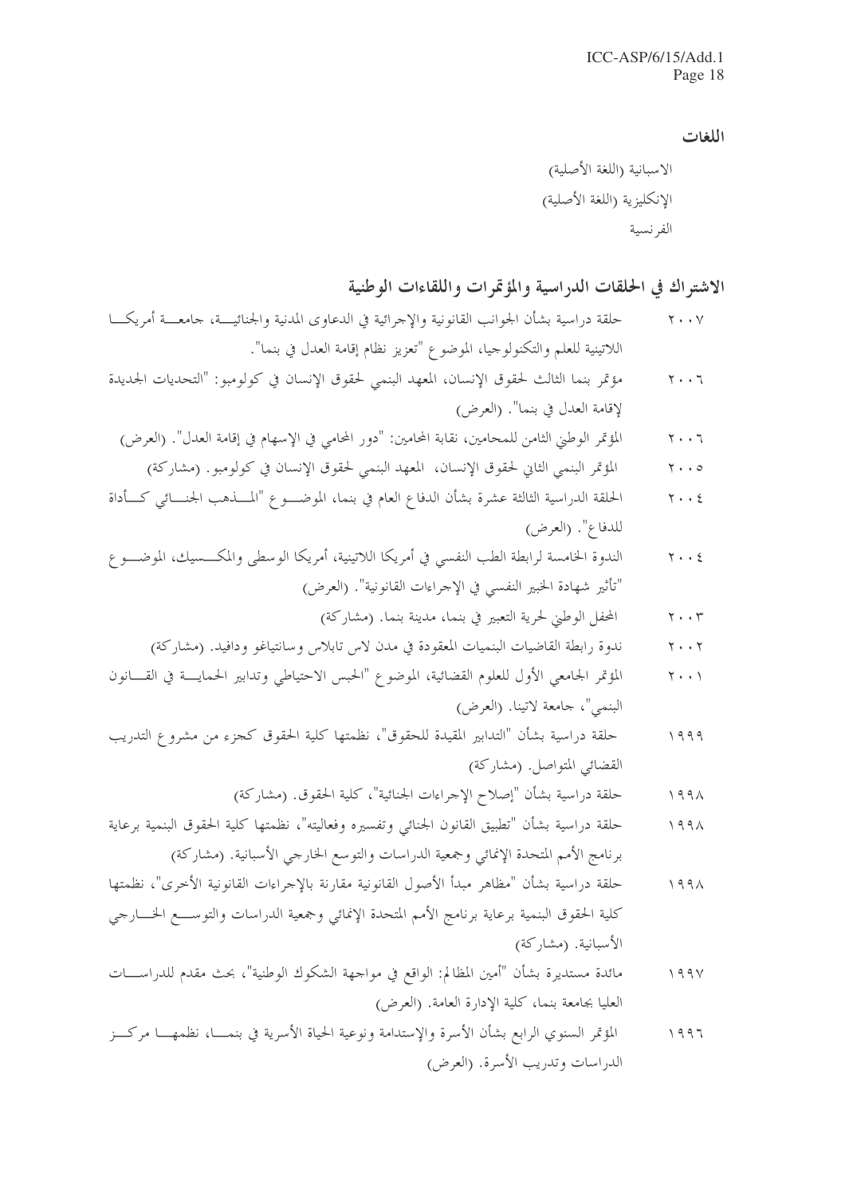### اللغات

الاسبانية (اللغة الأصلية)

الإنكليزية (اللغة الأصلية)

الفرنسية

### الاشتراك في الحلقات الدراسية والمؤتمرات واللقاءات الوطنية

٢٠٠٧ حلقة دراسية بشأن الجوانب القانونية والإجرائية في الدعاوى المدنية والجنائية، جامعة أمريكا اللاتينية للعلم والتكنولوجيا، الموضوع "تعزيز نظام إقامة العدل في بنما".

٢٠٠٦ مؤتمر بنما الثالث لحقوق الإنسان، المعهد البنمي لحقوق الإنسان في كولومبو: "التحديات الجديدة لإقامة العدل في بنما". (العرض)

٢٠٠٦ المؤتمر الوطني الثامن للمحامين، نقابة المحامين: "دور المحامي في الإسهام في إقامة العدل". (العرض)

٢٠٠٥ المؤتمر البنمي الثاني لحقوق الإنسان، المعهد البنمي لحقوق الإنسان في كولومبو. (مشاركة)

٢٠٠٤ الحلقة الدراسية الثالثة عشرة بشأن الدفاع العام في بنما، الموضوع "المذهب الجنائي كأداة للدفاع". (العرض)

٢٠٠٤ الندوة الخامسة لرابطة الطب النفسي في أمريكا اللاتينية، أمريكا الوسطى والمكسيك، الموضوع "تأثير شهادة الخبير النفسي في الإجراءات القانونية". (العرض)

٢٠٠٣ المحفل الوطني لحرية التعبير في بنما، مدينة بنما. (مشاركة)

٢٠٠٢ ندوة رابطة القاضيات البنميات المعقودة في مدن لاس تابلاس وسانتياغو ودافيد. (مشاركة)

٢٠٠١ المؤتمر الجامعي الأول للعلوم القضائية، الموضوع "الحبس الاحتياطي وتدابير الحماية في القانون البنمي"، جامعة لاتينا. (العرض)

١٩٩٩ حلقة دراسية بشأن "التدابير المقيدة للحقوق"، نظمتها كلية الحقوق كجزء من مشروع التدريب القضائي المتواصل. (مشاركة)

١٩٩٨ حلقة دراسية بشأن "إصلاح الإجراءات الجنائية"، كلية الحقوق. (مشاركة)

١٩٩٨ حلقة دراسية بشأن "تطبيق القانون الجنائي وتفسيره وفعاليته"، نظمتها كلية الحقوق البنمية برعاية برنامج الأمم المتحدة الإنمائي وجمعية الدراسات والتوسع الخارجي الأسبانية. (مشاركة)

١٩٩٨ حلقة دراسية بشأن "مظاهر مبدأ الأصول القانونية مقارنة بالإجراءات القانونية الأخرى"، نظمتها كلية الحقوق البنمية برعاية برنامج الأمم المتحدة الإنمائي وجمعية الدراسات والتوسع الخارجي الأسبانية. (مشاركة)

١٩٩٧ مائدة مستديرة بشأن "أمين المظالم: الواقع في مواجهة الشكوك الوطنية"، بحث مقدم للدراسات العليا بجامعة بنما، كلية الإدارة العامة. (العرض)

١٩٩٦ المؤتمر السنوي الرابع بشأن الأسرة والإستدامة ونوعية الحياة الأسرية في بنما، نظمها مركز الدراسات وتدريب الأسرة. (العرض)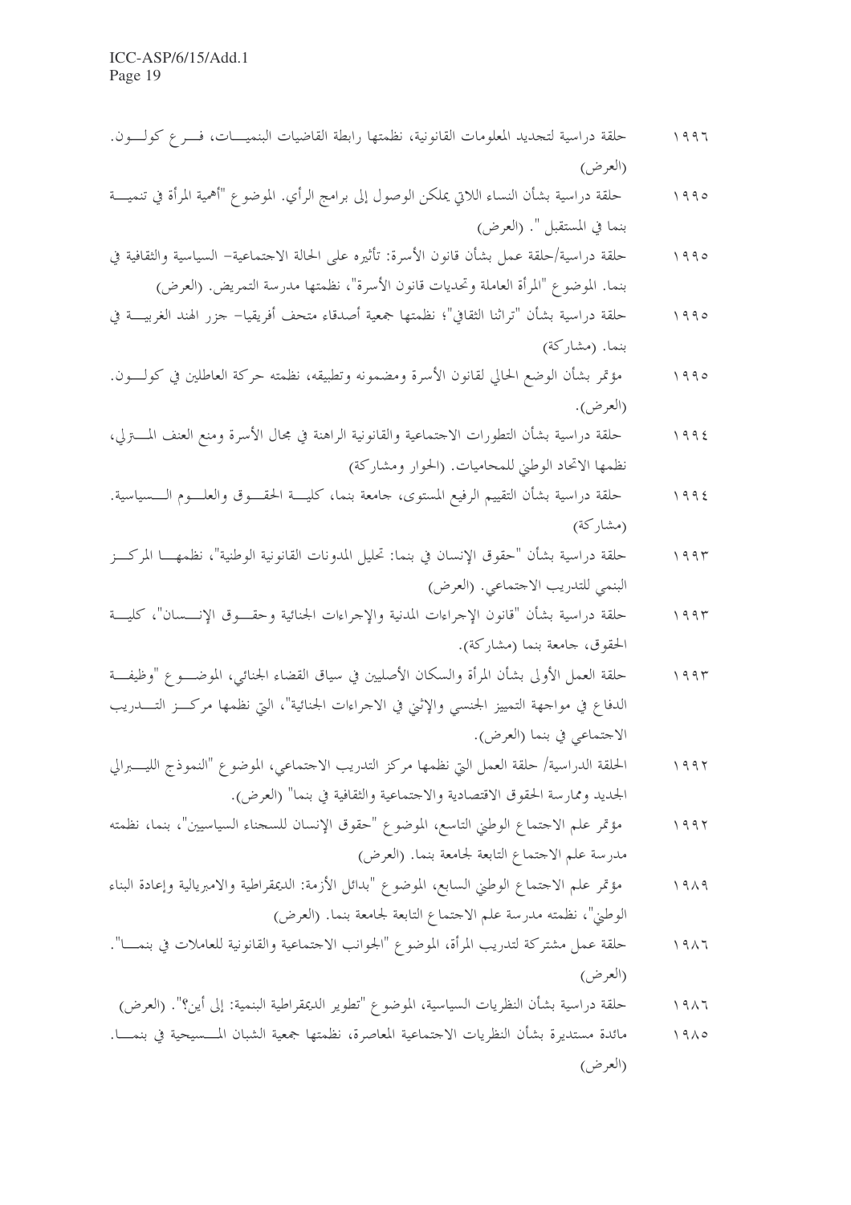١٩٩٦ حلقة دراسية لتجديد المعلومات القانونية، نظمتها رابطة القاضيات البنميات، فرع كولون. (العرض)

١٩٩٥ حلقة دراسية بشأن النساء اللاتي يمكن الوصول إلى برامج الرأي. الموضوع "أهمية المرأة في تنمية بنما في المستقبل ". (العرض)

١٩٩٥ حلقة دراسية/حلقة عمل بشأن قانون الأسرة: تأثيره على الحالة الاجتماعية- السياسية والثقافية في بنما. الموضوع "المرأة العاملة وتحديات قانون الأسرة"، نظمتها مدرسة التمريض. (العرض)

١٩٩٥ حلقة دراسية بشأن "تراثنا الثقافي"؛ نظمتها جمعية أصدقاء متحف أفريقيا- جزر الهند الغربية في بنما. (مشاركة)

١٩٩٥ مؤتمر بشأن الوضع الحالي لقانون الأسرة ومضمونه وتطبيقه، نظمته حركة العاطلين في كولون. (العرض).

١٩٩٤ حلقة دراسية بشأن التطورات الاجتماعية والقانونية الراهنة في مجال الأسرة ومنع العنف المترلي، نظمها الاتحاد الوطني للمحاميات. (الحوار ومشاركة)

١٩٩٤ حلقة دراسية بشأن التقييم الرفيع المستوى، جامعة بنما، كلية الحقوق والعلوم السياسية. (مشاركة)

١٩٩٣ حلقة دراسية بشأن "حقوق الإنسان في بنما: تحليل المدونات القانونية الوطنية"، نظمها المركز البنمي للتدريب الاجتماعي. (العرض)

١٩٩٣ حلقة دراسية بشأن "قانون الإجراءات المدنية والإجراءات الجنائية وحقوق الإنسان"، كلية الحقوق، جامعة بنما (مشاركة).

١٩٩٣ حلقة العمل الأولى بشأن المرأة والسكان الأصليين في سياق القضاء الجنائي، الموضوع "وظيفة الدفاع في مواجهة التمييز الجنسي والإثني في الاجراءات الجنائية"، التي نظمها مركز التدريب الاجتماعي في بنما (العرض).

١٩٩٢ الحلقة الدراسية/ حلقة العمل التي نظمها مركز التدريب الاجتماعي، الموضوع "النموذج الليبرالي الجديد وممارسة الحقوق الاقتصادية والاجتماعية والثقافية في بنما" (العرض).

١٩٩٢ مؤتمر علم الاجتماع الوطني التاسع، الموضوع "حقوق الإنسان للسجناء السياسيين"، بنما، نظمته مدرسة علم الاجتماع التابعة لجامعة بنما. (العرض)

١٩٨٩ مؤتمر علم الاجتماع الوطني السابع، الموضوع "بدائل الأزمة: الديمقراطية والامبريالية وإعادة البناء الوطني"، نظمته مدرسة علم الاجتماع التابعة لجامعة بنما. (العرض)

١٩٨٦ حلقة عمل مشتركة لتدريب المرأة، الموضوع "الجوانب الاجتماعية والقانونية للعاملات في بنما". (العرض)

١٩٨٦ حلقة دراسية بشأن النظريات السياسية، الموضوع "تطوير الديمقراطية البنمية: إلى أين؟". (العرض)

١٩٨٥ مائدة مستديرة بشأن النظريات الاجتماعية المعاصرة، نظمتها جمعية الشبان المسيحية في بنما. (العرض)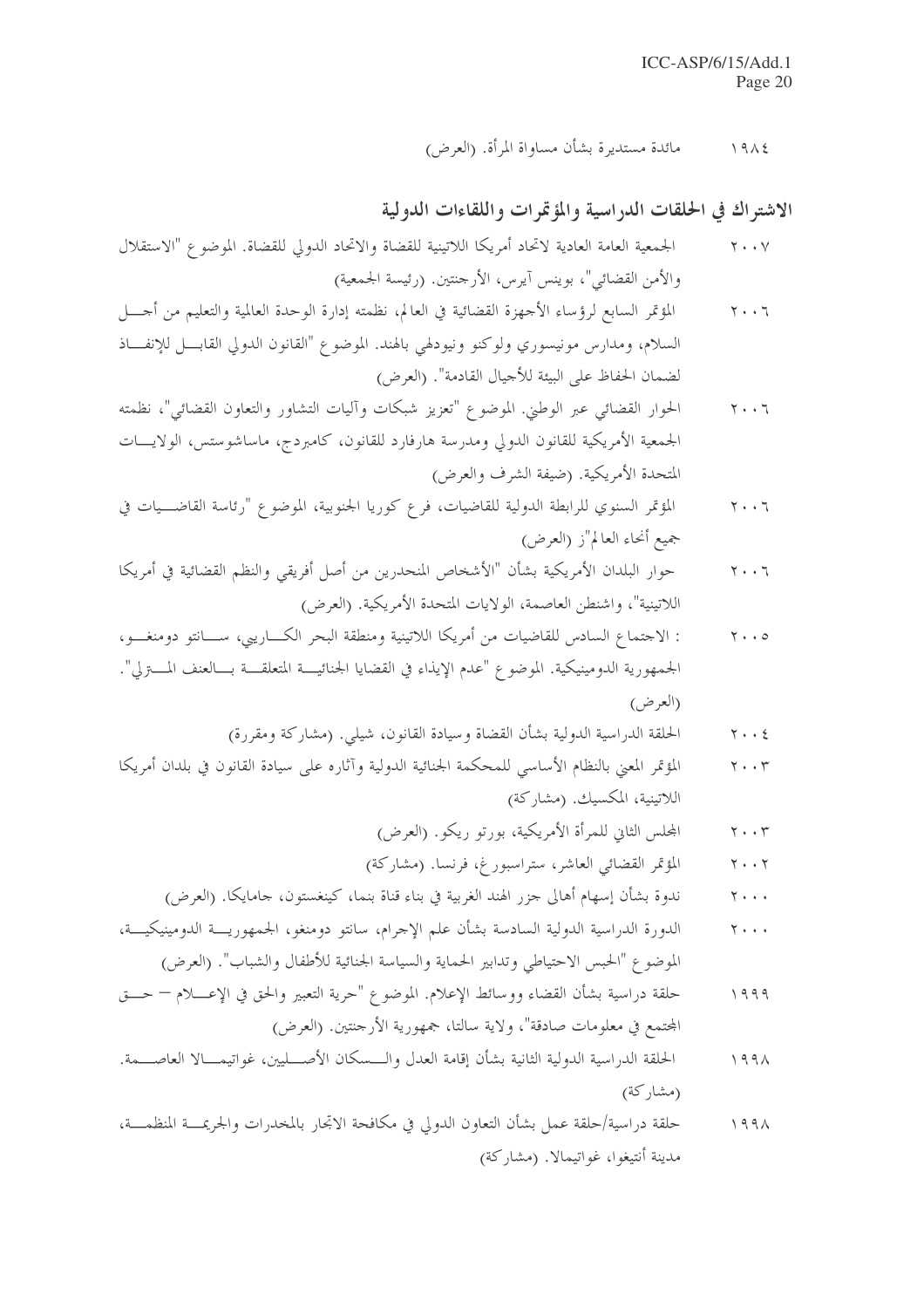١٩٨٤ مائدة مستديرة بشأن مساواة المرأة. (العرض)

## الاشتراك في الحلقات الدراسية والمؤتمرات واللقاءات الدولية

٢٠٠٧ الجمعية العامة العادية لاتحاد أمريكا اللاتينية للقضاة والاتحاد الدولي للقضاة. الموضوع "الاستقلال والأمن القضائي"، بوينس آيرس، الأرجنتين. (رئيسة الجمعية)

٢٠٠٦ المؤتمر السابع لرؤساء الأجهزة القضائية في العالم، نظمته إدارة الوحدة العالمية والتعليم من أجل السلام، ومدارس مونيسوري ولوكنو ونيودلهي بالهند. الموضوع "القانون الدولي القابل للإنفاذ لضمان الحفاظ على البيئة للأجيال القادمة". (العرض)

٢٠٠٦ الحوار القضائي عبر الوطني. الموضوع "تعزيز شبكات وآليات التشاور والتعاون القضائي"، نظمته الجمعية الأمريكية للقانون الدولي ومدرسة هارفارد للقانون، كامبردج، ماساشوستس، الولايات المتحدة الأمريكية. (ضيفة الشرف والعرض)

٢٠٠٦ المؤتمر السنوي للرابطة الدولية للقاضيات، فرع كوريا الجنوبية، الموضوع "رئاسة القاضيات في جميع أنحاء العالم"ز (العرض)

٢٠٠٦ حوار البلدان الأمريكية بشأن "الأشخاص المنحدرين من أصل أفريقي والنظم القضائية في أمريكا اللاتينية"، واشنطن العاصمة، الولايات المتحدة الأمريكية. (العرض)

٢٠٠٥ : الاجتماع السادس للقاضيات من أمريكا اللاتينية ومنطقة البحر الكاريبي، سانتو دومنغو، الجمهورية الدومينيكية. الموضوع "عدم الإيذاء في القضايا الجنائية المتعلقة بالعنف المنزلي". (العرض)

٢٠٠٤ الحلقة الدراسية الدولية بشأن القضاة وسيادة القانون، شيلي. (مشاركة ومقررة)

٢٠٠٣ المؤتمر المعني بالنظام الأساسي للمحكمة الجنائية الدولية وآثاره على سيادة القانون في بلدان أمريكا اللاتينية، المكسيك. (مشاركة)

٢٠٠٣ المجلس الثاني للمرأة الأمريكية، بورتو ريكو. (العرض)

٢٠٠٢ المؤتمر القضائي العاشر، ستراسبورغ، فرنسا. (مشاركة)

٢٠٠٠ ندوة بشأن إسهام أهالي جزر الهند الغربية في بناء قناة بنما، كينغستون، جامايكا. (العرض)

٢٠٠٠ الدورة الدراسية الدولية السادسة بشأن علم الإجرام، سانتو دومنغو، الجمهورية الدومينيكية، الموضوع "الحبس الاحتياطي وتدابير الحماية والسياسة الجنائية للأطفال والشباب". (العرض)

١٩٩٩ حلقة دراسية بشأن القضاء ووسائط الإعلام. الموضوع "حرية التعبير والحق في الإعلام — حق المجتمع في معلومات صادقة"، ولاية سالتا، جمهورية الأرجنتين. (العرض)

١٩٩٨ الحلقة الدراسية الدولية الثانية بشأن إقامة العدل والسكان الأصليين، غواتيمالا العاصمة. (مشاركة)

١٩٩٨ حلقة دراسية/حلقة عمل بشأن التعاون الدولي في مكافحة الاتجار بالمخدرات والجريمة المنظمة، مدينة أنتيغوا، غواتيمالا. (مشاركة)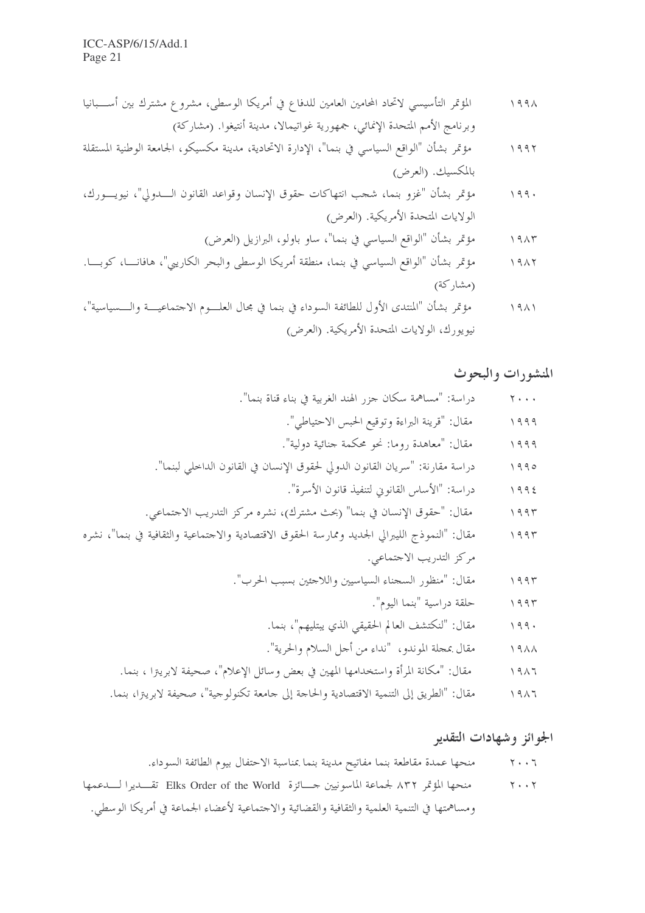١٩٩٨ المؤتمر التأسيسي لاتحاد المحامين العامين للدفاع في أمريكا الوسطى، مشروع مشترك بين أسبانيا وبرنامج الأمم المتحدة الإنمائي، جمهورية غواتيمالا، مدينة أنتيغوا. (مشاركة)

١٩٩٢ مؤتمر بشأن "الواقع السياسي في بنما"، الإدارة الاتحادية، مدينة مكسيكو، الجامعة الوطنية المستقلة بالمكسيك. (العرض)

١٩٩٠ مؤتمر بشأن "غزو بنما، شجب انتهاكات حقوق الإنسان وقواعد القانون الدولي"، نيويورك، الولايات المتحدة الأمريكية. (العرض)

١٩٨٣ مؤتمر بشأن "الواقع السياسي في بنما"، ساو باولو، البرازيل (العرض)

١٩٨٢ مؤتمر بشأن "الواقع السياسي في بنما، منطقة أمريكا الوسطى والبحر الكاريبي"، هافانا، كوبا. (مشاركة)

١٩٨١ مؤتمر بشأن "المنتدى الأول للطائفة السوداء في بنما في مجال العلوم الاجتماعية والسياسية"، نيويورك، الولايات المتحدة الأمريكية. (العرض)

## المنشورات والبحوث

٢٠٠٠ دراسة: "مساهمة سكان جزر الهند الغربية في بناء قناة بنما".

١٩٩٩ مقال: "قرينة البراءة وتوقيع الحبس الاحتياطي".

١٩٩٩ مقال: "معاهدة روما: نحو محكمة جنائية دولية".

١٩٩٥ دراسة مقارنة: "سريان القانون الدولي لحقوق الإنسان في القانون الداخلي لبنما".

١٩٩٤ دراسة: "الأساس القانوني لتنفيذ قانون الأسرة".

١٩٩٣ مقال: "حقوق الإنسان في بنما" (بحث مشترك)، نشره مركز التدريب الاجتماعي.

١٩٩٣ مقال: "النموذج الليبرالي الجديد وممارسة الحقوق الاقتصادية والاجتماعية والثقافية في بنما"، نشره مركز التدريب الاجتماعي.

١٩٩٣ مقال: "منظور السجناء السياسيين واللاجئين بسبب الحرب".

١٩٩٣ حلقة دراسية "بنما اليوم".

١٩٩٠ مقال: "لنكتشف العالم الحقيقي الذي يبتليهم"، بنما.

١٩٨٨ مقال بمجلة الموندو، "نداء من أجل السلام والحرية".

١٩٨٦ مقال: "مكانة المرأة واستخدامها المهين في بعض وسائل الإعلام"، صحيفة لابرينزا ، بنما.

١٩٨٦ مقال: "الطريق إلى التنمية الاقتصادية والحاجة إلى جامعة تكنولوجية"، صحيفة لابرينزا، بنما.

## الجوائز وشهادات التقدير

٢٠٠٦ منحها عمدة مقاطعة بنما مفاتيح مدينة بنما بمناسبة الاحتفال بيوم الطائفة السوداء.

٢٠٠٢ منحها المؤتمر ٨٣٢ لجماعة الماسونيين جائزة Elks Order of the World تقديرا لدعمها ومساهمتها في التنمية العلمية والثقافية والقضائية والاجتماعية لأعضاء الجماعة في أمريكا الوسطى.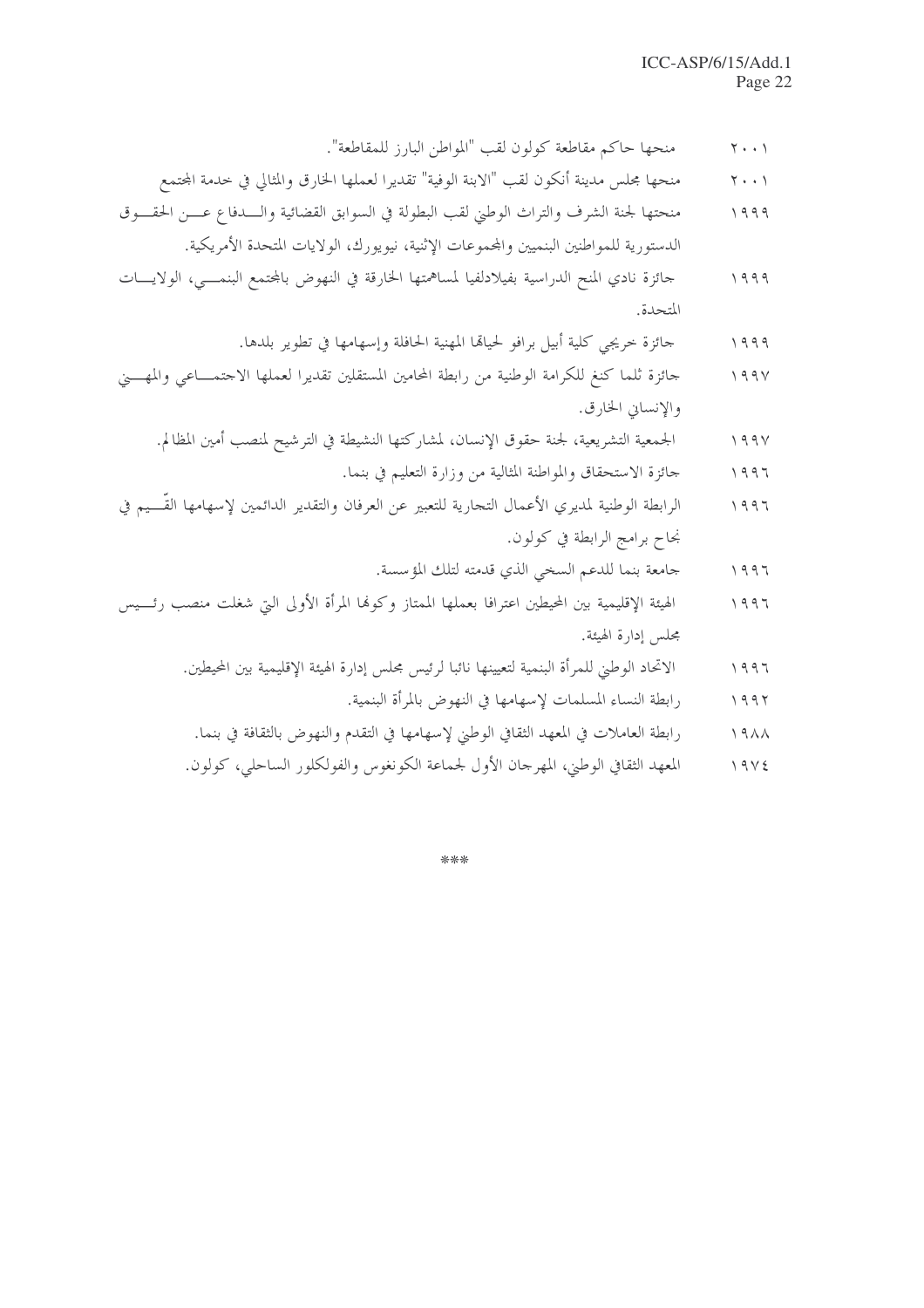٢٠٠١ منحها حاكم مقاطعة كولون لقب "المواطن البارز للمقاطعة".

٢٠٠١ منحها مجلس مدينة أنكون لقب "الابنة الوفية" تقديرا لعملها الخارق والمثالي في خدمة المجتمع

١٩٩٩ منحتها لجنة الشرف والتراث الوطني لقب البطولة في السوابق القضائية والدفاع عن الحقوق الدستورية للمواطنين البنميين والمجموعات الإثنية، نيويورك، الولايات المتحدة الأمريكية.

١٩٩٩ جائزة نادي المنح الدراسية بفيلادلفيا لمساهمتها الخارقة في النهوض بالمجتمع البنمي، الولايات المتحدة.

١٩٩٩ جائزة خريجي كلية أبيل برافو لحياتها المهنية الحافلة وإسهامها في تطوير بلدها.

١٩٩٧ جائزة ثلما كنغ للكرامة الوطنية من رابطة المحامين المستقلين تقديرا لعملها الاجتماعي والمهني والإنساني الخارق.

١٩٩٧ الجمعية التشريعية، لجنة حقوق الإنسان، لمشاركتها النشيطة في الترشيح لمنصب أمين المظالم.

١٩٩٦ جائزة الاستحقاق والمواطنة المثالية من وزارة التعليم في بنما.

١٩٩٦ الرابطة الوطنية لمديري الأعمال التجارية للتعبير عن العرفان والتقدير الدائمين لإسهامها القّيم في نجاح برامج الرابطة في كولون.

١٩٩٦ جامعة بنما للدعم السخي الذي قدمته لتلك المؤسسة.

١٩٩٦ الهيئة الإقليمية بين المحيطين اعترافا بعملها الممتاز وكونها المرأة الأولى التي شغلت منصب رئيس مجلس إدارة الهيئة.

١٩٩٦ الاتحاد الوطني للمرأة البنمية لتعيينها نائبا لرئيس مجلس إدارة الهيئة الإقليمية بين المحيطين.

١٩٩٢ رابطة النساء المسلمات لإسهامها في النهوض بالمرأة البنمية.

١٩٨٨ رابطة العاملات في المعهد الثقافي الوطني لإسهامها في التقدم والنهوض بالثقافة في بنما.

١٩٧٤ المعهد الثقافي الوطني، المهرجان الأول لجماعة الكونغوس والفولكلور الساحلي، كولون.

\*\*\*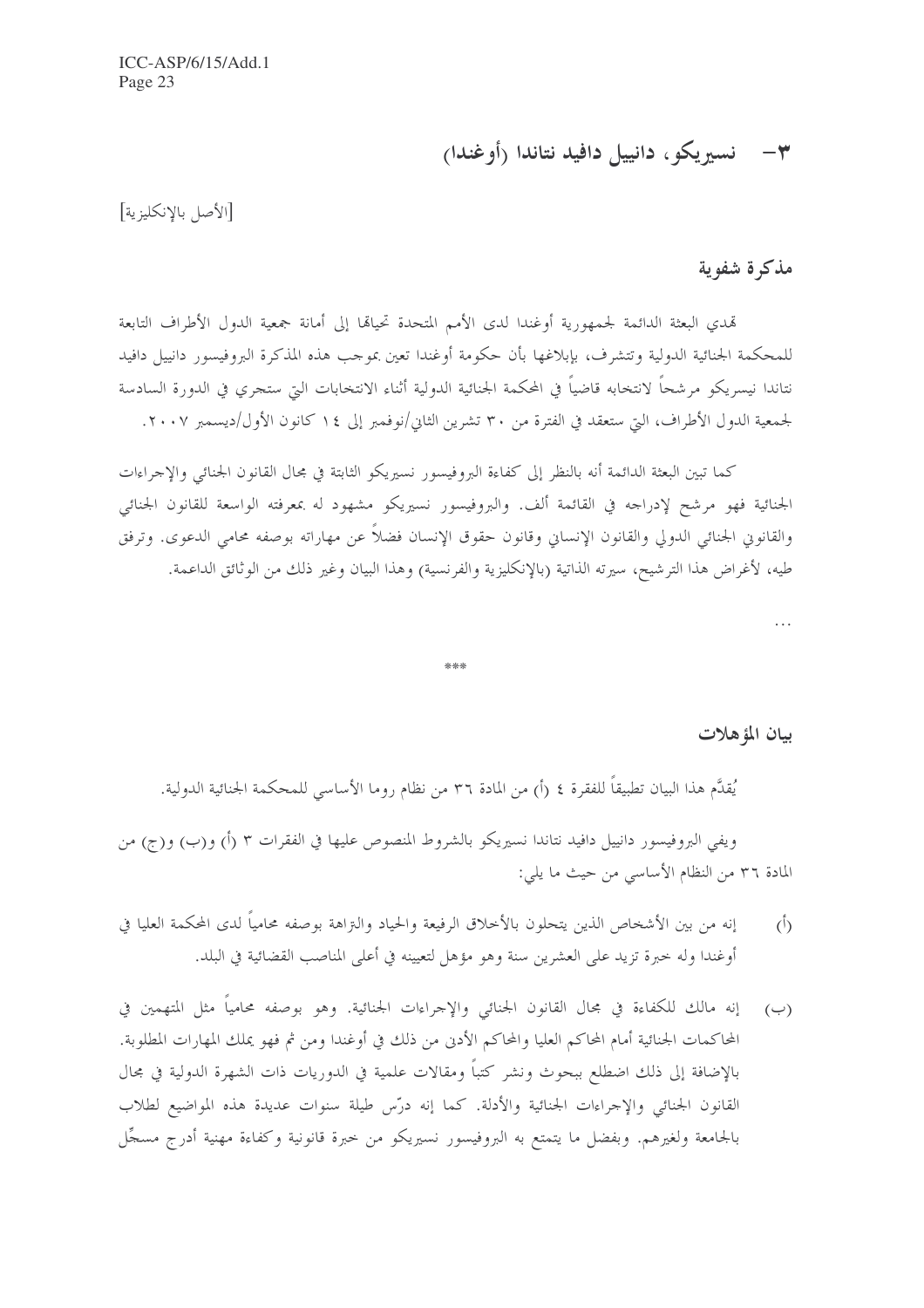## ٣- نسيريكو، دانييل دافيد نتاندا (أوغندا)

[الأصل بالإنكليزية]

### مذكرة شفوية

تهدي البعثة الدائمة لجمهورية أوغندا لدى الأمم المتحدة تحياتها إلى أمانة جمعية الدول الأطراف التابعة للمحكمة الجنائية الدولية وتتشرف، بإبلاغها بأن حكومة أوغندا تعين بموجب هذه المذكرة البروفيسور دانييل دافيد نتاندا نيسريكو مرشحاً لانتخابه قاضياً في المحكمة الجنائية الدولية أثناء الانتخابات التي ستجري في الدورة السادسة لجمعية الدول الأطراف، التي ستعقد في الفترة من ٣٠ تشرين الثاني/نوفمبر إلى ١٤ كانون الأول/ديسمبر ٢٠٠٧.

كما تبين البعثة الدائمة أنه بالنظر إلى كفاءة البروفيسور نسيريكو الثابتة في مجال القانون الجنائي والإجراءات الجنائية فهو مرشح لإدراجه في القائمة ألف. والبروفيسور نسيريكو مشهود له بمعرفته الواسعة للقانون الجنائي والقانوني الجنائي الدولي والقانون الإنساني وقانون حقوق الإنسان فضلاً عن مهاراته بوصفه محامي الدعوى. وترفق طيه، لأغراض هذا الترشيح، سيرته الذاتية (بالإنكليزية والفرنسية) وهذا البيان وغير ذلك من الوثائق الداعمة.

...

***

### بيان المؤهلات

يُقدَّم هذا البيان تطبيقاً للفقرة ٤ (أ) من المادة ٣٦ من نظام روما الأساسي للمحكمة الجنائية الدولية.

ويفي البروفيسور دانييل دافيد نتاندا نسيريكو بالشروط المنصوص عليها في الفقرات ٣ (أ) و(ب) و(ج) من المادة ٣٦ من النظام الأساسي من حيث ما يلي:

(أ) إنه من بين الأشخاص الذين يتحلون بالأخلاق الرفيعة والحياد والنزاهة بوصفه محامياً لدى المحكمة العليا في أوغندا وله خبرة تزيد على العشرين سنة وهو مؤهل لتعيينه في أعلى المناصب القضائية في البلد.

(ب) إنه مالك للكفاءة في مجال القانون الجنائي والإجراءات الجنائية. وهو بوصفه محامياً مثل المتهمين في المحاكمات الجنائية أمام المحاكم العليا والمحاكم الأدنى من ذلك في أوغندا ومن ثم فهو يملك المهارات المطلوبة. بالإضافة إلى ذلك اضطلع ببحوث ونشر كتباً ومقالات علمية في الدوريات ذات الشهرة الدولية في مجال القانون الجنائي والإجراءات الجنائية والأدلة. كما إنه درّس طيلة سنوات عديدة هذه المواضيع لطلاب بالجامعة ولغيرهم. وبفضل ما يتمتع به البروفيسور نسيريكو من خبرة قانونية وكفاءة مهنية أدرج مسجِّل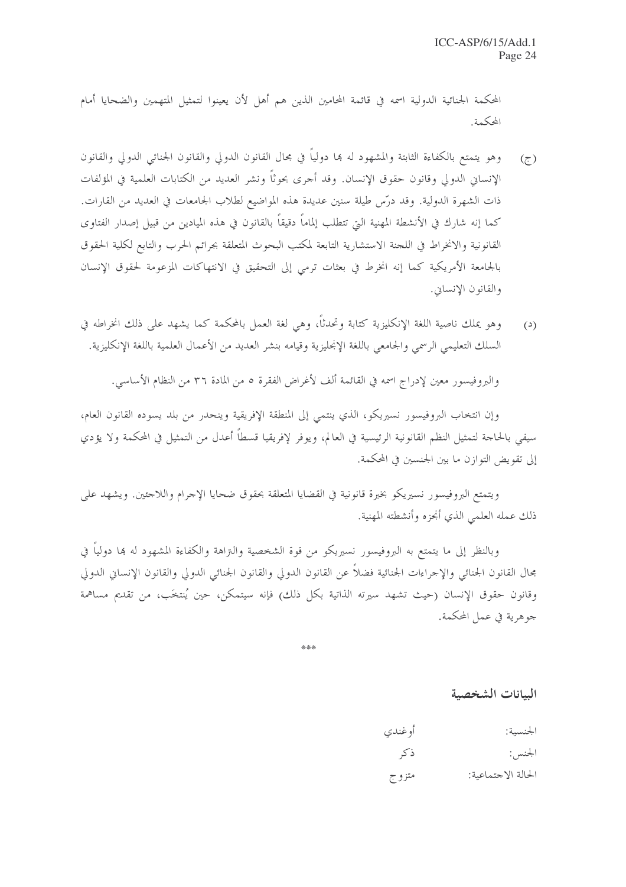المحكمة الجنائية الدولية اسمه في قائمة المحامين الذين هم أهل لأن يعينوا لتمثيل المتهمين والضحايا أمام المحكمة.

(ج) وهو يتمتع بالكفاءة الثابتة والمشهود له بها دولياً في مجال القانون الدولي والقانون الجنائي الدولي والقانون الإنساني الدولي وقانون حقوق الإنسان. وقد أجرى بحوثاً ونشر العديد من الكتابات العلمية في المؤلفات ذات الشهرة الدولية. وقد درّس طيلة سنين عديدة هذه المواضيع لطلاب الجامعات في العديد من القارات. كما إنه شارك في الأنشطة المهنية التي تتطلب إلماماً دقيقاً بالقانون في هذه الميادين من قبيل إصدار الفتاوى القانونية والانخراط في اللجنة الاستشارية التابعة لمكتب البحوث المتعلقة بجرائم الحرب والتابع لكلية الحقوق بالجامعة الأمريكية كما إنه انخرط في بعثات ترمي إلى التحقيق في الانتهاكات المزعومة لحقوق الإنسان والقانون الإنساني.

(د) وهو يملك ناصية اللغة الإنكليزية كتابة وتحدثاً، وهي لغة العمل بالمحكمة كما يشهد على ذلك انخراطه في السلك التعليمي الرسمي والجامعي باللغة الإنجليزية وقيامه بنشر العديد من الأعمال العلمية باللغة الإنكليزية.

والبروفيسور معين لإدراج اسمه في القائمة ألف لأغراض الفقرة ٥ من المادة ٣٦ من النظام الأساسي.

وإن انتخاب البروفيسور نسيريكو، الذي ينتمي إلى المنطقة الإفريقية وينحدر من بلد يسوده القانون العام، سيفي بالحاجة لتمثيل النظم القانونية الرئيسية في العالم، ويوفر لإفريقيا قسطاً أعدل من التمثيل في المحكمة ولا يؤدي إلى تقويض التوازن ما بين الجنسين في المحكمة.

ويتمتع البروفيسور نسيريكو بخبرة قانونية في القضايا المتعلقة بحقوق ضحايا الإجرام واللاجئين. ويشهد على ذلك عمله العلمي الذي أنجزه وأنشطته المهنية.

وبالنظر إلى ما يتمتع به البروفيسور نسيريكو من قوة الشخصية والنزاهة والكفاءة المشهود له بها دولياً في مجال القانون الجنائي والإجراءات الجنائية فضلاً عن القانون الدولي والقانون الجنائي الدولي والقانون الإنساني الدولي وقانون حقوق الإنسان (حيث تشهد سيرته الذاتية بكل ذلك) فإنه سيتمكن، حين يُنتخَب، من تقديم مساهمة جوهرية في عمل المحكمة.

\*\*\*

## البيانات الشخصية

| | |
|---|---|
| الجنسية: | أوغندي |
| الجنس: | ذكر |
| الحالة الاجتماعية: | متزوج |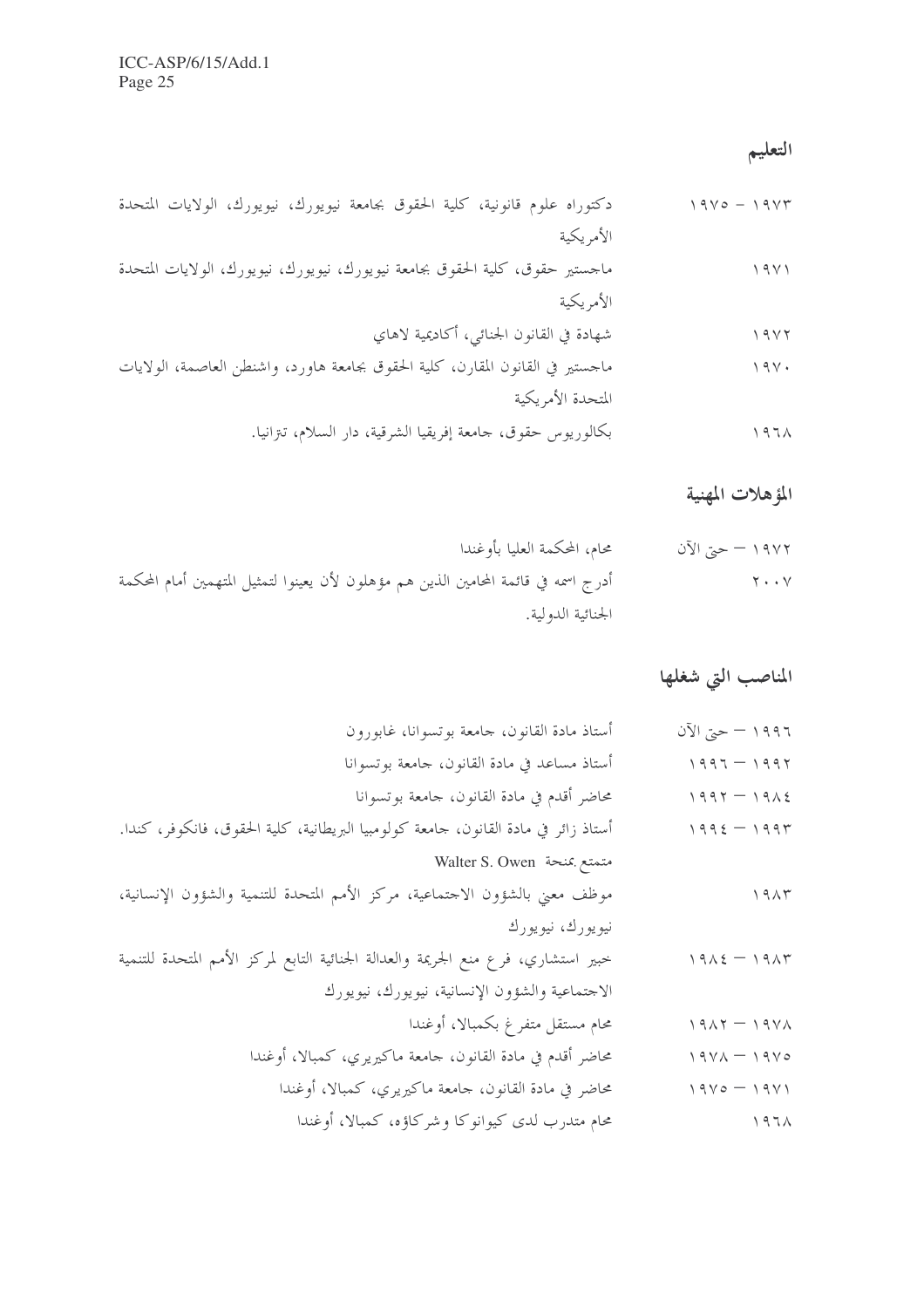## التعليم

| | |
|---|---|
| ١٩٧٣ - ١٩٧٥ | دكتوراه علوم قانونية، كلية الحقوق بجامعة نيويورك، نيويورك، الولايات المتحدة الأمريكية |
| ١٩٧١ | ماجستير حقوق، كلية الحقوق بجامعة نيويورك، نيويورك، الولايات المتحدة الأمريكية |
| ١٩٧٢ | شهادة في القانون الجنائي، أكاديمية لاهاي |
| ١٩٧٠ | ماجستير في القانون المقارن، كلية الحقوق بجامعة هاورد، واشنطن العاصمة، الولايات المتحدة الأمريكية |
| ١٩٦٨ | بكالوريوس حقوق، جامعة إفريقيا الشرقية، دار السلام، تنزانيا. |

## المؤهلات المهنية

| | |
|---|---|
| ١٩٧٢ — حتى الآن | محام، المحكمة العليا بأوغندا |
| ٢٠٠٧ | أدرج اسمه في قائمة المحامين الذين هم مؤهلون لأن يعينوا لتمثيل المتهمين أمام المحكمة الجنائية الدولية. |

## المناصب التي شغلها

| | |
|---|---|
| ١٩٩٦ — حتى الآن | أستاذ مادة القانون، جامعة بوتسوانا، غابورون |
| ١٩٩٢ — ١٩٩٦ | أستاذ مساعد في مادة القانون، جامعة بوتسوانا |
| ١٩٨٤ — ١٩٩٢ | محاضر أقدم في مادة القانون، جامعة بوتسوانا |
| ١٩٩٣ — ١٩٩٤ | أستاذ زائر في مادة القانون، جامعة كولومبيا البريطانية، كلية الحقوق، فانكوفر، كندا. متمتع بمنحة Walter S. Owen |
| ١٩٨٣ | موظف معني بالشؤون الاجتماعية، مركز الأمم المتحدة للتنمية والشؤون الإنسانية، نيويورك، نيويورك |
| ١٩٨٣ — ١٩٨٤ | خبير استشاري، فرع منع الجريمة والعدالة الجنائية التابع لمركز الأمم المتحدة للتنمية الاجتماعية والشؤون الإنسانية، نيويورك، نيويورك |
| ١٩٧٨ — ١٩٨٢ | محام مستقل متفرغ بكمبالا، أوغندا |
| ١٩٧٥ — ١٩٧٨ | محاضر أقدم في مادة القانون، جامعة ماكيريري، كمبالا، أوغندا |
| ١٩٧١ — ١٩٧٥ | محاضر في مادة القانون، جامعة ماكيريري، كمبالا، أوغندا |
| ١٩٦٨ | محام متدرب لدى كيوانوكا وشركاؤه، كمبالا، أوغندا |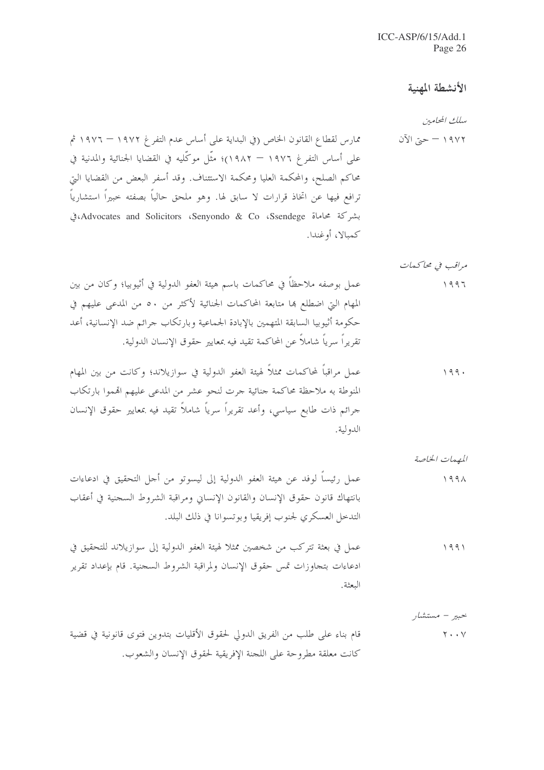## الأنشطة المهنية

*سلك المحامين*

١٩٧٢ – حتى الآن

مارس لقطاع القانون الخاص (في البداية على أساس عدم التفرغ ١٩٧٢ – ١٩٧٦ ثم على أساس التفرغ ١٩٧٦ – ١٩٨٢)؛ مثّل موكّليه في القضايا الجنائية والمدنية في محاكم الصلح، والمحكمة العليا ومحكمة الاستئناف. وقد أسفر البعض من القضايا التي ترافع فيها عن اتخاذ قرارات لا سابق لها. وهو ملحق حالياً بصفته خبيراً استشارياً بشركة محاماة Ssendege، Senyondo & Co، Advocates and Solicitors، في كمبالا، أوغندا.

*مراقب في محاكمات*

١٩٩٦

عمل بوصفه ملاحظاً في محاكمات باسم هيئة العفو الدولية في أثيوبيا؛ وكان من بين المهام التي اضطلع بها متابعة المحاكمات الجنائية لأكثر من ٥٠ من المدعى عليهم في حكومة أثيوبيا السابقة المتهمين بالإبادة الجماعية وبارتكاب جرائم ضد الإنسانية، أعد تقريراً سرياً شاملاً عن المحاكمة تقيد فيه بمعايير حقوق الإنسان الدولية.

١٩٩٠

عمل مراقباً لمحاكمات ممثلاً لهيئة العفو الدولية في سوازيلاند؛ وكانت من بين المهام المنوطة به ملاحظة محاكمة جنائية جرت لنحو عشر من المدعى عليهم اتهموا بارتكاب جرائم ذات طابع سياسي، وأعد تقريراً سرياً شاملاً تقيد فيه بمعايير حقوق الإنسان الدولية.

*المهمات الخاصة*

١٩٩٨

عمل رئيساً لوفد عن هيئة العفو الدولية إلى ليسوتو من أجل التحقيق في ادعاءات بانتهاك قانون حقوق الإنسان والقانون الإنساني ومراقبة الشروط السجنية في أعقاب التدخل العسكري لجنوب إفريقيا وبوتسوانا في ذلك البلد.

١٩٩١

عمل في بعثة تتركب من شخصين ممثلا لهيئة العفو الدولية إلى سوازيلاند للتحقيق في ادعاءات بتجاوزات تمس حقوق الإنسان ولمراقبة الشروط السجنية. قام بإعداد تقرير البعثة.

*خبير – مستشار*

٢٠٠٧

قام بناء على طلب من الفريق الدولي لحقوق الأقليات بتدوين فتوى قانونية في قضية كانت معلقة مطروحة على اللجنة الإفريقية لحقوق الإنسان والشعوب.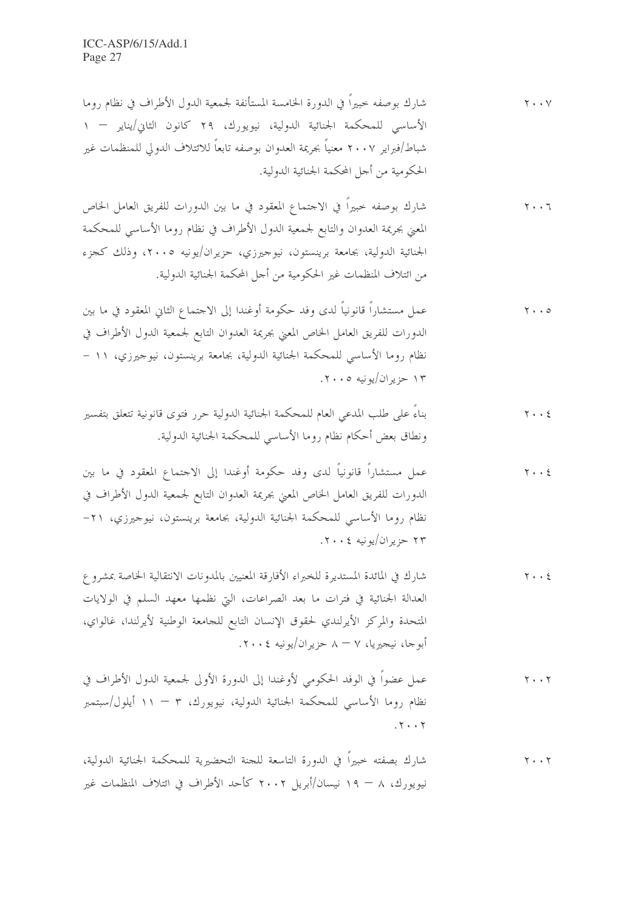٢٠٠٧ شارك بوصفه خبيراً في الدورة الخامسة المستأنفة لجمعية الدول الأطراف في نظام روما الأساسي للمحكمة الجنائية الدولية، نيويورك، ٢٩ كانون الثاني/يناير – ١ شباط/فبراير ٢٠٠٧ معنياً بجريمة العدوان بوصفه تابعاً للائتلاف الدولي للمنظمات غير الحكومية من أجل المحكمة الجنائية الدولية.

٢٠٠٦ شارك بوصفه خبيراً في الاجتماع المعقود في ما بين الدورات للفريق العامل الخاص المعني بجريمة العدوان والتابع لجمعية الدول الأطراف في نظام روما الأساسي للمحكمة الجنائية الدولية، بجامعة برينستون، نيوجيرزي، حزيران/يونيه ٢٠٠٥، وذلك كجزء من ائتلاف المنظمات غير الحكومية من أجل المحكمة الجنائية الدولية.

٢٠٠٥ عمل مستشاراً قانونياً لدى وفد حكومة أوغندا إلى الاجتماع الثاني المعقود في ما بين الدورات للفريق العامل الخاص المعني بجريمة العدوان التابع لجمعية الدول الأطراف في نظام روما الأساسي للمحكمة الجنائية الدولية، بجامعة برينستون، نيوجيرزي، ١١ – ١٣ حزيران/يونيه ٢٠٠٥.

٢٠٠٤ بناءً على طلب المدعي العام للمحكمة الجنائية الدولية حرر فتوى قانونية تتعلق بتفسير ونطاق بعض أحكام نظام روما الأساسي للمحكمة الجنائية الدولية.

٢٠٠٤ عمل مستشاراً قانونياً لدى وفد حكومة أوغندا إلى الاجتماع المعقود في ما بين الدورات للفريق العامل الخاص المعني بجريمة العدوان التابع لجمعية الدول الأطراف في نظام روما الأساسي للمحكمة الجنائية الدولية، بجامعة برينستون، نيوجيرزي، ٢١– ٢٣ حزيران/يونيه ٢٠٠٤.

٢٠٠٤ شارك في المائدة المستديرة للخبراء الأفارقة المعنيين بالمدونات الانتقالية الخاصة بمشروع العدالة الجنائية في فترات ما بعد الصراعات، التي نظمها معهد السلم في الولايات المتحدة والمركز الأيرلندي لحقوق الإنسان التابع للجامعة الوطنية لأيرلندا، غالواي، أبوجا، نيجيريا، ٧ – ٨ حزيران/يونيه ٢٠٠٤.

٢٠٠٢ عمل عضواً في الوفد الحكومي لأوغندا إلى الدورة الأولى لجمعية الدول الأطراف في نظام روما الأساسي للمحكمة الجنائية الدولية، نيويورك، ٣ – ١١ أيلول/سبتمبر ٢٠٠٢.

٢٠٠٢ شارك بصفته خبيراً في الدورة التاسعة للجنة التحضيرية للمحكمة الجنائية الدولية، نيويورك، ٨ – ١٩ نيسان/أبريل ٢٠٠٢ كأحد الأطراف في ائتلاف المنظمات غير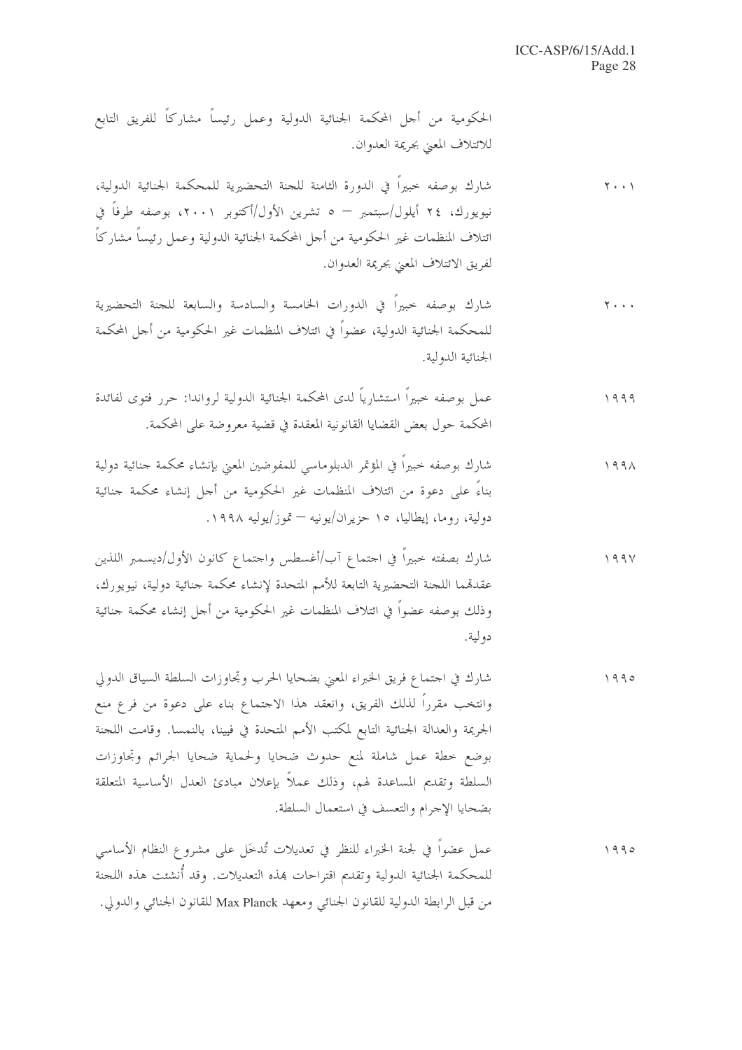الحكومية من أجل المحكمة الجنائية الدولية وعمل رئيساً مشاركاً للفريق التابع للائتلاف المعني بجريمة العدوان.

٢٠٠١ شارك بوصفه خبيراً في الدورة الثامنة للجنة التحضيرية للمحكمة الجنائية الدولية، نيويورك، ٢٤ أيلول/سبتمبر – ٥ تشرين الأول/أكتوبر ٢٠٠١، بوصفه طرفاً في ائتلاف المنظمات غير الحكومية من أجل المحكمة الجنائية الدولية وعمل رئيساً مشاركاً لفريق الائتلاف المعني بجريمة العدوان.

٢٠٠٠ شارك بوصفه خبيراً في الدورات الخامسة والسادسة والسابعة للجنة التحضيرية للمحكمة الجنائية الدولية، عضواً في ائتلاف المنظمات غير الحكومية من أجل المحكمة الجنائية الدولية.

١٩٩٩ عمل بوصفه خبيراً استشارياً لدى المحكمة الجنائية الدولية لرواندا: حرر فتوى لفائدة المحكمة حول بعض القضايا القانونية المعقدة في قضية معروضة على المحكمة.

١٩٩٨ شارك بوصفه خبيراً في المؤتمر الدبلوماسي للمفوضين المعني بإنشاء محكمة جنائية دولية بناءً على دعوة من ائتلاف المنظمات غير الحكومية من أجل إنشاء محكمة جنائية دولية، روما، إيطاليا، ١٥ حزيران/يونيه – تموز/يوليه ١٩٩٨.

١٩٩٧ شارك بصفته خبيراً في اجتماع آب/أغسطس واجتماع كانون الأول/ديسمبر اللذين عقدتهما اللجنة التحضيرية التابعة للأمم المتحدة لإنشاء محكمة جنائية دولية، نيويورك، وذلك بوصفه عضواً في ائتلاف المنظمات غير الحكومية من أجل إنشاء محكمة جنائية دولية.

١٩٩٥ شارك في اجتماع فريق الخبراء المعني بضحايا الحرب وتجاوزات السلطة السياق الدولي وانتخب مقرراً لذلك الفريق، وانعقد هذا الاجتماع بناء على دعوة من فرع منع الجريمة والعدالة الجنائية التابع لمكتب الأمم المتحدة في فيينا، بالنمسا. وقامت اللجنة بوضع خطة عمل شاملة لمنع حدوث ضحايا ولحماية ضحايا الجرائم وتجاوزات السلطة وتقديم المساعدة لهم، وذلك عملاً بإعلان مبادئ العدل الأساسية المتعلقة بضحايا الإجرام والتعسف في استعمال السلطة.

١٩٩٥ عمل عضواً في لجنة الخبراء للنظر في تعديلات تُدخَل على مشروع النظام الأساسي للمحكمة الجنائية الدولية وتقديم اقتراحات بهذه التعديلات. وقد أُنشئت هذه اللجنة من قبل الرابطة الدولية للقانون الجنائي ومعهد Max Planck للقانون الجنائي والدولي.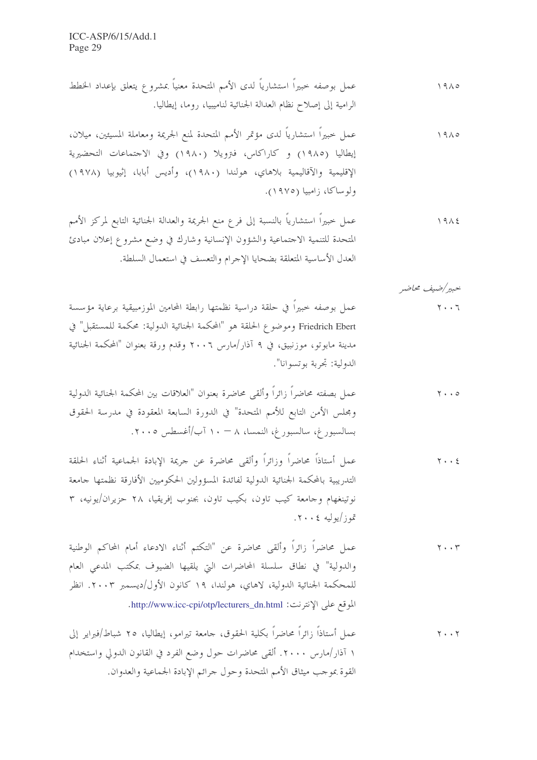١٩٨٥ عمل بوصفه خبيراً استشارياً لدى الأمم المتحدة معنياً بمشروع يتعلق بإعداد الخطط الرامية إلى إصلاح نظام العدالة الجنائية لناميبيا، روما، إيطاليا.

١٩٨٥ عمل خبيراً استشارياً لدى مؤتمر الأمم المتحدة لمنع الجريمة ومعاملة المسيئين، ميلان، إيطاليا (١٩٨٥) و كاراكاس، فنزويلا (١٩٨٠) وفي الاجتماعات التحضيرية الإقليمية والأقاليمية بلاهاي، هولندا (١٩٨٠)، وأديس أبابا، إثيوبيا (١٩٧٨) ولوساكا، زامبيا (١٩٧٥).

١٩٨٤ عمل خبيراً استشارياً بالنسبة إلى فرع منع الجريمة والعدالة الجنائية التابع لمركز الأمم المتحدة للتنمية الاجتماعية والشؤون الإنسانية وشارك في وضع مشروع إعلان مبادئ العدل الأساسية المتعلقة بضحايا الإجرام والتعسف في استعمال السلطة.

*خبير/ضيف محاضر*

٢٠٠٦ عمل بوصفه خبيراً في حلقة دراسية نظمتها رابطة المحامين الموزمبيقية برعاية مؤسسة Friedrich Ebert وموضوع الحلقة هو "المحكمة الجنائية الدولية: محكمة للمستقبل" في مدينة مابوتو، موزنبيق، في ٩ آذار/مارس ٢٠٠٦ وقدم ورقة بعنوان "المحكمة الجنائية الدولية: تجربة بوتسوانا".

٢٠٠٥ عمل بصفته محاضراً زائراً وألقى محاضرة بعنوان "العلاقات بين المحكمة الجنائية الدولية ومجلس الأمن التابع للأمم المتحدة" في الدورة السابعة المعقودة في مدرسة الحقوق بسالسبورغ، سالسبورغ، النمسا، ٨ – ١٠ آب/أغسطس ٢٠٠٥.

٢٠٠٤ عمل أستاذاً محاضراً وزائراً وألقى محاضرة عن جريمة الإبادة الجماعية أثناء الحلقة التدريبية بالمحكمة الجنائية الدولية لفائدة المسؤولين الحكوميين الأفارقة نظمتها جامعة نوتينغهام وجامعة كيب تاون، بكيب تاون، بجنوب إفريقيا، ٢٨ حزيران/يونيه، ٣ تموز/يوليه ٢٠٠٤.

٢٠٠٣ عمل محاضراً زائراً وألقى محاضرة عن "التكتم أثناء الادعاء أمام المحاكم الوطنية والدولية" في نطاق سلسلة المحاضرات التي يلقيها الضيوف بمكتب المدعي العام للمحكمة الجنائية الدولية، لاهاي، هولندا، ١٩ كانون الأول/ديسمبر ٢٠٠٣. انظر الموقع على الإنترنت: http://www.icc-cpi/otp/lecturers_dn.html.

٢٠٠٢ عمل أستاذاً زائراً محاضراً بكلية الحقوق، جامعة تيرامو، إيطاليا، ٢٥ شباط/فبراير إلى ١ آذار/مارس ٢٠٠٠. ألقى محاضرات حول وضع الفرد في القانون الدولي واستخدام القوة بموجب ميثاق الأمم المتحدة وحول جرائم الإبادة الجماعية والعدوان.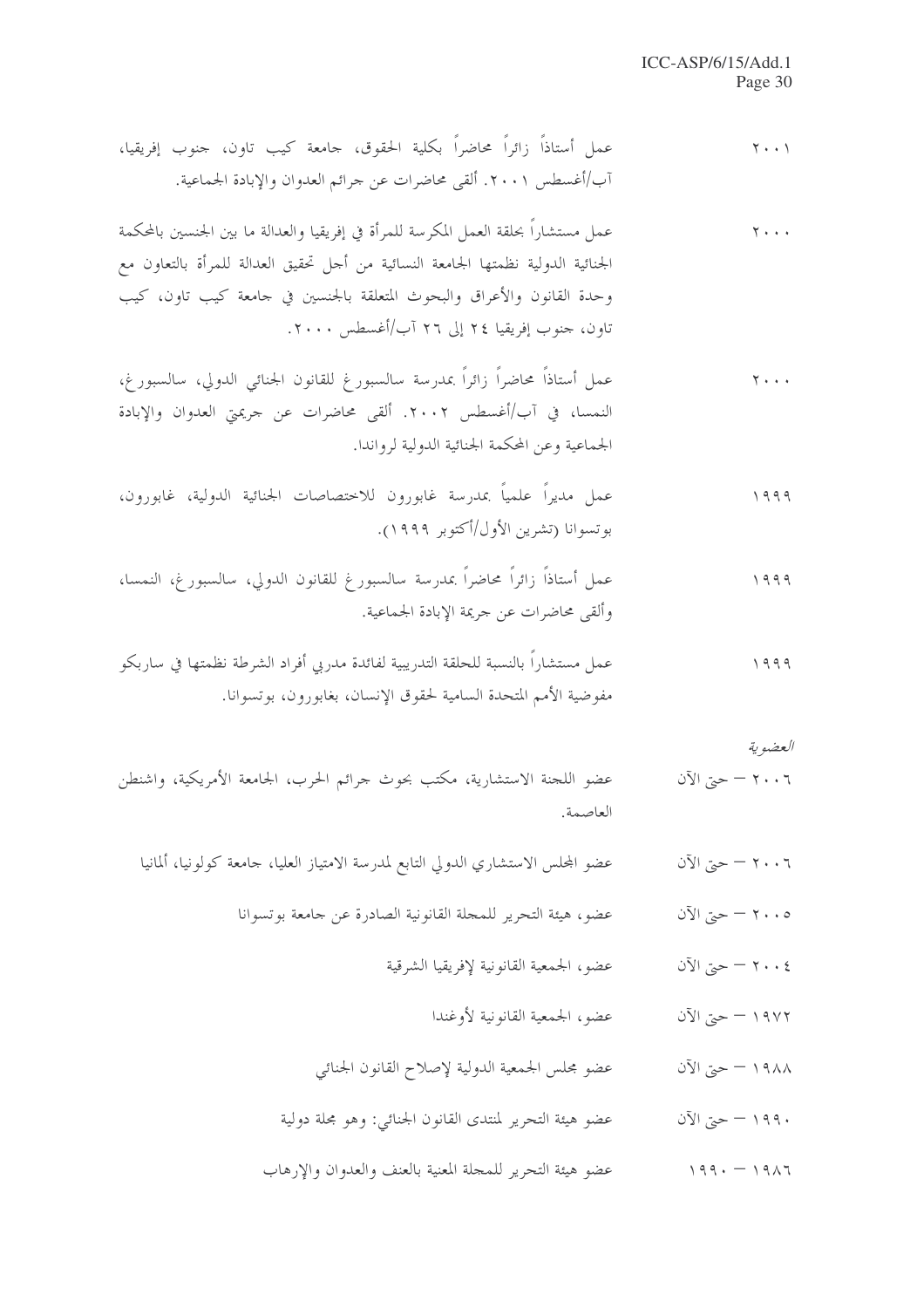٢٠٠١ عمل أستاذاً زائراً محاضراً بكلية الحقوق، جامعة كيب تاون، جنوب إفريقيا، آب/أغسطس ٢٠٠١. ألقى محاضرات عن جرائم العدوان والإبادة الجماعية.

٢٠٠٠ عمل مستشاراً بحلقة العمل المكرسة للمرأة في إفريقيا والعدالة ما بين الجنسين بالمحكمة الجنائية الدولية نظمتها الجامعة النسائية من أجل تحقيق العدالة للمرأة بالتعاون مع وحدة القانون والأعراق والبحوث المتعلقة بالجنسين في جامعة كيب تاون، كيب تاون، جنوب إفريقيا ٢٤ إلى ٢٦ آب/أغسطس ٢٠٠٠.

٢٠٠٠ عمل أستاذاً محاضراً زائراً بمدرسة سالسبورغ للقانون الجنائي الدولي، سالسبورغ، النمسا، في آب/أغسطس ٢٠٠٢. ألقى محاضرات عن جريمتي العدوان والإبادة الجماعية وعن المحكمة الجنائية الدولية لرواندا.

١٩٩٩ عمل مديراً علمياً بمدرسة غابورون للاختصاصات الجنائية الدولية، غابورون، بوتسوانا (تشرين الأول/أكتوبر ١٩٩٩).

١٩٩٩ عمل أستاذاً زائراً محاضراً بمدرسة سالسبورغ للقانون الدولي، سالسبورغ، النمسا، وألقى محاضرات عن جريمة الإبادة الجماعية.

١٩٩٩ عمل مستشاراً بالنسبة للحلقة التدريبية لفائدة مدربي أفراد الشرطة نظمتها في ساربكو مفوضية الأمم المتحدة السامية لحقوق الإنسان، بغابورون، بوتسوانا.

*العضوية*

٢٠٠٦ — حتى الآن عضو اللجنة الاستشارية، مكتب بحوث جرائم الحرب، الجامعة الأمريكية، واشنطن العاصمة.

٢٠٠٦ — حتى الآن عضو المجلس الاستشاري الدولي التابع لمدرسة الامتياز العليا، جامعة كولونيا، ألمانيا

٢٠٠٥ — حتى الآن عضو، هيئة التحرير للمجلة القانونية الصادرة عن جامعة بوتسوانا

٢٠٠٤ — حتى الآن عضو، الجمعية القانونية لإفريقيا الشرقية

١٩٧٢ — حتى الآن عضو، الجمعية القانونية لأوغندا

١٩٨٨ — حتى الآن عضو مجلس الجمعية الدولية لإصلاح القانون الجنائي

١٩٩٠ — حتى الآن عضو هيئة التحرير لمنتدى القانون الجنائي: وهو مجلة دولية

١٩٨٦ — ١٩٩٠ عضو هيئة التحرير للمجلة المعنية بالعنف والعدوان والإرهاب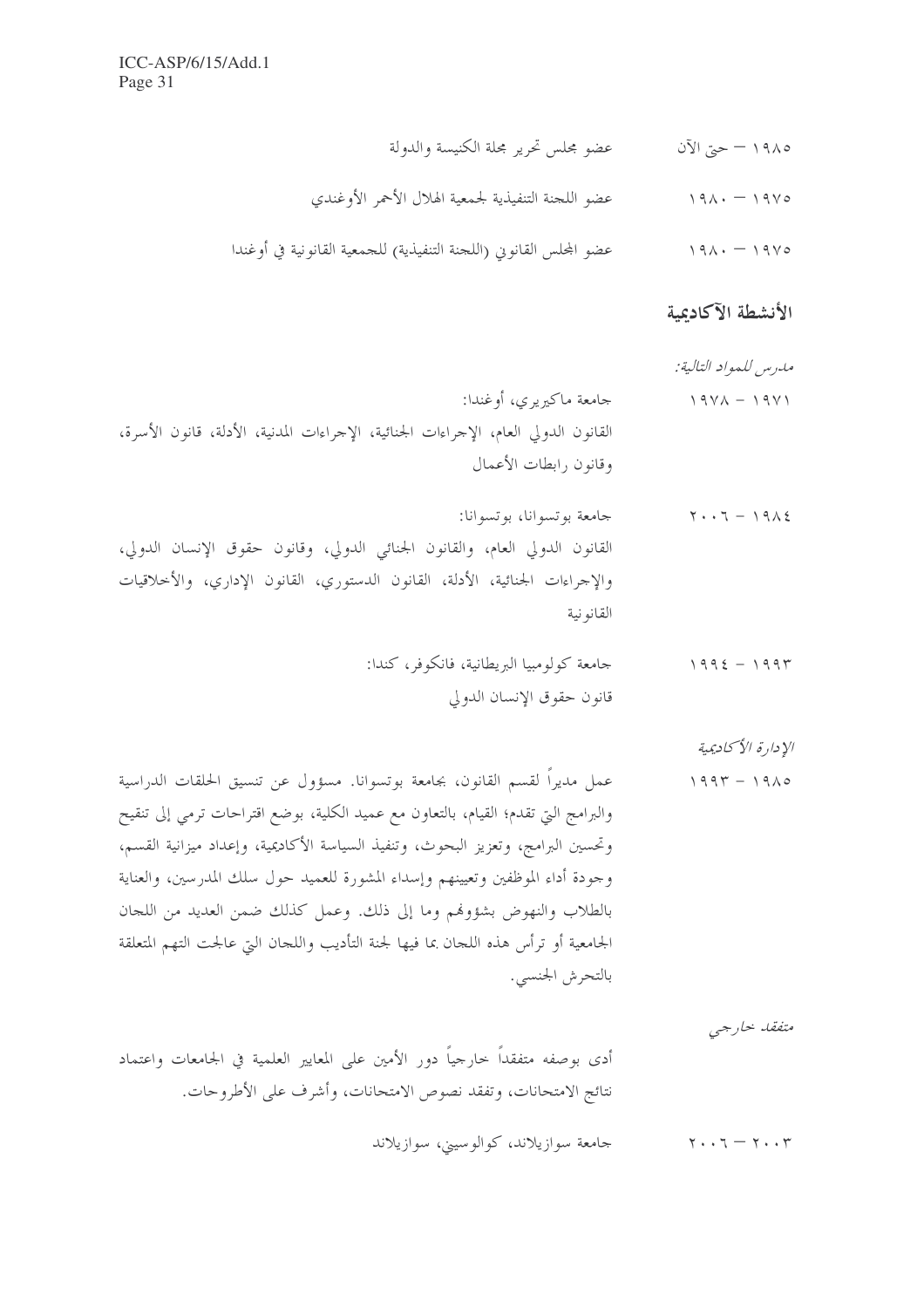١٩٨٥ – حتى الآن عضو مجلس تحرير مجلة الكنيسة والدولة

١٩٧٥ – ١٩٨٠ عضو اللجنة التنفيذية لجمعية الهلال الأحمر الأوغندي

١٩٧٥ – ١٩٨٠ عضو المجلس القانوني (اللجنة التنفيذية) للجمعية القانونية في أوغندا

## الأنشطة الأكاديمية

*مدرس للمواد التالية:*

١٩٧١ – ١٩٧٨ جامعة ماكيريري، أوغندا:
القانون الدولي العام، الإجراءات الجنائية، الإجراءات المدنية، الأدلة، قانون الأسرة، وقانون رابطات الأعمال

١٩٨٤ – ٢٠٠٦ جامعة بوتسوانا، بوتسوانا:
القانون الدولي العام، والقانون الجنائي الدولي، وقانون حقوق الإنسان الدولي، والإجراءات الجنائية، الأدلة، القانون الدستوري، القانون الإداري، والأخلاقيات القانونية

١٩٩٣ – ١٩٩٤ جامعة كولومبيا البريطانية، فانكوفر، كندا:
قانون حقوق الإنسان الدولي

*الإدارة الأكاديمية*

١٩٨٥ – ١٩٩٣ عمل مديراً لقسم القانون، بجامعة بوتسوانا. مسؤول عن تنسيق الحلقات الدراسية والبرامج التي تقدم؛ القيام، بالتعاون مع عميد الكلية، بوضع اقتراحات ترمي إلى تنقيح وتحسين البرامج، وتعزيز البحوث، وتنفيذ السياسة الأكاديمية، وإعداد ميزانية القسم، وجودة أداء الموظفين وتعيينهم وإسداء المشورة للعميد حول سلك المدرسين، والعناية بالطلاب والنهوض بشؤونهم وما إلى ذلك. وعمل كذلك ضمن العديد من اللجان الجامعية أو ترأس هذه اللجان بما فيها لجنة التأديب واللجان التي عالجت التهم المتعلقة بالتحرش الجنسي.

*متفقد خارجي*

أدى بوصفه متفقداً خارجياً دور الأمين على المعايير العلمية في الجامعات واعتماد نتائج الامتحانات، وتفقد نصوص الامتحانات، وأشرف على الأطروحات.

٢٠٠٣ – ٢٠٠٦ جامعة سوازيلاند، كوالوسيني، سوازيلاند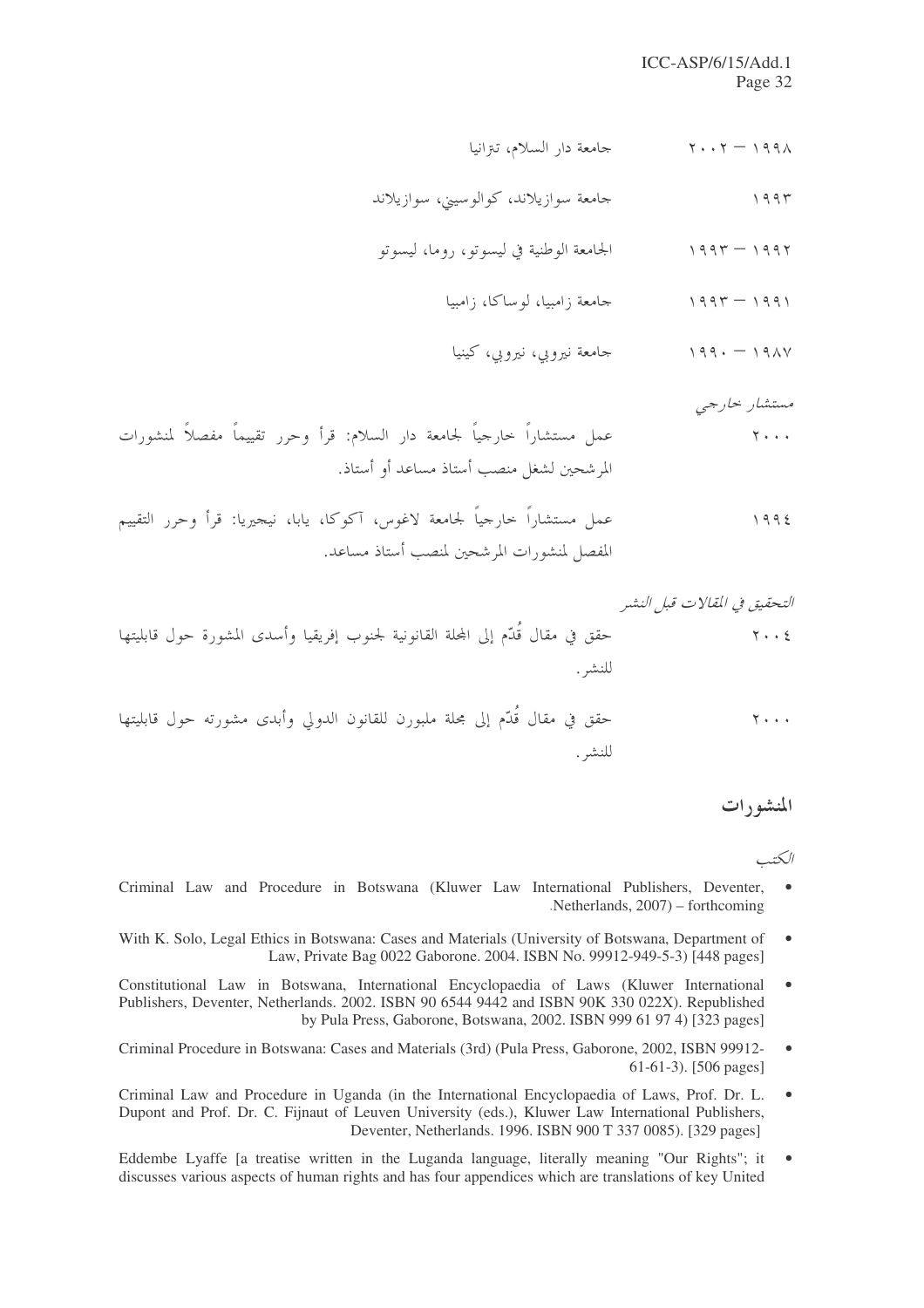١٩٩٨ – ٢٠٠٢ جامعة دار السلام، تترانيا

١٩٩٣ جامعة سوازيلاند، كوالوسيني، سوازيلاند

١٩٩٢ – ١٩٩٣ الجامعة الوطنية في ليسوتو، روما، ليسوتو

١٩٩١ – ١٩٩٣ جامعة زامبيا، لوساكا، زامبيا

١٩٨٧ – ١٩٩٠ جامعة نيروبي، نيروبي، كينيا

*مستشار خارجي*

٢٠٠٠ عمل مستشاراً خارجياً لجامعة دار السلام: قرأ وحرر تقييماً مفصلاً لمنشورات المرشحين لشغل منصب أستاذ مساعد أو أستاذ.

١٩٩٤ عمل مستشاراً خارجياً لجامعة لاغوس، آكوكا، يابا، نيجيريا: قرأ وحرر التقييم المفصل لمنشورات المرشحين لمنصب أستاذ مساعد.

*التحقيق في المقالات قبل النشر*

٢٠٠٤ حقق في مقال قُدّم إلى المجلة القانونية لجنوب إفريقيا وأسدى المشورة حول قابليتها للنشر.

٢٠٠٠ حقق في مقال قُدّم إلى مجلة ملبورن للقانون الدولي وأبدى مشورته حول قابليتها للنشر.

## المنشورات

*الكتب*

- Criminal Law and Procedure in Botswana (Kluwer Law International Publishers, Deventer, Netherlands, 2007) – forthcoming.
- With K. Solo, Legal Ethics in Botswana: Cases and Materials (University of Botswana, Department of Law, Private Bag 0022 Gaborone. 2004. ISBN No. 99912-949-5-3) [448 pages]
- Constitutional Law in Botswana, International Encyclopaedia of Laws (Kluwer International Publishers, Deventer, Netherlands. 2002. ISBN 90 6544 9442 and ISBN 90K 330 022X). Republished by Pula Press, Gaborone, Botswana, 2002. ISBN 999 61 97 4) [323 pages]
- Criminal Procedure in Botswana: Cases and Materials (3rd) (Pula Press, Gaborone, 2002, ISBN 99912-61-61-3). [506 pages]
- Criminal Law and Procedure in Uganda (in the International Encyclopaedia of Laws, Prof. Dr. L. Dupont and Prof. Dr. C. Fijnaut of Leuven University (eds.), Kluwer Law International Publishers, Deventer, Netherlands. 1996. ISBN 900 T 337 0085). [329 pages]
- Eddembe Lyaffe [a treatise written in the Luganda language, literally meaning "Our Rights"; it discusses various aspects of human rights and has four appendices which are translations of key United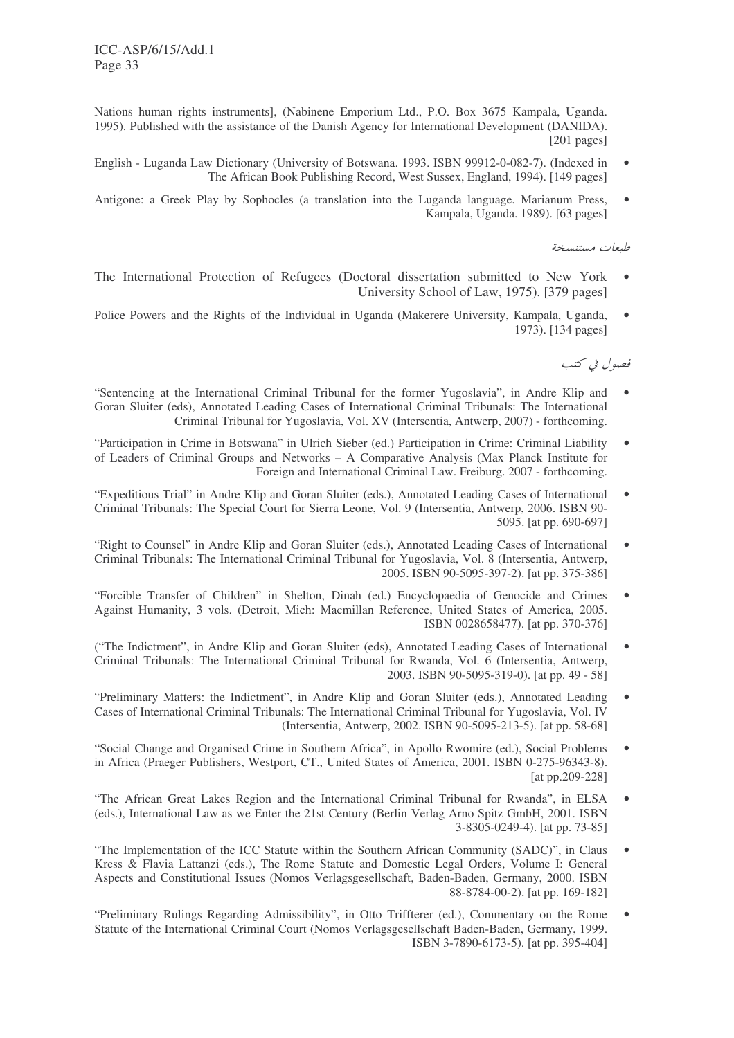Nations human rights instruments], (Nabinene Emporium Ltd., P.O. Box 3675 Kampala, Uganda. 1995). Published with the assistance of the Danish Agency for International Development (DANIDA). [201 pages]

- English - Luganda Law Dictionary (University of Botswana. 1993. ISBN 99912-0-082-7). (Indexed in The African Book Publishing Record, West Sussex, England, 1994). [149 pages]
- Antigone: a Greek Play by Sophocles (a translation into the Luganda language. Marianum Press, Kampala, Uganda. 1989). [63 pages]

طبعات مستنسخة

- The International Protection of Refugees (Doctoral dissertation submitted to New York University School of Law, 1975). [379 pages]
- Police Powers and the Rights of the Individual in Uganda (Makerere University, Kampala, Uganda, 1973). [134 pages]

فصول في كتب

- "Sentencing at the International Criminal Tribunal for the former Yugoslavia", in Andre Klip and Goran Sluiter (eds), Annotated Leading Cases of International Criminal Tribunals: The International Criminal Tribunal for Yugoslavia, Vol. XV (Intersentia, Antwerp, 2007) - forthcoming.
- "Participation in Crime in Botswana" in Ulrich Sieber (ed.) Participation in Crime: Criminal Liability of Leaders of Criminal Groups and Networks – A Comparative Analysis (Max Planck Institute for Foreign and International Criminal Law. Freiburg. 2007 - forthcoming.
- "Expeditious Trial" in Andre Klip and Goran Sluiter (eds.), Annotated Leading Cases of International Criminal Tribunals: The Special Court for Sierra Leone, Vol. 9 (Intersentia, Antwerp, 2006. ISBN 90-5095. [at pp. 690-697]
- "Right to Counsel" in Andre Klip and Goran Sluiter (eds.), Annotated Leading Cases of International Criminal Tribunals: The International Criminal Tribunal for Yugoslavia, Vol. 8 (Intersentia, Antwerp, 2005. ISBN 90-5095-397-2). [at pp. 375-386]
- "Forcible Transfer of Children" in Shelton, Dinah (ed.) Encyclopaedia of Genocide and Crimes Against Humanity, 3 vols. (Detroit, Mich: Macmillan Reference, United States of America, 2005. ISBN 0028658477). [at pp. 370-376]
- ("The Indictment", in Andre Klip and Goran Sluiter (eds), Annotated Leading Cases of International Criminal Tribunals: The International Criminal Tribunal for Rwanda, Vol. 6 (Intersentia, Antwerp, 2003. ISBN 90-5095-319-0). [at pp. 49 - 58]
- "Preliminary Matters: the Indictment", in Andre Klip and Goran Sluiter (eds.), Annotated Leading Cases of International Criminal Tribunals: The International Criminal Tribunal for Yugoslavia, Vol. IV (Intersentia, Antwerp, 2002. ISBN 90-5095-213-5). [at pp. 58-68]
- "Social Change and Organised Crime in Southern Africa", in Apollo Rwomire (ed.), Social Problems in Africa (Praeger Publishers, Westport, CT., United States of America, 2001. ISBN 0-275-96343-8). [at pp.209-228]
- "The African Great Lakes Region and the International Criminal Tribunal for Rwanda", in ELSA (eds.), International Law as we Enter the 21st Century (Berlin Verlag Arno Spitz GmbH, 2001. ISBN 3-8305-0249-4). [at pp. 73-85]
- "The Implementation of the ICC Statute within the Southern African Community (SADC)", in Claus Kress & Flavia Lattanzi (eds.), The Rome Statute and Domestic Legal Orders, Volume I: General Aspects and Constitutional Issues (Nomos Verlagsgesellschaft, Baden-Baden, Germany, 2000. ISBN 88-8784-00-2). [at pp. 169-182]
- "Preliminary Rulings Regarding Admissibility", in Otto Triffterer (ed.), Commentary on the Rome Statute of the International Criminal Court (Nomos Verlagsgesellschaft Baden-Baden, Germany, 1999. ISBN 3-7890-6173-5). [at pp. 395-404]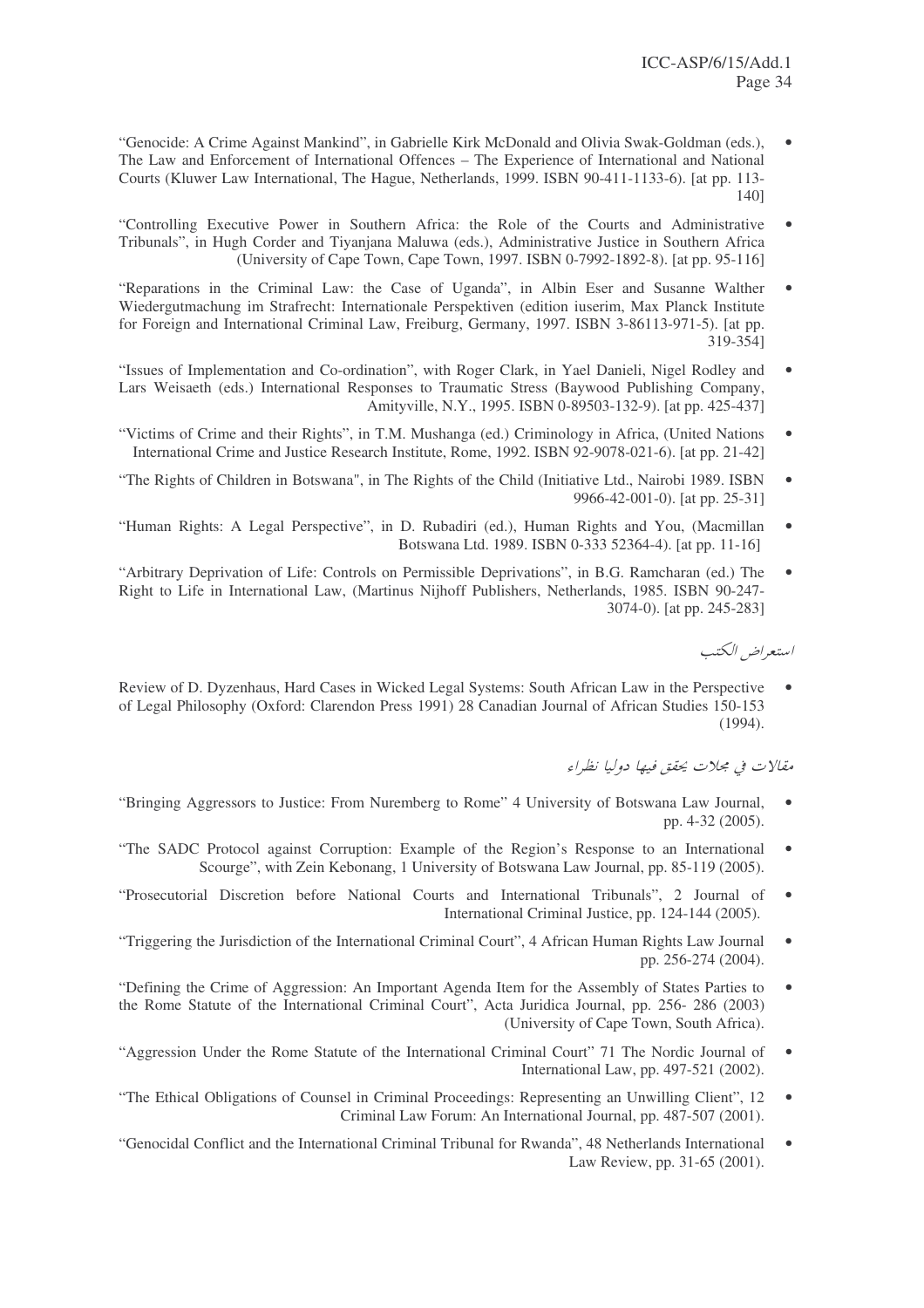- "Genocide: A Crime Against Mankind", in Gabrielle Kirk McDonald and Olivia Swak-Goldman (eds.), The Law and Enforcement of International Offences – The Experience of International and National Courts (Kluwer Law International, The Hague, Netherlands, 1999. ISBN 90-411-1133-6). [at pp. 113-140]
- "Controlling Executive Power in Southern Africa: the Role of the Courts and Administrative Tribunals", in Hugh Corder and Tiyanjana Maluwa (eds.), Administrative Justice in Southern Africa (University of Cape Town, Cape Town, 1997. ISBN 0-7992-1892-8). [at pp. 95-116]
- "Reparations in the Criminal Law: the Case of Uganda", in Albin Eser and Susanne Walther Wiedergutmachung im Strafrecht: Internationale Perspektiven (edition iuserim, Max Planck Institute for Foreign and International Criminal Law, Freiburg, Germany, 1997. ISBN 3-86113-971-5). [at pp. 319-354]
- "Issues of Implementation and Co-ordination", with Roger Clark, in Yael Danieli, Nigel Rodley and Lars Weisaeth (eds.) International Responses to Traumatic Stress (Baywood Publishing Company, Amityville, N.Y., 1995. ISBN 0-89503-132-9). [at pp. 425-437]
- "Victims of Crime and their Rights", in T.M. Mushanga (ed.) Criminology in Africa, (United Nations International Crime and Justice Research Institute, Rome, 1992. ISBN 92-9078-021-6). [at pp. 21-42]
- "The Rights of Children in Botswana", in The Rights of the Child (Initiative Ltd., Nairobi 1989. ISBN 9966-42-001-0). [at pp. 25-31]
- "Human Rights: A Legal Perspective", in D. Rubadiri (ed.), Human Rights and You, (Macmillan Botswana Ltd. 1989. ISBN 0-333 52364-4). [at pp. 11-16]
- "Arbitrary Deprivation of Life: Controls on Permissible Deprivations", in B.G. Ramcharan (ed.) The Right to Life in International Law, (Martinus Nijhoff Publishers, Netherlands, 1985. ISBN 90-247-3074-0). [at pp. 245-283]

استعراض الكتب

- Review of D. Dyzenhaus, Hard Cases in Wicked Legal Systems: South African Law in the Perspective of Legal Philosophy (Oxford: Clarendon Press 1991) 28 Canadian Journal of African Studies 150-153 (1994).

مقالات في مجلات يحقق فيها دوليا نظراء

- "Bringing Aggressors to Justice: From Nuremberg to Rome" 4 University of Botswana Law Journal, pp. 4-32 (2005).
- "The SADC Protocol against Corruption: Example of the Region's Response to an International Scourge", with Zein Kebonang, 1 University of Botswana Law Journal, pp. 85-119 (2005).
- "Prosecutorial Discretion before National Courts and International Tribunals", 2 Journal of International Criminal Justice, pp. 124-144 (2005).
- "Triggering the Jurisdiction of the International Criminal Court", 4 African Human Rights Law Journal pp. 256-274 (2004).
- "Defining the Crime of Aggression: An Important Agenda Item for the Assembly of States Parties to the Rome Statute of the International Criminal Court", Acta Juridica Journal, pp. 256- 286 (2003) (University of Cape Town, South Africa).
- "Aggression Under the Rome Statute of the International Criminal Court" 71 The Nordic Journal of International Law, pp. 497-521 (2002).
- "The Ethical Obligations of Counsel in Criminal Proceedings: Representing an Unwilling Client", 12 Criminal Law Forum: An International Journal, pp. 487-507 (2001).
- "Genocidal Conflict and the International Criminal Tribunal for Rwanda", 48 Netherlands International Law Review, pp. 31-65 (2001).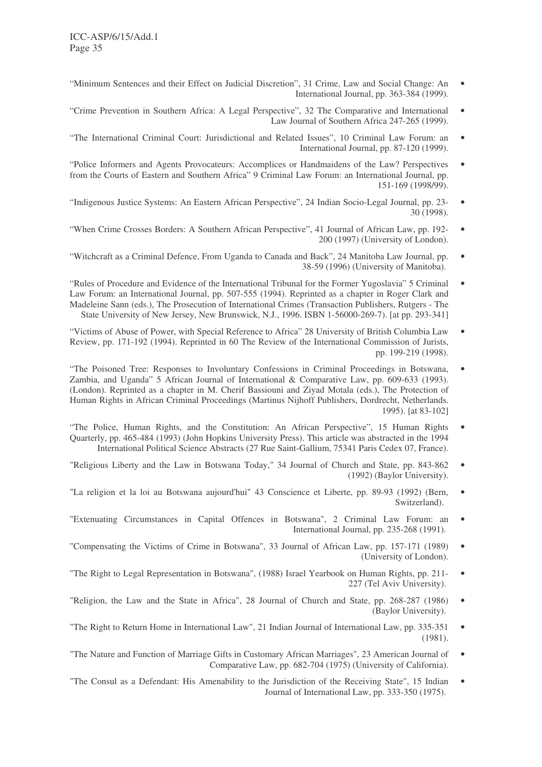- "Minimum Sentences and their Effect on Judicial Discretion", 31 Crime, Law and Social Change: An International Journal, pp. 363-384 (1999).
- "Crime Prevention in Southern Africa: A Legal Perspective", 32 The Comparative and International Law Journal of Southern Africa 247-265 (1999).
- "The International Criminal Court: Jurisdictional and Related Issues", 10 Criminal Law Forum: an International Journal, pp. 87-120 (1999).
- "Police Informers and Agents Provocateurs: Accomplices or Handmaidens of the Law? Perspectives from the Courts of Eastern and Southern Africa" 9 Criminal Law Forum: an International Journal, pp. 151-169 (1998/99).
- "Indigenous Justice Systems: An Eastern African Perspective", 24 Indian Socio-Legal Journal, pp. 23-30 (1998).
- "When Crime Crosses Borders: A Southern African Perspective", 41 Journal of African Law, pp. 192-200 (1997) (University of London).
- "Witchcraft as a Criminal Defence, From Uganda to Canada and Back", 24 Manitoba Law Journal, pp. 38-59 (1996) (University of Manitoba).
- "Rules of Procedure and Evidence of the International Tribunal for the Former Yugoslavia" 5 Criminal Law Forum: an International Journal, pp. 507-555 (1994). Reprinted as a chapter in Roger Clark and Madeleine Sann (eds.), The Prosecution of International Crimes (Transaction Publishers, Rutgers - The State University of New Jersey, New Brunswick, N.J., 1996. ISBN 1-56000-269-7). [at pp. 293-341]
- "Victims of Abuse of Power, with Special Reference to Africa" 28 University of British Columbia Law Review, pp. 171-192 (1994). Reprinted in 60 The Review of the International Commission of Jurists, pp. 199-219 (1998).
- "The Poisoned Tree: Responses to Involuntary Confessions in Criminal Proceedings in Botswana, Zambia, and Uganda" 5 African Journal of International & Comparative Law, pp. 609-633 (1993). (London). Reprinted as a chapter in M. Cherif Bassiouni and Ziyad Motala (eds.), The Protection of Human Rights in African Criminal Proceedings (Martinus Nijhoff Publishers, Dordrecht, Netherlands. 1995). [at 83-102]
- "The Police, Human Rights, and the Constitution: An African Perspective", 15 Human Rights Quarterly, pp. 465-484 (1993) (John Hopkins University Press). This article was abstracted in the 1994 International Political Science Abstracts (27 Rue Saint-Gallium, 75341 Paris Cedex 07, France).
- "Religious Liberty and the Law in Botswana Today," 34 Journal of Church and State, pp. 843-862 (1992) (Baylor University).
- "La religion et la loi au Botswana aujourd'hui" 43 Conscience et Liberte, pp. 89-93 (1992) (Bern, Switzerland).
- "Extenuating Circumstances in Capital Offences in Botswana", 2 Criminal Law Forum: an International Journal, pp. 235-268 (1991).
- "Compensating the Victims of Crime in Botswana", 33 Journal of African Law, pp. 157-171 (1989) (University of London).
- "The Right to Legal Representation in Botswana", (1988) Israel Yearbook on Human Rights, pp. 211-227 (Tel Aviv University).
- "Religion, the Law and the State in Africa", 28 Journal of Church and State, pp. 268-287 (1986) (Baylor University).
- "The Right to Return Home in International Law", 21 Indian Journal of International Law, pp. 335-351 (1981).
- "The Nature and Function of Marriage Gifts in Customary African Marriages", 23 American Journal of Comparative Law, pp. 682-704 (1975) (University of California).
- "The Consul as a Defendant: His Amenability to the Jurisdiction of the Receiving State", 15 Indian Journal of International Law, pp. 333-350 (1975).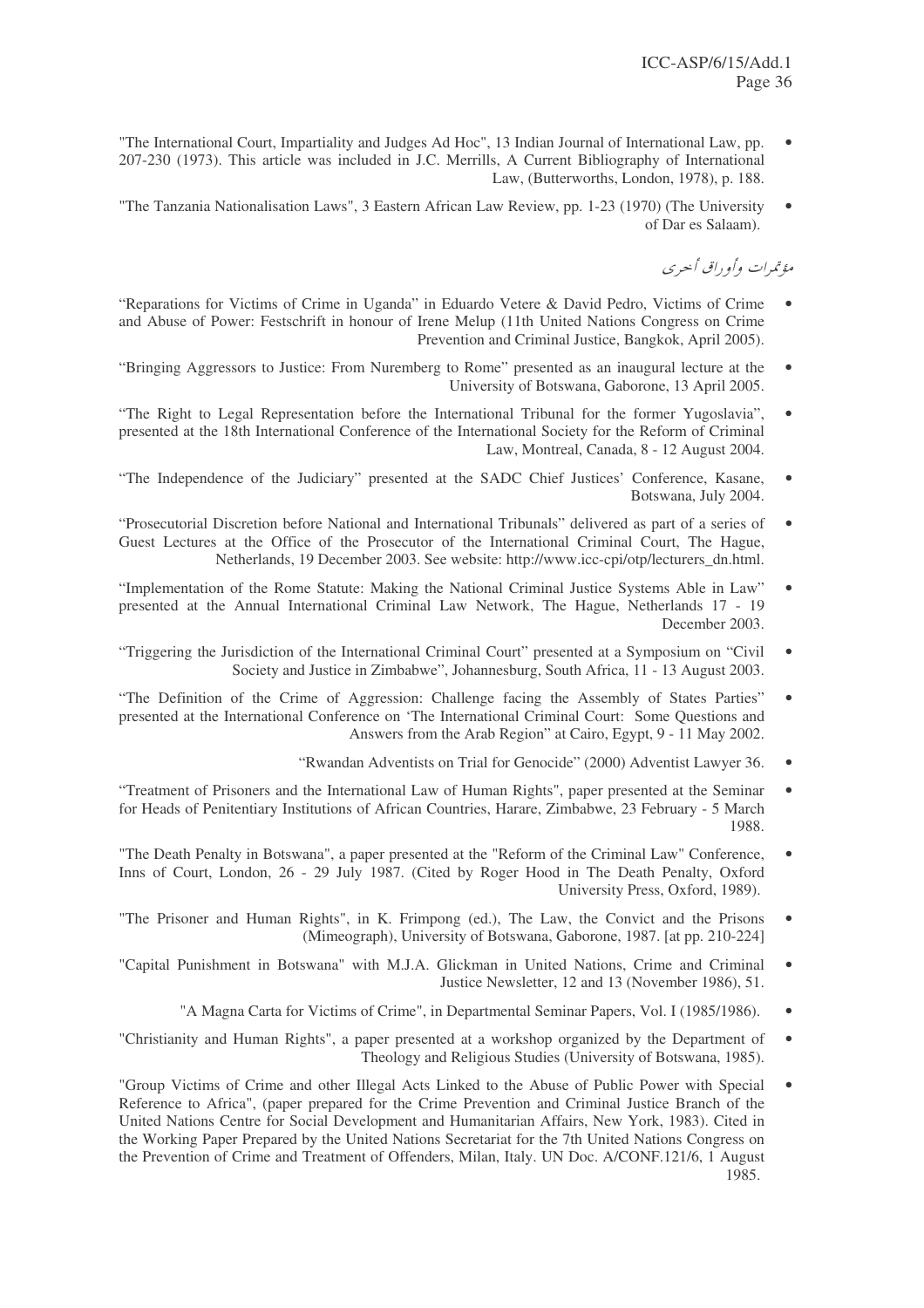- "The International Court, Impartiality and Judges Ad Hoc", 13 Indian Journal of International Law, pp. 207-230 (1973). This article was included in J.C. Merrills, A Current Bibliography of International Law, (Butterworths, London, 1978), p. 188.
- "The Tanzania Nationalisation Laws", 3 Eastern African Law Review, pp. 1-23 (1970) (The University of Dar es Salaam).

*مؤتمرات وأوراق أخرى*

- "Reparations for Victims of Crime in Uganda" in Eduardo Vetere & David Pedro, Victims of Crime and Abuse of Power: Festschrift in honour of Irene Melup (11th United Nations Congress on Crime Prevention and Criminal Justice, Bangkok, April 2005).
- "Bringing Aggressors to Justice: From Nuremberg to Rome" presented as an inaugural lecture at the University of Botswana, Gaborone, 13 April 2005.
- "The Right to Legal Representation before the International Tribunal for the former Yugoslavia", presented at the 18th International Conference of the International Society for the Reform of Criminal Law, Montreal, Canada, 8 - 12 August 2004.
- "The Independence of the Judiciary" presented at the SADC Chief Justices' Conference, Kasane, Botswana, July 2004.
- "Prosecutorial Discretion before National and International Tribunals" delivered as part of a series of Guest Lectures at the Office of the Prosecutor of the International Criminal Court, The Hague, Netherlands, 19 December 2003. See website: http://www.icc-cpi/otp/lecturers_dn.html.
- "Implementation of the Rome Statute: Making the National Criminal Justice Systems Able in Law" presented at the Annual International Criminal Law Network, The Hague, Netherlands 17 - 19 December 2003.
- "Triggering the Jurisdiction of the International Criminal Court" presented at a Symposium on "Civil Society and Justice in Zimbabwe", Johannesburg, South Africa, 11 - 13 August 2003.
- "The Definition of the Crime of Aggression: Challenge facing the Assembly of States Parties" presented at the International Conference on 'The International Criminal Court: Some Questions and Answers from the Arab Region" at Cairo, Egypt, 9 - 11 May 2002.
- "Rwandan Adventists on Trial for Genocide" (2000) Adventist Lawyer 36.
- "Treatment of Prisoners and the International Law of Human Rights", paper presented at the Seminar for Heads of Penitentiary Institutions of African Countries, Harare, Zimbabwe, 23 February - 5 March 1988.
- "The Death Penalty in Botswana", a paper presented at the "Reform of the Criminal Law" Conference, Inns of Court, London, 26 - 29 July 1987. (Cited by Roger Hood in The Death Penalty, Oxford University Press, Oxford, 1989).
- "The Prisoner and Human Rights", in K. Frimpong (ed.), The Law, the Convict and the Prisons (Mimeograph), University of Botswana, Gaborone, 1987. [at pp. 210-224]
- "Capital Punishment in Botswana" with M.J.A. Glickman in United Nations, Crime and Criminal Justice Newsletter, 12 and 13 (November 1986), 51.
- "A Magna Carta for Victims of Crime", in Departmental Seminar Papers, Vol. I (1985/1986).
- "Christianity and Human Rights", a paper presented at a workshop organized by the Department of Theology and Religious Studies (University of Botswana, 1985).
- "Group Victims of Crime and other Illegal Acts Linked to the Abuse of Public Power with Special Reference to Africa", (paper prepared for the Crime Prevention and Criminal Justice Branch of the United Nations Centre for Social Development and Humanitarian Affairs, New York, 1983). Cited in the Working Paper Prepared by the United Nations Secretariat for the 7th United Nations Congress on the Prevention of Crime and Treatment of Offenders, Milan, Italy. UN Doc. A/CONF.121/6, 1 August 1985.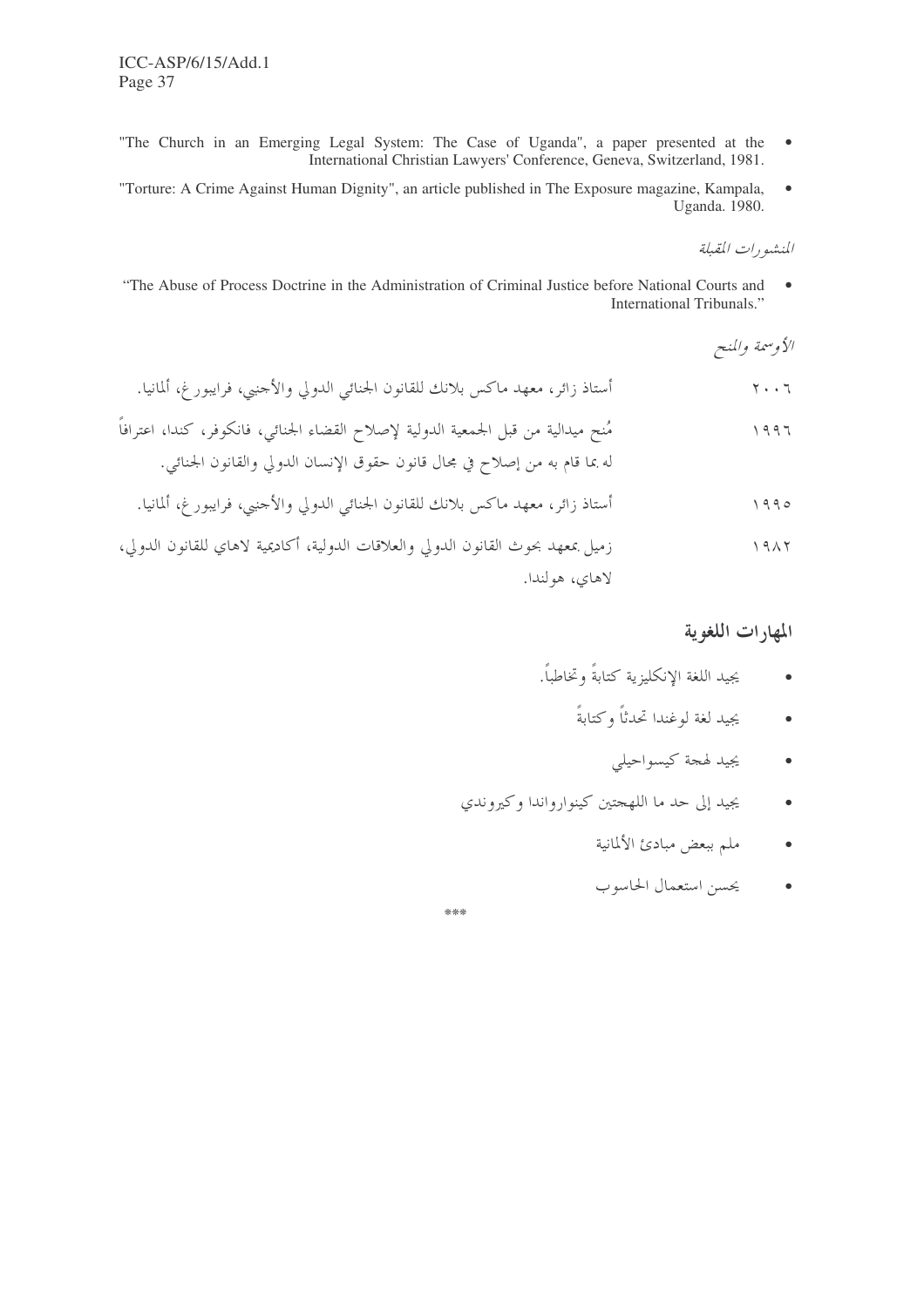- "The Church in an Emerging Legal System: The Case of Uganda", a paper presented at the International Christian Lawyers' Conference, Geneva, Switzerland, 1981.
- "Torture: A Crime Against Human Dignity", an article published in The Exposure magazine, Kampala, Uganda. 1980.

*المنشورات المقبلة*

- "The Abuse of Process Doctrine in the Administration of Criminal Justice before National Courts and International Tribunals."

*الأوسمة والمنح*

| | |
|---|---|
| ٢٠٠٦ | أستاذ زائر، معهد ماكس بلانك للقانون الجنائي الدولي والأجنبي، فرايبورغ، ألمانيا. |
| ١٩٩٦ | مُنح ميدالية من قبل الجمعية الدولية لإصلاح القضاء الجنائي، فانكوفر، كندا، اعترافاً له بما قام به من إصلاح في مجال قانون حقوق الإنسان الدولي والقانون الجنائي. |
| ١٩٩٥ | أستاذ زائر، معهد ماكس بلانك للقانون الجنائي الدولي والأجنبي، فرايبورغ، ألمانيا. |
| ١٩٨٢ | زميل بمعهد بحوث القانون الدولي والعلاقات الدولية، أكاديمية لاهاي للقانون الدولي، لاهاي، هولندا. |

## المهارات اللغوية

- يجيد اللغة الإنكليزية كتابةً وتخاطباً.
- يجيد لغة لوغندا تحدثاً وكتابةً
- يجيد لهجة كيسواحيلي
- يجيد إلى حد ما اللهجتين كينواروواندا وكيروندي
- ملم ببعض مبادئ الألمانية
- يحسن استعمال الحاسوب

\*\*\*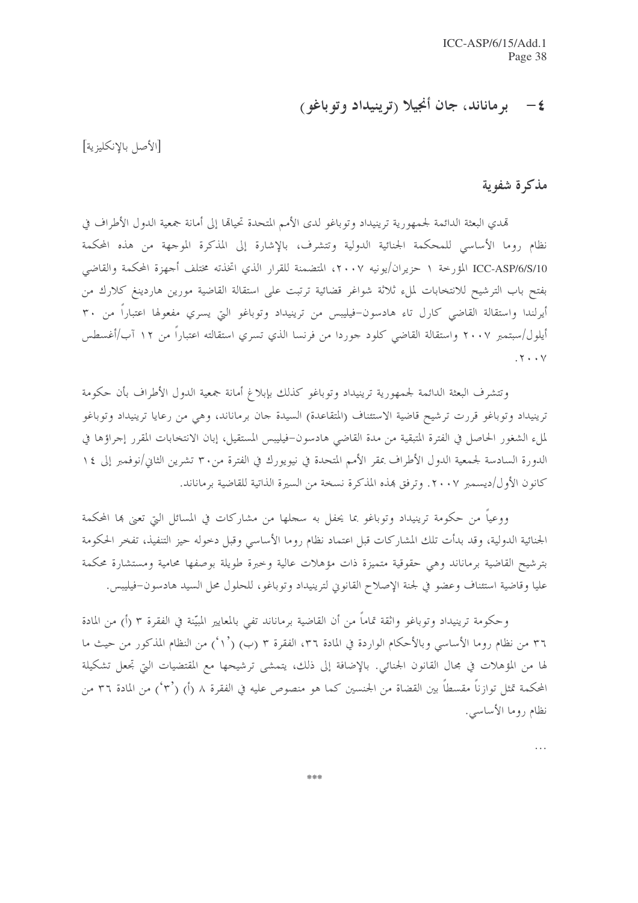## ٤ – برماناند، جان أنجيلا (ترينيداد وتوباغو)

[الأصل بالإنكليزية]

### مذكرة شفوية

تهدي البعثة الدائمة لجمهورية ترينيداد وتوباغو لدى الأمم المتحدة تحياتها إلى أمانة جمعية الدول الأطراف في نظام روما الأساسي للمحكمة الجنائية الدولية وتتشرف، بالإشارة إلى المذكرة الموجهة من هذه المحكمة ICC-ASP/6/S/10 المؤرخة ١ حزيران/يونيه ٢٠٠٧، المتضمنة للقرار الذي اتخذته مختلف أجهزة المحكمة والقاضي بفتح باب الترشيح للانتخابات لملء ثلاثة شواغر قضائية ترتبت على استقالة القاضية مورين هاردينغ كلارك من أيرلندا واستقالة القاضي كارل تاء هادسون–فيليبس من ترينيداد وتوباغو التي يسري مفعولها اعتباراً من ٣٠ أيلول/سبتمبر ٢٠٠٧ واستقالة القاضي كلود جوردا من فرنسا الذي تسري استقالته اعتباراً من ١٢ آب/أغسطس ٢٠٠٧.

وتتشرف البعثة الدائمة لجمهورية ترينيداد وتوباغو كذلك بإبلاغ أمانة جمعية الدول الأطراف بأن حكومة ترينيداد وتوباغو قررت ترشيح قاضية الاستئناف (المتقاعدة) السيدة جان برماناند، وهي من رعايا ترينيداد وتوباغو لملء الشغور الحاصل في الفترة المتبقية من مدة القاضي هادسون–فيليبس المستقيل، إبان الانتخابات المقرر إجراؤها في الدورة السادسة لجمعية الدول الأطراف بمقر الأمم المتحدة في نيويورك في الفترة من٣٠ تشرين الثاني/نوفمبر إلى ١٤ كانون الأول/ديسمبر ٢٠٠٧. وترفق بهذه المذكرة نسخة من السيرة الذاتية للقاضية برماناند.

ووعياً من حكومة ترينيداد وتوباغو بما يحفل به سجلها من مشاركات في المسائل التي تعنى بها المحكمة الجنائية الدولية، وقد بدأت تلك المشاركات قبل اعتماد نظام روما الأساسي وقبل دخوله حيز التنفيذ، تفخر الحكومة بترشيح القاضية برماناند وهي حقوقية متميزة ذات مؤهلات عالية وخبرة طويلة بوصفها محامية ومستشارة محكمة عليا وقاضية استئناف وعضو في لجنة الإصلاح القانوني لترينيداد وتوباغو، للحلول محل السيد هادسون–فيليبس.

وحكومة ترينيداد وتوباغو واثقة تماماً من أن القاضية برماناند تفي بالمعايير المبيّنة في الفقرة ٣ (أ) من المادة ٣٦ من نظام روما الأساسي وبالأحكام الواردة في المادة ٣٦، الفقرة ٣ (ب) ('١') من النظام المذكور من حيث ما لها من المؤهلات في مجال القانون الجنائي. بالإضافة إلى ذلك، يتمشى ترشيحها مع المقتضيات التي تجعل تشكيلة المحكمة تمثل توازناً مقسطاً بين القضاة من الجنسين كما هو منصوص عليه في الفقرة ٨ (أ) ('٣') من المادة ٣٦ من نظام روما الأساسي.

...

\*\*\*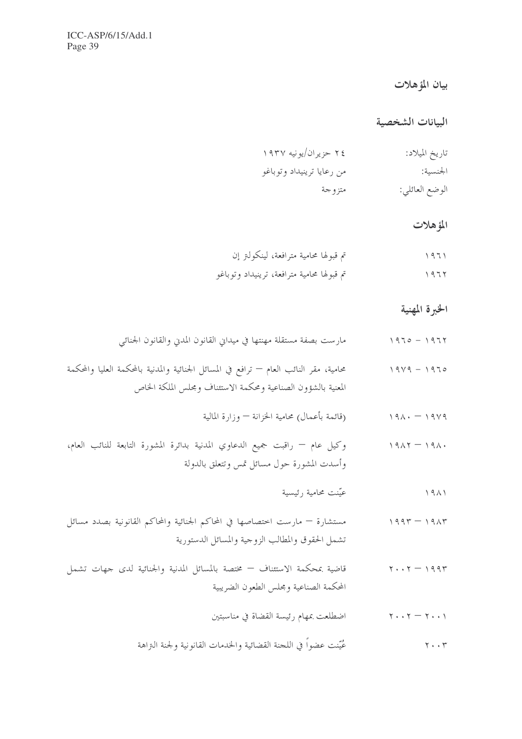## بيان المؤهلات

### البيانات الشخصية

| | |
|---|---|
| تاريخ الميلاد: | ٢٤ حزيران/يونيه ١٩٣٧ |
| الجنسية: | من رعايا ترينيداد وتوباغو |
| الوضع العائلي: | متزوجة |

### المؤهلات

| | |
|---|---|
| ١٩٦١ | تم قبولها محامية مترافعة، لينكولنز إن |
| ١٩٦٢ | تم قبولها محامية مترافعة، ترينيداد وتوباغو |

### الخبرة المهنية

| | |
|---|---|
| ١٩٦٢ - ١٩٦٥ | مارست بصفة مستقلة مهنتها في ميداني القانون المدني والقانون الجنائي |
| ١٩٦٥ - ١٩٧٩ | محامية، مقر النائب العام – ترافع في المسائل الجنائية والمدنية بالمحكمة العليا والمحكمة المعنية بالشؤون الصناعية ومحكمة الاستئناف ومجلس الملكة الخاص |
| ١٩٧٩ – ١٩٨٠ | (قائمة بأعمال) محامية الخزانة – وزارة المالية |
| ١٩٨٠ – ١٩٨٢ | وكيل عام – راقبت جميع الدعاوي المدنية بدائرة المشورة التابعة للنائب العام، وأسدت المشورة حول مسائل تمس وتتعلق بالدولة |
| ١٩٨١ | عيّنت محامية رئيسية |
| ١٩٨٣ – ١٩٩٣ | مستشارة – مارست اختصاصها في المحاكم الجنائية والمحاكم القانونية بصدد مسائل تشمل الحقوق والمطالب الزوجية والمسائل الدستورية |
| ١٩٩٣ – ٢٠٠٢ | قاضية بمحكمة الاستئناف – مختصة بالمسائل المدنية والجنائية لدى جهات تشمل المحكمة الصناعية ومجلس الطعون الضريبية |
| ٢٠٠١ – ٢٠٠٢ | اضطلعت بمهام رئيسة القضاة في مناسبتين |
| ٢٠٠٣ | عُيّنت عضواً في اللجنة القضائية والخدمات القانونية ولجنة النزاهة |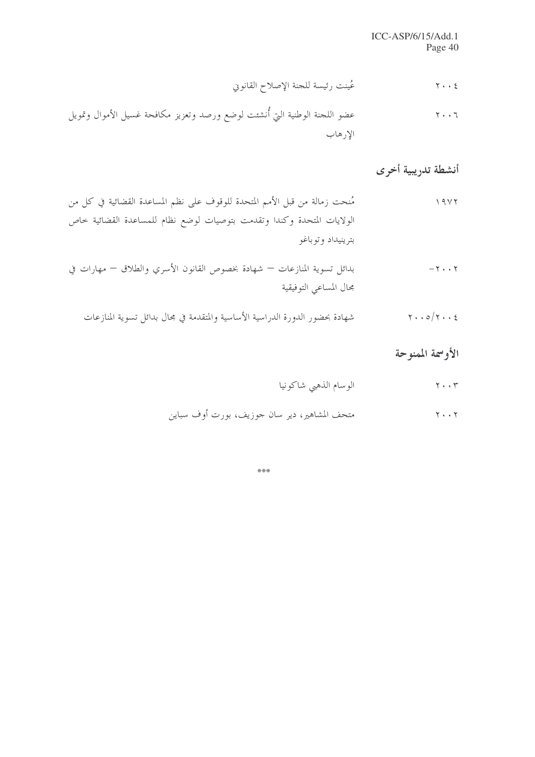٢٠٠٤ عُينت رئيسة للجنة الإصلاح القانوني

٢٠٠٦ عضو اللجنة الوطنية التي أُنشئت لوضع ورصد وتعزيز مكافحة غسيل الأموال وتمويل الإرهاب

## أنشطة تدريبية أخرى

١٩٧٢ مُنحت زمالة من قبل الأمم المتحدة للوقوف على نظم المساعدة القضائية في كل من الولايات المتحدة وكندا وتقدمت بتوصيات لوضع نظام للمساعدة القضائية خاص بترينيداد وتوباغو

٢٠٠٢– بدائل تسوية المنازعات – شهادة بخصوص القانون الأسري والطلاق – مهارات في مجال المساعي التوفيقية

٢٠٠٤/٢٠٠٥ شهادة بحضور الدورة الدراسية الأساسية والمتقدمة في مجال بدائل تسوية المنازعات

## الأوسمة الممنوحة

٢٠٠٣ الوسام الذهبي شاكونيا

٢٠٠٢ متحف المشاهير، دير سان جوزيف، بورت أوف سباين

***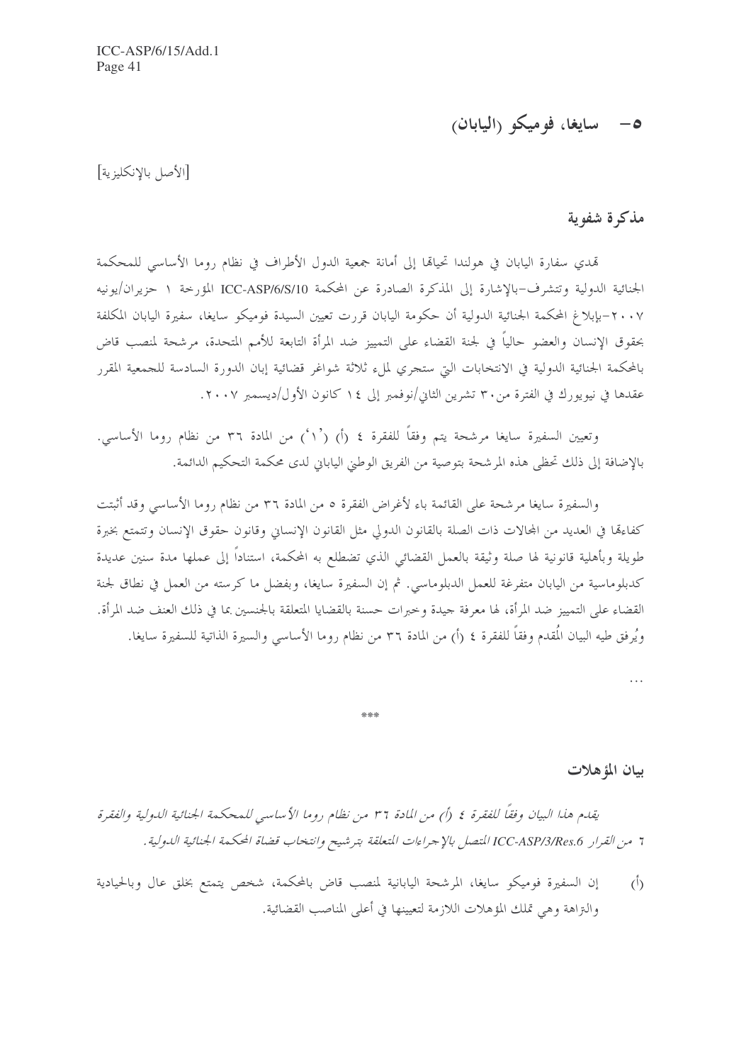## ٥- سايغا، فوميكو (اليابان)

[الأصل بالإنكليزية]

### مذكرة شفوية

تهدي سفارة اليابان في هولندا تحياتها إلى أمانة جمعية الدول الأطراف في نظام روما الأساسي للمحكمة الجنائية الدولية وتتشرف-بالإشارة إلى المذكرة الصادرة عن المحكمة ICC-ASP/6/S/10 المؤرخة ١ حزيران/يونيه ٢٠٠٧-بإبلاغ المحكمة الجنائية الدولية أن حكومة اليابان قررت تعيين السيدة فوميكو سايغا، سفيرة اليابان المكلفة بحقوق الإنسان والعضو حالياً في لجنة القضاء على التمييز ضد المرأة التابعة للأمم المتحدة، مرشحة لمنصب قاض بالمحكمة الجنائية الدولية في الانتخابات التي ستجري لملء ثلاثة شواغر قضائية إبان الدورة السادسة للجمعية المقرر عقدها في نيويورك في الفترة من٣٠ تشرين الثاني/نوفمبر إلى ١٤ كانون الأول/ديسمبر ٢٠٠٧.

وتعيين السفيرة سايغا مرشحة يتم وفقاً للفقرة ٤ (أ) ('١') من المادة ٣٦ من نظام روما الأساسي. بالإضافة إلى ذلك تحظى هذه المرشحة بتوصية من الفريق الوطني الياباني لدى محكمة التحكيم الدائمة.

والسفيرة سايغا مرشحة على القائمة باء لأغراض الفقرة ٥ من المادة ٣٦ من نظام روما الأساسي وقد أثبتت كفاءتها في العديد من المجالات ذات الصلة بالقانون الدولي مثل القانون الإنساني وقانون حقوق الإنسان وتتمتع بخبرة طويلة وبأهلية قانونية لها صلة وثيقة بالعمل القضائي الذي تضطلع به المحكمة، استناداً إلى عملها مدة سنين عديدة كدبلوماسية من اليابان متفرغة للعمل الدبلوماسي. ثم إن السفيرة سايغا، وبفضل ما كرسته من العمل في نطاق لجنة القضاء على التمييز ضد المرأة، لها معرفة جيدة وخبرات حسنة بالقضايا المتعلقة بالجنسين بما في ذلك العنف ضد المرأة. ويُرفق طيه البيان المُقدم وفقاً للفقرة ٤ (أ) من المادة ٣٦ من نظام روما الأساسي والسيرة الذاتية للسفيرة سايغا.

...

***

### بيان المؤهلات

*يقدم هذا البيان وفقاً للفقرة ٤ (أ) من المادة ٣٦ من نظام روما الأساسي للمحكمة الجنائية الدولية والفقرة ٦ من القرار ICC-ASP/3/Res.6 المتصل بالإجراءات المتعلقة بترشيح وانتخاب قضاة المحكمة الجنائية الدولية.*

(أ) إن السفيرة فوميكو سايغا، المرشحة اليابانية لمنصب قاض بالمحكمة، شخص يتمتع بخلق عال وبالحيادية والنزاهة وهي تملك المؤهلات اللازمة لتعيينها في أعلى المناصب القضائية.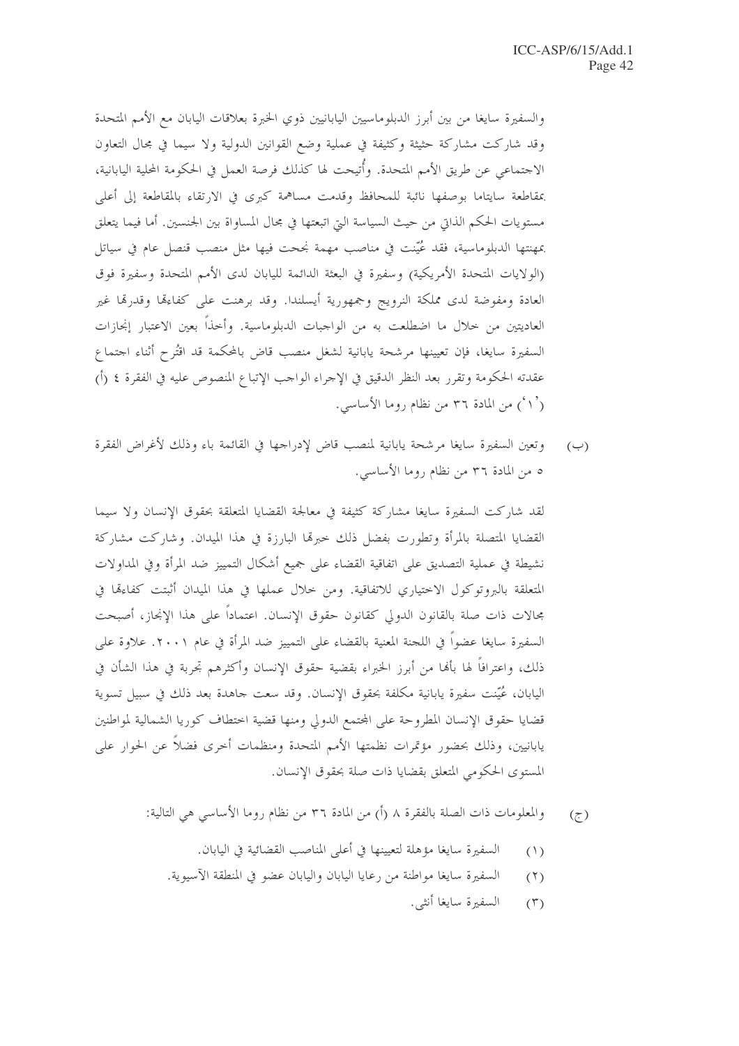والسفيرة سايغا من بين أبرز الدبلوماسيين اليابانيين ذوي الخبرة بعلاقات اليابان مع الأمم المتحدة وقد شاركت مشاركة حثيثة وكثيفة في عملية وضع القوانين الدولية ولا سيما في مجال التعاون الاجتماعي عن طريق الأمم المتحدة. وأُتيحت لها كذلك فرصة العمل في الحكومة المحلية اليابانية، بمقاطعة سايتاما بوصفها نائبة للمحافظ وقدمت مساهمة كبرى في الارتقاء بالمقاطعة إلى أعلى مستويات الحكم الذاتي من حيث السياسة التي اتبعتها في مجال المساواة بين الجنسين. أما فيما يتعلق بمهنتها الدبلوماسية، فقد عُيّنت في مناصب مهمة نجحت فيها مثل منصب قنصل عام في سياتل (الولايات المتحدة الأمريكية) وسفيرة في البعثة الدائمة لليابان لدى الأمم المتحدة وسفيرة فوق العادة ومفوضة لدى مملكة النرويج وجمهورية أيسلندا. وقد برهنت على كفاءتها وقدرتها غير العاديتين من خلال ما اضطلعت به من الواجبات الدبلوماسية. وأخذاً بعين الاعتبار إنجازات السفيرة سايغا، فإن تعيينها مرشحة يابانية لشغل منصب قاض بالمحكمة قد اقتُرح أثناء اجتماع عقدته الحكومة وتقرر بعد النظر الدقيق في الإجراء الواجب الإتباع المنصوص عليه في الفقرة ٤ (أ) ('١') من المادة ٣٦ من نظام روما الأساسي.

(ب) وتعين السفيرة سايغا مرشحة يابانية لمنصب قاض لإدراجها في القائمة باء وذلك لأغراض الفقرة ٥ من المادة ٣٦ من نظام روما الأساسي.

لقد شاركت السفيرة سايغا مشاركة كثيفة في معالجة القضايا المتعلقة بحقوق الإنسان ولا سيما القضايا المتصلة بالمرأة وتطورت بفضل ذلك خبرتها البارزة في هذا الميدان. وشاركت مشاركة نشيطة في عملية التصديق على اتفاقية القضاء على جميع أشكال التمييز ضد المرأة وفي المداولات المتعلقة بالبروتوكول الاختياري للاتفاقية. ومن خلال عملها في هذا الميدان أثبتت كفاءتها في مجالات ذات صلة بالقانون الدولي كقانون حقوق الإنسان. اعتماداً على هذا الإنجاز، أصبحت السفيرة سايغا عضواً في اللجنة المعنية بالقضاء على التمييز ضد المرأة في عام ٢٠٠١. علاوة على ذلك، واعترافاً لها بأنها من أبرز الخبراء بقضية حقوق الإنسان وأكثرهم تجربة في هذا الشأن في اليابان، عُيّنت سفيرة يابانية مكلفة بحقوق الإنسان. وقد سعت جاهدة بعد ذلك في سبيل تسوية قضايا حقوق الإنسان المطروحة على المجتمع الدولي ومنها قضية اختطاف كوريا الشمالية لمواطنين يابانيين، وذلك بحضور مؤتمرات نظمتها الأمم المتحدة ومنظمات أخرى فضلاً عن الحوار على المستوى الحكومي المتعلق بقضايا ذات صلة بحقوق الإنسان.

(ج) والمعلومات ذات الصلة بالفقرة ٨ (أ) من المادة ٣٦ من نظام روما الأساسي هي التالية:

(١) السفيرة سايغا مؤهلة لتعيينها في أعلى المناصب القضائية في اليابان.

(٢) السفيرة سايغا مواطنة من رعايا اليابان واليابان عضو في المنطقة الآسيوية.

(٣) السفيرة سايغا أنثى.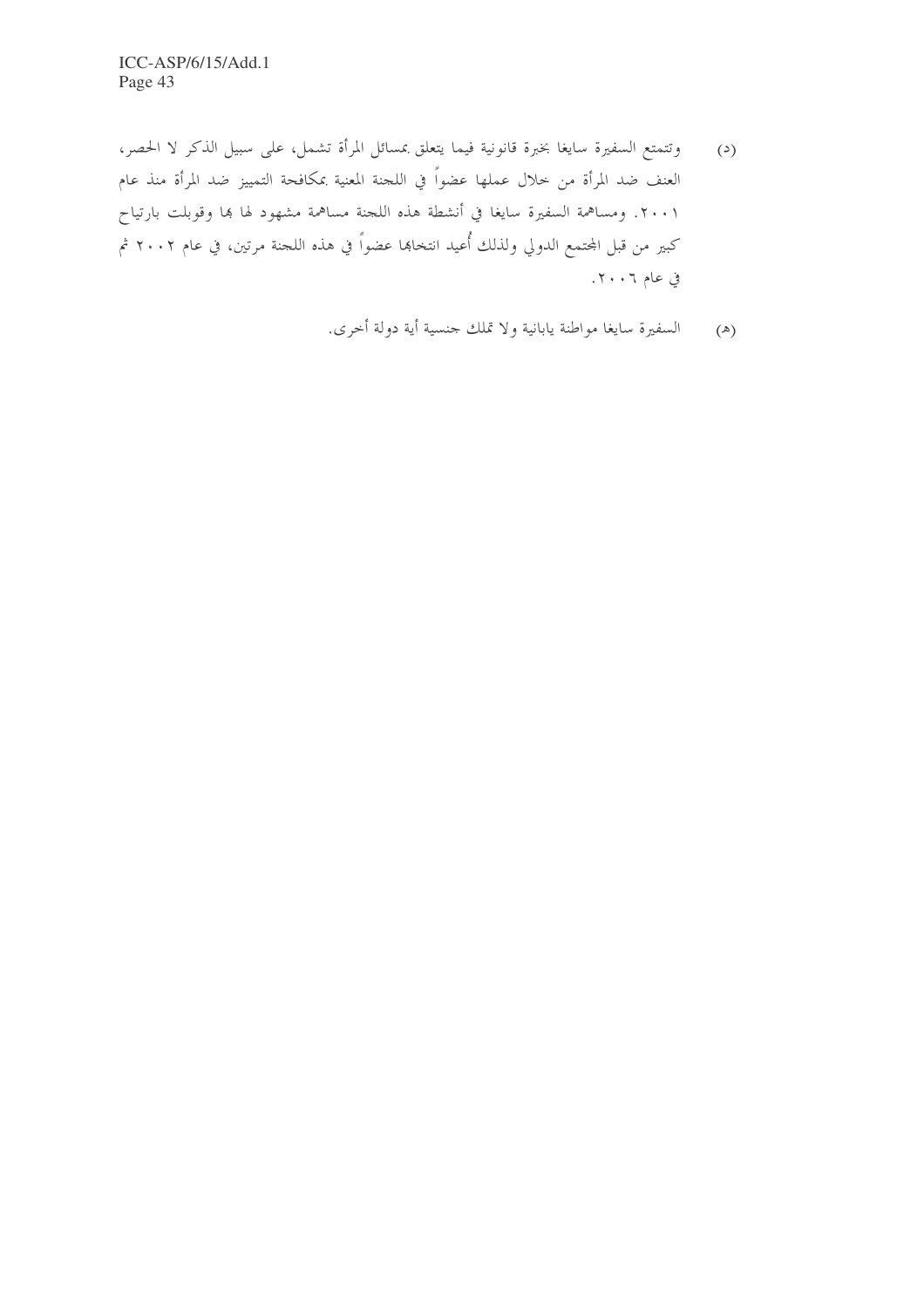(د) وتتمتع السفيرة سايغا بخبرة قانونية فيما يتعلق بمسائل المرأة تشمل، على سبيل الذكر لا الحصر، العنف ضد المرأة من خلال عملها عضواً في اللجنة المعنية بمكافحة التمييز ضد المرأة منذ عام ٢٠٠١. ومساهمة السفيرة سايغا في أنشطة هذه اللجنة مساهمة مشهود لها بها وقوبلت بارتياح كبير من قبل المجتمع الدولي ولذلك أُعيد انتخابها عضواً في هذه اللجنة مرتين، في عام ٢٠٠٢ ثم في عام ٢٠٠٦.

(هـ) السفيرة سايغا مواطنة يابانية ولا تملك جنسية أية دولة أخرى.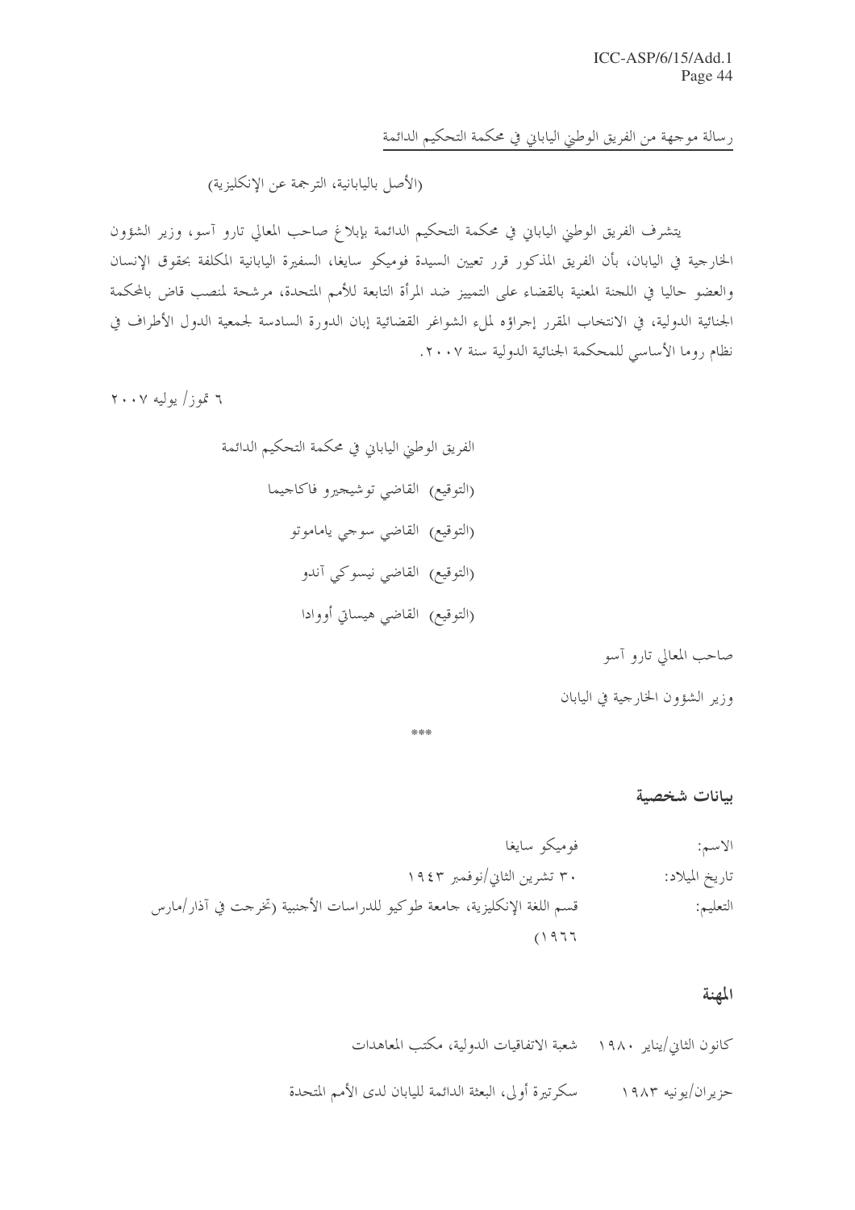رسالة موجهة من الفريق الوطني الياباني في محكمة التحكيم الدائمة

(الأصل باليابانية، الترجمة عن الإنكليزية)

يتشرف الفريق الوطني الياباني في محكمة التحكيم الدائمة بإبلاغ صاحب المعالي تارو آسو، وزير الشؤون الخارجية في اليابان، بأن الفريق المذكور قرر تعيين السيدة فوميكو سايغا، السفيرة اليابانية المكلفة بحقوق الإنسان والعضو حاليا في اللجنة المعنية بالقضاء على التمييز ضد المرأة التابعة للأمم المتحدة، مرشحة لمنصب قاض بالمحكمة الجنائية الدولية، في الانتخاب المقرر إجراؤه لملء الشواغر القضائية إبان الدورة السادسة لجمعية الدول الأطراف في نظام روما الأساسي للمحكمة الجنائية الدولية سنة ٢٠٠٧.

٦ تموز/ يوليه ٢٠٠٧

الفريق الوطني الياباني في محكمة التحكيم الدائمة

(التوقيع) القاضي توشيجيرو فاكاجيما

(التوقيع) القاضي سوجي ياماموتو

(التوقيع) القاضي نيسوكي آندو

(التوقيع) القاضي هيساتي أووادا

صاحب المعالي تارو آسو

وزير الشؤون الخارجية في اليابان

\*\*\*

## بيانات شخصية

| | |
|---|---|
| الاسم: | فوميكو سايغا |
| تاريخ الميلاد: | ٣٠ تشرين الثاني/نوفمبر ١٩٤٣ |
| التعليم: | قسم اللغة الإنكليزية، جامعة طوكيو للدراسات الأجنبية (تخرجت في آذار/مارس ١٩٦٦) |

## المهنة

| | |
|---|---|
| كانون الثاني/يناير ١٩٨٠ | شعبة الاتفاقيات الدولية، مكتب المعاهدات |
| حزيران/يونيه ١٩٨٣ | سكرتيرة أولى، البعثة الدائمة لليابان لدى الأمم المتحدة |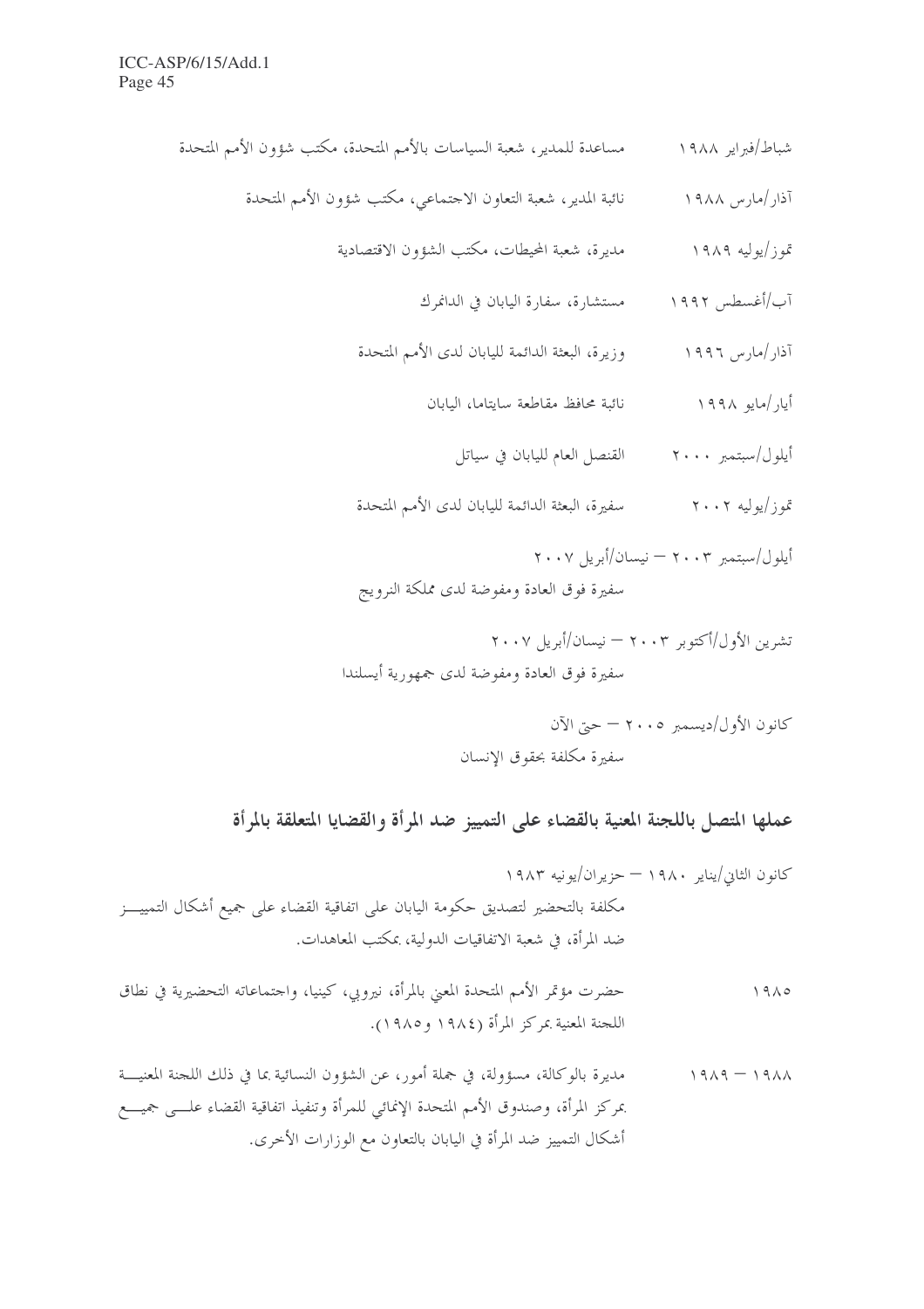شباط/فبراير ١٩٨٨ مساعدة للمدير، شعبة السياسات بالأمم المتحدة، مكتب شؤون الأمم المتحدة

آذار/مارس ١٩٨٨ نائبة المدير، شعبة التعاون الاجتماعي، مكتب شؤون الأمم المتحدة

تموز/يوليه ١٩٨٩ مديرة، شعبة المحيطات، مكتب الشؤون الاقتصادية

آب/أغسطس ١٩٩٢ مستشارة، سفارة اليابان في الدانمرك

آذار/مارس ١٩٩٦ وزيرة، البعثة الدائمة لليابان لدى الأمم المتحدة

أيار/مايو ١٩٩٨ نائبة محافظ مقاطعة سايتاما، اليابان

أيلول/سبتمبر ٢٠٠٠ القنصل العام لليابان في سياتل

تموز/يوليه ٢٠٠٢ سفيرة، البعثة الدائمة لليابان لدى الأمم المتحدة

أيلول/سبتمبر ٢٠٠٣ – نيسان/أبريل ٢٠٠٧
سفيرة فوق العادة ومفوضة لدى مملكة النرويج

تشرين الأول/أكتوبر ٢٠٠٣ – نيسان/أبريل ٢٠٠٧
سفيرة فوق العادة ومفوضة لدى جمهورية أيسلندا

كانون الأول/ديسمبر ٢٠٠٥ – حتى الآن
سفيرة مكلفة بحقوق الإنسان

## عملها المتصل باللجنة المعنية بالقضاء على التمييز ضد المرأة والقضايا المتعلقة بالمرأة

كانون الثاني/يناير ١٩٨٠ – حزيران/يونيه ١٩٨٣
مكلفة بالتحضير لتصديق حكومة اليابان على اتفاقية القضاء على جميع أشكال التمييز ضد المرأة، في شعبة الاتفاقيات الدولية، بمكتب المعاهدات.

١٩٨٥ حضرت مؤتمر الأمم المتحدة المعني بالمرأة، نيروبي، كينيا، واجتماعاته التحضيرية في نطاق اللجنة المعنية بمركز المرأة (١٩٨٤ و١٩٨٥).

١٩٨٨ – ١٩٨٩ مديرة بالوكالة، مسؤولة، في جملة أمور، عن الشؤون النسائية بما في ذلك اللجنة المعنية بمركز المرأة، وصندوق الأمم المتحدة الإنمائي للمرأة وتنفيذ اتفاقية القضاء على جميع أشكال التمييز ضد المرأة في اليابان بالتعاون مع الوزارات الأخرى.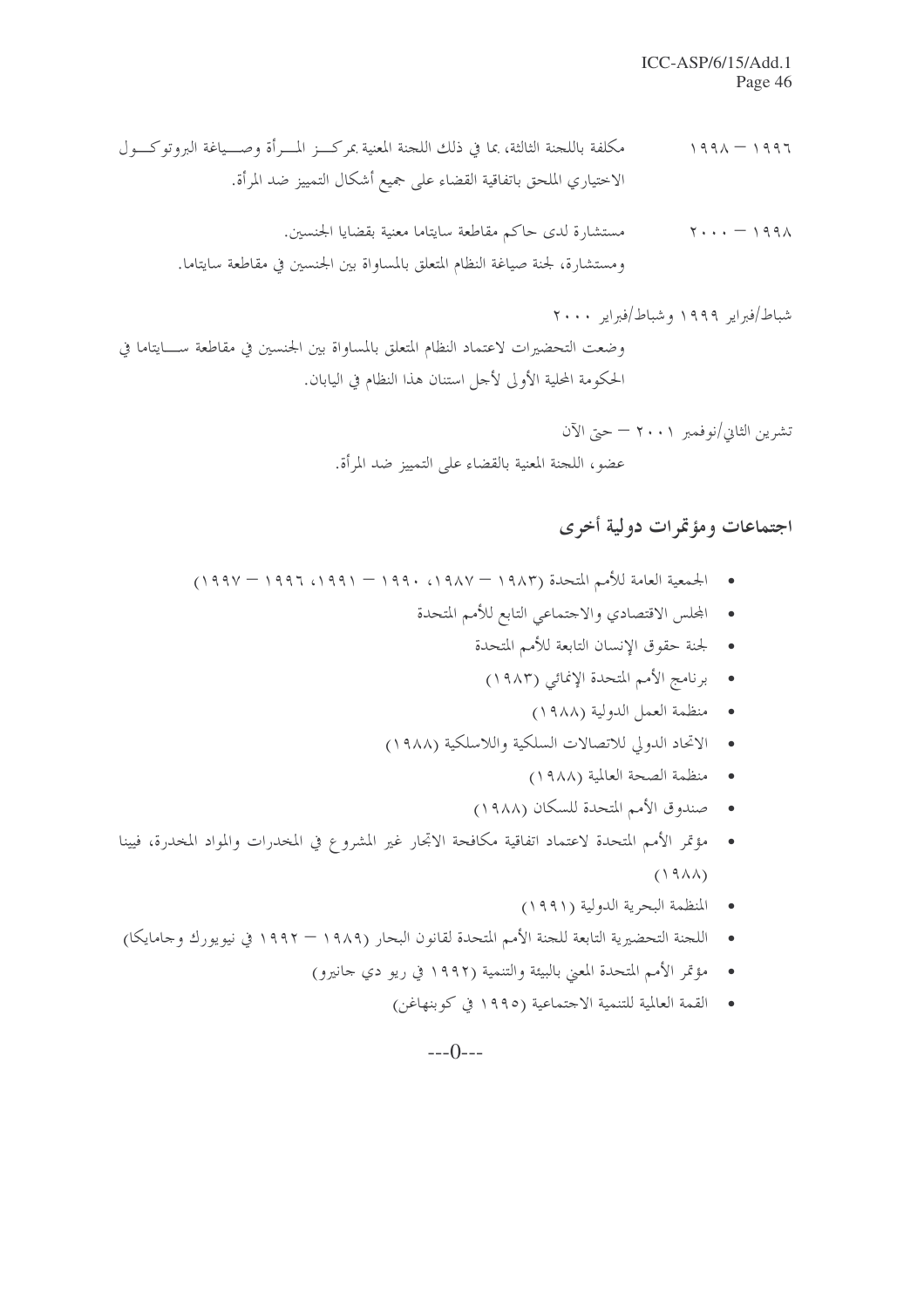١٩٩٦ – ١٩٩٨ مكلفة باللجنة الثالثة، بما في ذلك اللجنة المعنية بمركز المرأة وصياغة البروتوكول الاختياري الملحق باتفاقية القضاء على جميع أشكال التمييز ضد المرأة.

١٩٩٨ – ٢٠٠٠ مستشارة لدى حاكم مقاطعة سايتاما معنية بقضايا الجنسين.
ومستشارة، لجنة صياغة النظام المتعلق بالمساواة بين الجنسين في مقاطعة سايتاما.

شباط/فبراير ١٩٩٩ وشباط/فبراير ٢٠٠٠
وضعت التحضيرات لاعتماد النظام المتعلق بالمساواة بين الجنسين في مقاطعة سايتاما في الحكومة المحلية الأولى لأجل استنان هذا النظام في اليابان.

تشرين الثاني/نوفمبر ٢٠٠١ – حتى الآن
عضو، اللجنة المعنية بالقضاء على التمييز ضد المرأة.

## اجتماعات ومؤتمرات دولية أخرى

- الجمعية العامة للأمم المتحدة (١٩٨٣ – ١٩٨٧، ١٩٩٠ – ١٩٩١، ١٩٩٦ – ١٩٩٧)
- المجلس الاقتصادي والاجتماعي التابع للأمم المتحدة
- لجنة حقوق الإنسان التابعة للأمم المتحدة
- برنامج الأمم المتحدة الإنمائي (١٩٨٣)
- منظمة العمل الدولية (١٩٨٨)
- الاتحاد الدولي للاتصالات السلكية واللاسلكية (١٩٨٨)
- منظمة الصحة العالمية (١٩٨٨)
- صندوق الأمم المتحدة للسكان (١٩٨٨)
- مؤتمر الأمم المتحدة لاعتماد اتفاقية مكافحة الاتجار غير المشروع في المخدرات والمواد المخدرة، فيينا (١٩٨٨)
- المنظمة البحرية الدولية (١٩٩١)
- اللجنة التحضيرية التابعة للجنة الأمم المتحدة لقانون البحار (١٩٨٩ – ١٩٩٢ في نيويورك وجامايكا)
- مؤتمر الأمم المتحدة المعني بالبيئة والتنمية (١٩٩٢ في ريو دي جانيرو)
- القمة العالمية للتنمية الاجتماعية (١٩٩٥ في كوبنهاغن)

---0---